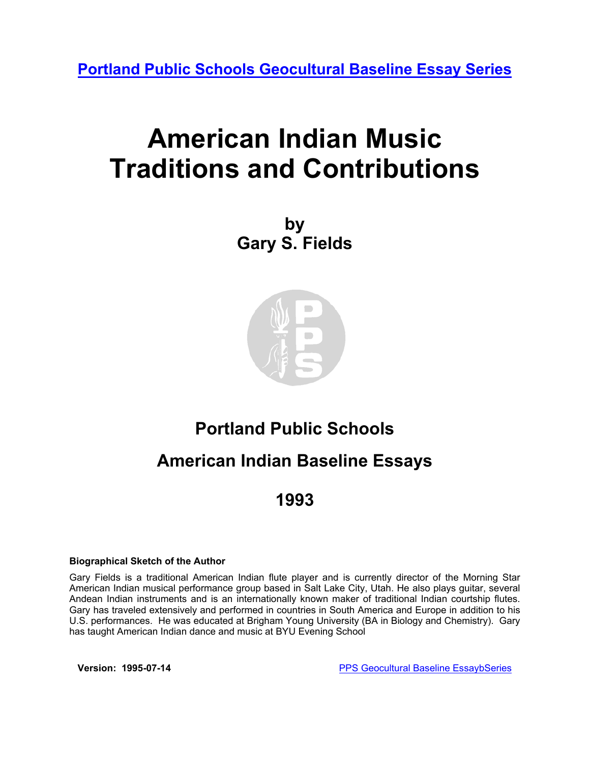[Portland Public Schools Geocultural Baseline Essay Series](#)

# American Indian Music Traditions and Contributions

**by**
**Gary S. Fields**

## Portland Public Schools

## American Indian Baseline Essays

## 1993

**Biographical Sketch of the Author**

Gary Fields is a traditional American Indian flute player and is currently director of the Morning Star American Indian musical performance group based in Salt Lake City, Utah. He also plays guitar, several Andean Indian instruments and is an internationally known maker of traditional Indian courtship flutes. Gary has traveled extensively and performed in countries in South America and Europe in addition to his U.S. performances. He was educated at Brigham Young University (BA in Biology and Chemistry). Gary has taught American Indian dance and music at BYU Evening School

**Version: 1995-07-14**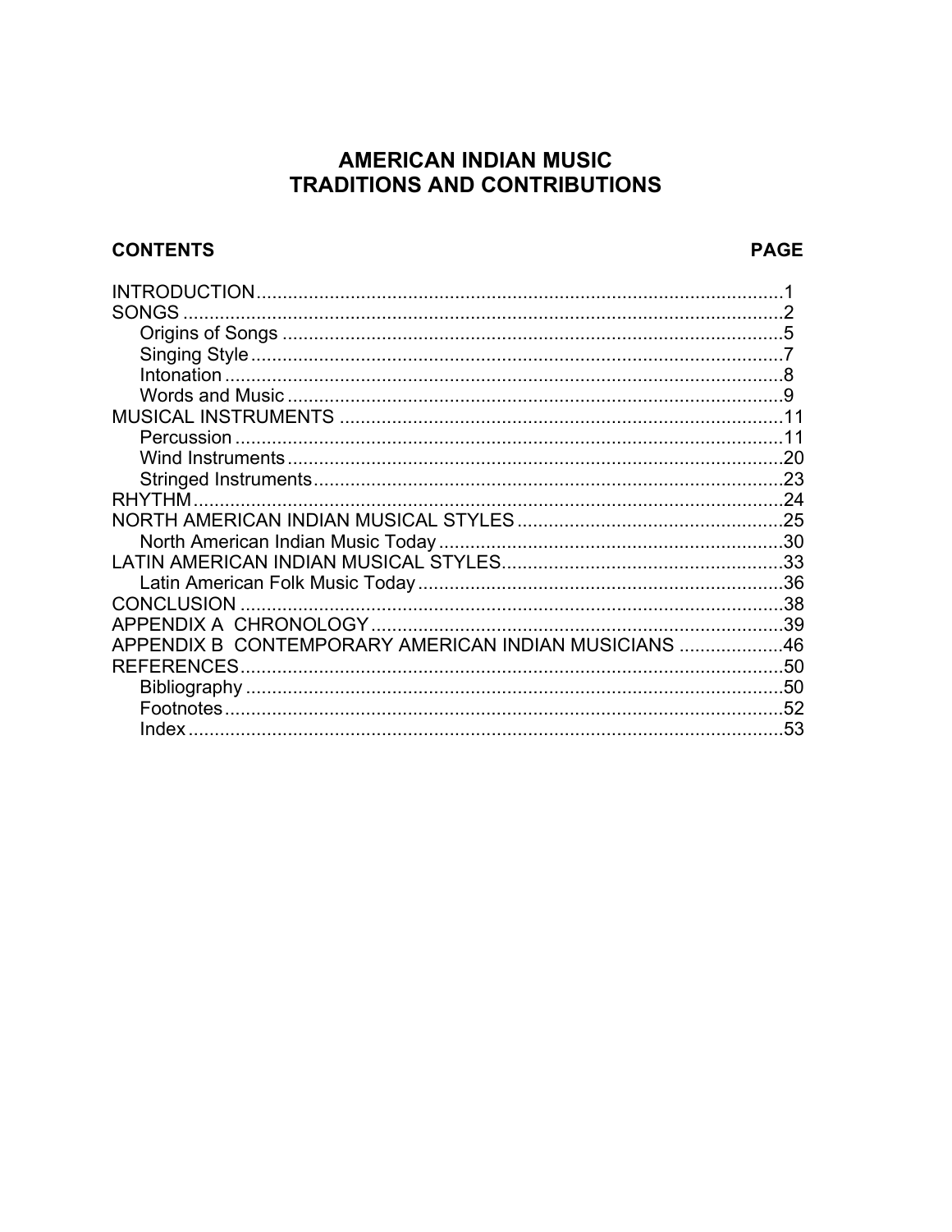# AMERICAN INDIAN MUSIC
# TRADITIONS AND CONTRIBUTIONS

| CONTENTS | PAGE |
|---|---|
| INTRODUCTION | 1 |
| SONGS | 2 |
| Origins of Songs | 5 |
| Singing Style | 7 |
| Intonation | 8 |
| Words and Music | 9 |
| MUSICAL INSTRUMENTS | 11 |
| Percussion | 11 |
| Wind Instruments | 20 |
| Stringed Instruments | 23 |
| RHYTHM | 24 |
| NORTH AMERICAN INDIAN MUSICAL STYLES | 25 |
| North American Indian Music Today | 30 |
| LATIN AMERICAN INDIAN MUSICAL STYLES | 33 |
| Latin American Folk Music Today | 36 |
| CONCLUSION | 38 |
| APPENDIX A CHRONOLOGY | 39 |
| APPENDIX B CONTEMPORARY AMERICAN INDIAN MUSICIANS | 46 |
| REFERENCES | 50 |
| Bibliography | 50 |
| Footnotes | 52 |
| Index | 53 |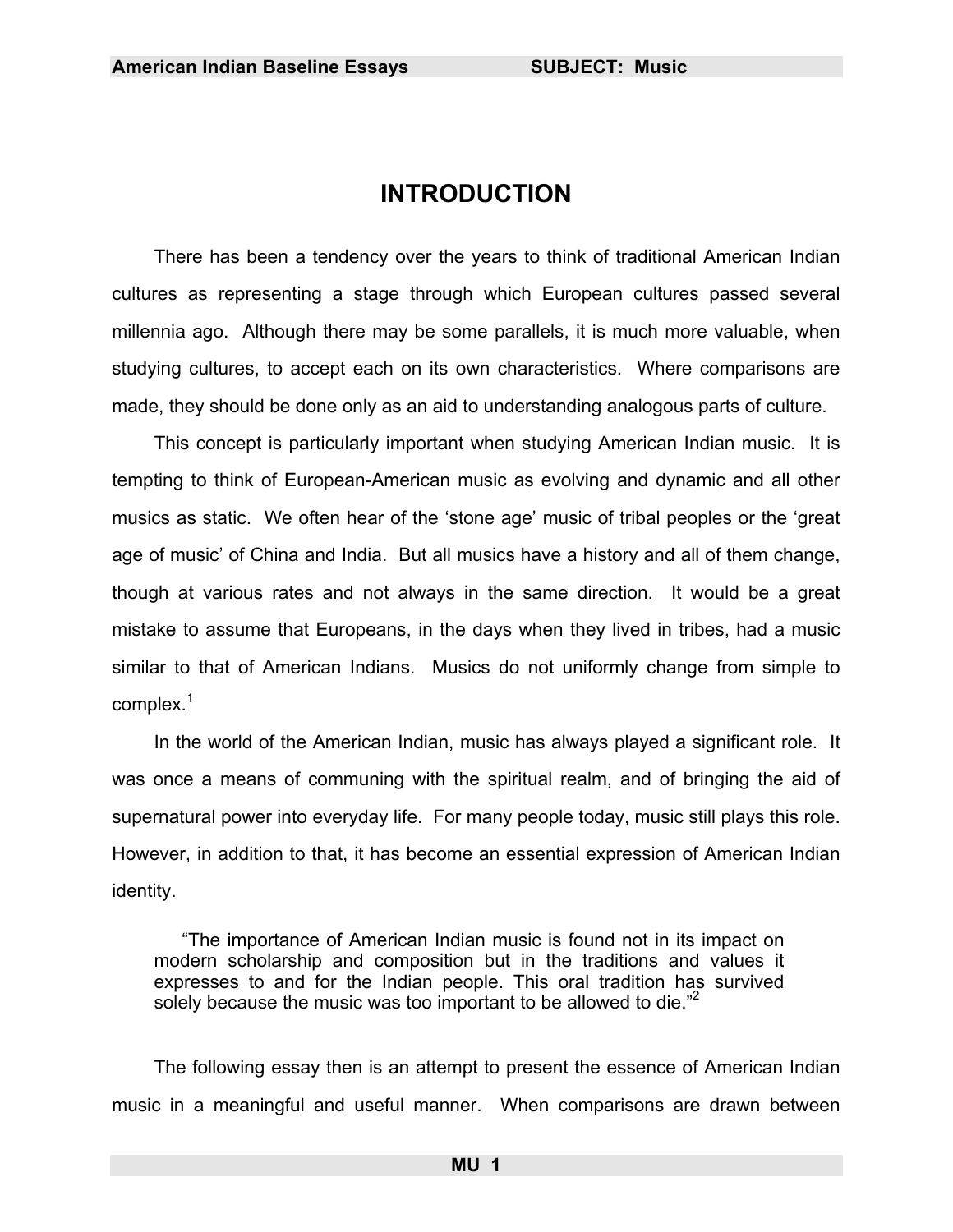# INTRODUCTION

There has been a tendency over the years to think of traditional American Indian cultures as representing a stage through which European cultures passed several millennia ago. Although there may be some parallels, it is much more valuable, when studying cultures, to accept each on its own characteristics. Where comparisons are made, they should be done only as an aid to understanding analogous parts of culture.

This concept is particularly important when studying American Indian music. It is tempting to think of European-American music as evolving and dynamic and all other musics as static. We often hear of the 'stone age' music of tribal peoples or the 'great age of music' of China and India. But all musics have a history and all of them change, though at various rates and not always in the same direction. It would be a great mistake to assume that Europeans, in the days when they lived in tribes, had a music similar to that of American Indians. Musics do not uniformly change from simple to complex.[1]

In the world of the American Indian, music has always played a significant role. It was once a means of communing with the spiritual realm, and of bringing the aid of supernatural power into everyday life. For many people today, music still plays this role. However, in addition to that, it has become an essential expression of American Indian identity.

> "The importance of American Indian music is found not in its impact on modern scholarship and composition but in the traditions and values it expresses to and for the Indian people. This oral tradition has survived solely because the music was too important to be allowed to die."[2]

The following essay then is an attempt to present the essence of American Indian music in a meaningful and useful manner. When comparisons are drawn between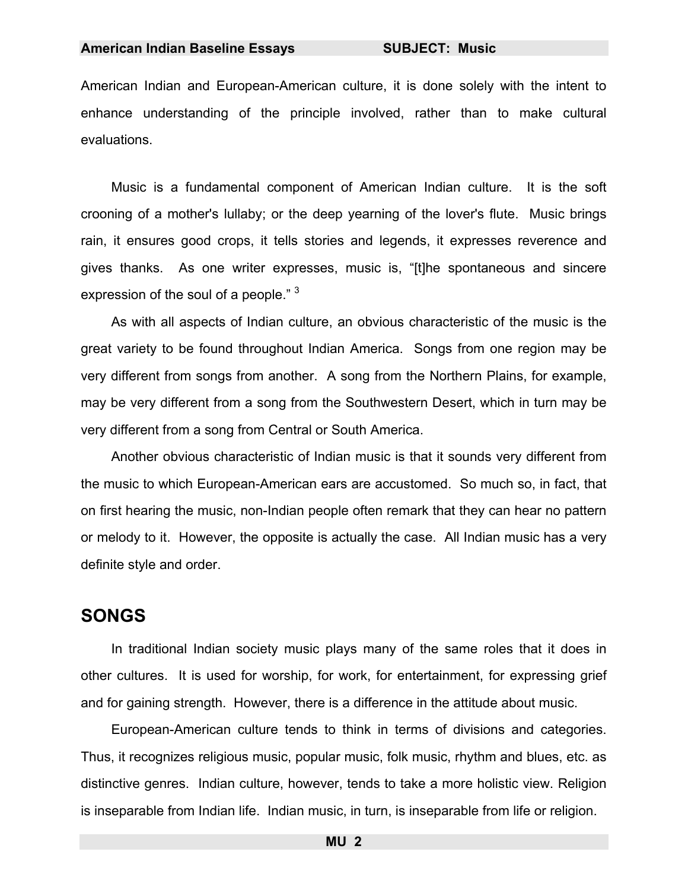American Indian and European-American culture, it is done solely with the intent to enhance understanding of the principle involved, rather than to make cultural evaluations.

Music is a fundamental component of American Indian culture. It is the soft crooning of a mother's lullaby; or the deep yearning of the lover's flute. Music brings rain, it ensures good crops, it tells stories and legends, it expresses reverence and gives thanks. As one writer expresses, music is, "[t]he spontaneous and sincere expression of the soul of a people." [3]

As with all aspects of Indian culture, an obvious characteristic of the music is the great variety to be found throughout Indian America. Songs from one region may be very different from songs from another. A song from the Northern Plains, for example, may be very different from a song from the Southwestern Desert, which in turn may be very different from a song from Central or South America.

Another obvious characteristic of Indian music is that it sounds very different from the music to which European-American ears are accustomed. So much so, in fact, that on first hearing the music, non-Indian people often remark that they can hear no pattern or melody to it. However, the opposite is actually the case. All Indian music has a very definite style and order.

## SONGS

In traditional Indian society music plays many of the same roles that it does in other cultures. It is used for worship, for work, for entertainment, for expressing grief and for gaining strength. However, there is a difference in the attitude about music.

European-American culture tends to think in terms of divisions and categories. Thus, it recognizes religious music, popular music, folk music, rhythm and blues, etc. as distinctive genres. Indian culture, however, tends to take a more holistic view. Religion is inseparable from Indian life. Indian music, in turn, is inseparable from life or religion.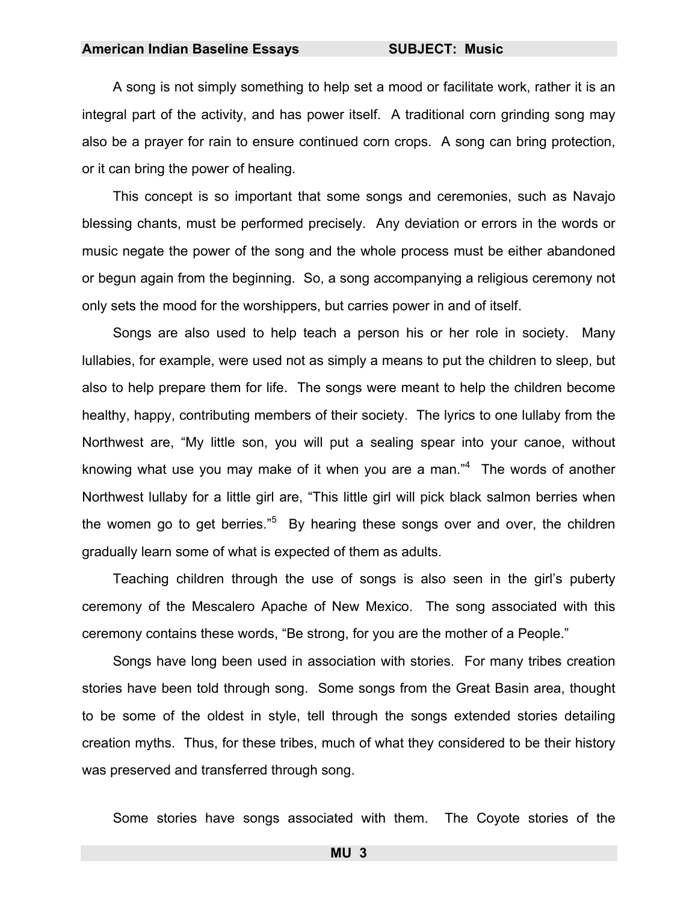A song is not simply something to help set a mood or facilitate work, rather it is an integral part of the activity, and has power itself. A traditional corn grinding song may also be a prayer for rain to ensure continued corn crops. A song can bring protection, or it can bring the power of healing.

This concept is so important that some songs and ceremonies, such as Navajo blessing chants, must be performed precisely. Any deviation or errors in the words or music negate the power of the song and the whole process must be either abandoned or begun again from the beginning. So, a song accompanying a religious ceremony not only sets the mood for the worshippers, but carries power in and of itself.

Songs are also used to help teach a person his or her role in society. Many lullabies, for example, were used not as simply a means to put the children to sleep, but also to help prepare them for life. The songs were meant to help the children become healthy, happy, contributing members of their society. The lyrics to one lullaby from the Northwest are, "My little son, you will put a sealing spear into your canoe, without knowing what use you may make of it when you are a man."[4] The words of another Northwest lullaby for a little girl are, "This little girl will pick black salmon berries when the women go to get berries."[5] By hearing these songs over and over, the children gradually learn some of what is expected of them as adults.

Teaching children through the use of songs is also seen in the girl's puberty ceremony of the Mescalero Apache of New Mexico. The song associated with this ceremony contains these words, "Be strong, for you are the mother of a People."

Songs have long been used in association with stories. For many tribes creation stories have been told through song. Some songs from the Great Basin area, thought to be some of the oldest in style, tell through the songs extended stories detailing creation myths. Thus, for these tribes, much of what they considered to be their history was preserved and transferred through song.

Some stories have songs associated with them. The Coyote stories of the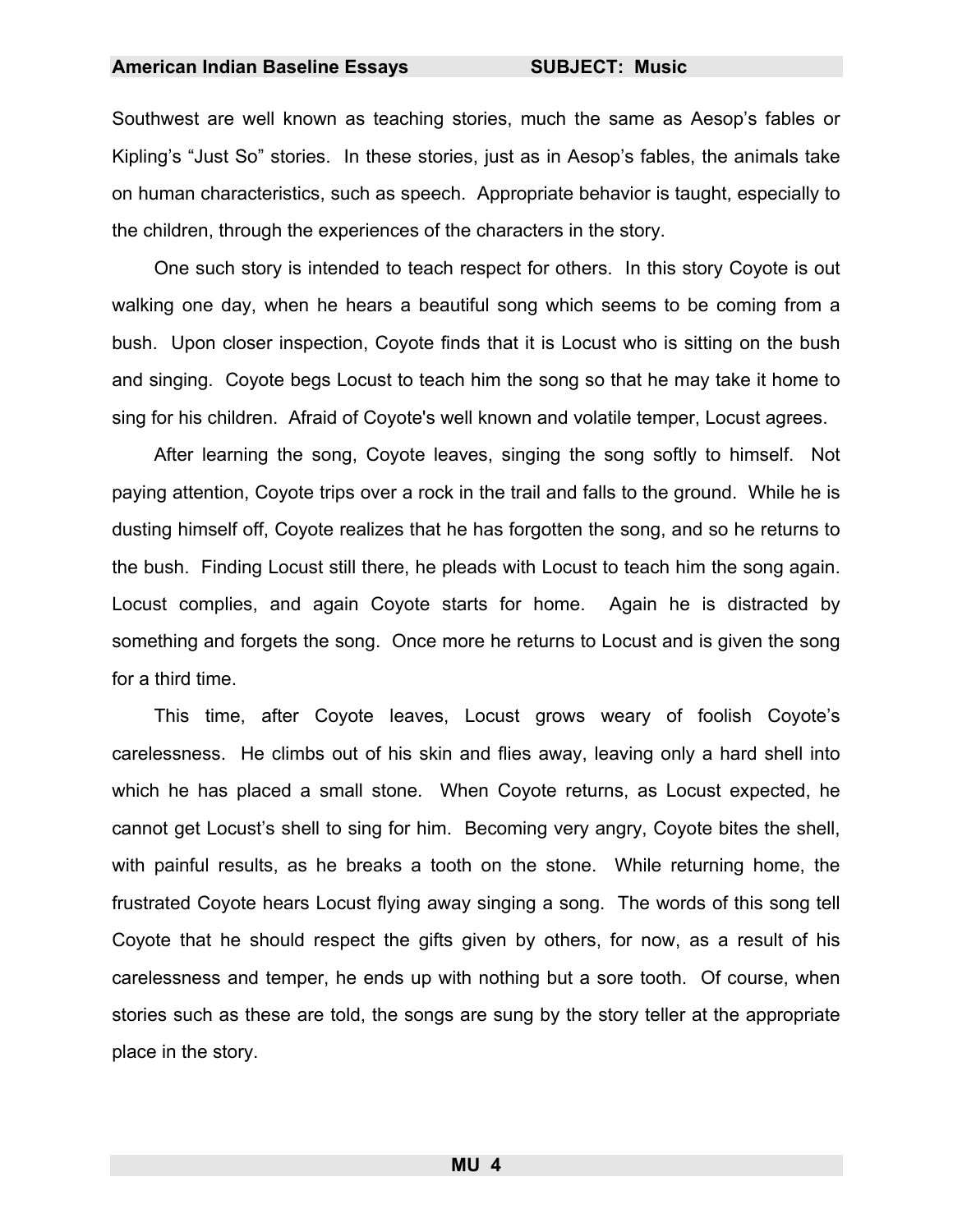Southwest are well known as teaching stories, much the same as Aesop's fables or Kipling's "Just So" stories. In these stories, just as in Aesop's fables, the animals take on human characteristics, such as speech. Appropriate behavior is taught, especially to the children, through the experiences of the characters in the story.

One such story is intended to teach respect for others. In this story Coyote is out walking one day, when he hears a beautiful song which seems to be coming from a bush. Upon closer inspection, Coyote finds that it is Locust who is sitting on the bush and singing. Coyote begs Locust to teach him the song so that he may take it home to sing for his children. Afraid of Coyote's well known and volatile temper, Locust agrees.

After learning the song, Coyote leaves, singing the song softly to himself. Not paying attention, Coyote trips over a rock in the trail and falls to the ground. While he is dusting himself off, Coyote realizes that he has forgotten the song, and so he returns to the bush. Finding Locust still there, he pleads with Locust to teach him the song again. Locust complies, and again Coyote starts for home. Again he is distracted by something and forgets the song. Once more he returns to Locust and is given the song for a third time.

This time, after Coyote leaves, Locust grows weary of foolish Coyote's carelessness. He climbs out of his skin and flies away, leaving only a hard shell into which he has placed a small stone. When Coyote returns, as Locust expected, he cannot get Locust's shell to sing for him. Becoming very angry, Coyote bites the shell, with painful results, as he breaks a tooth on the stone. While returning home, the frustrated Coyote hears Locust flying away singing a song. The words of this song tell Coyote that he should respect the gifts given by others, for now, as a result of his carelessness and temper, he ends up with nothing but a sore tooth. Of course, when stories such as these are told, the songs are sung by the story teller at the appropriate place in the story.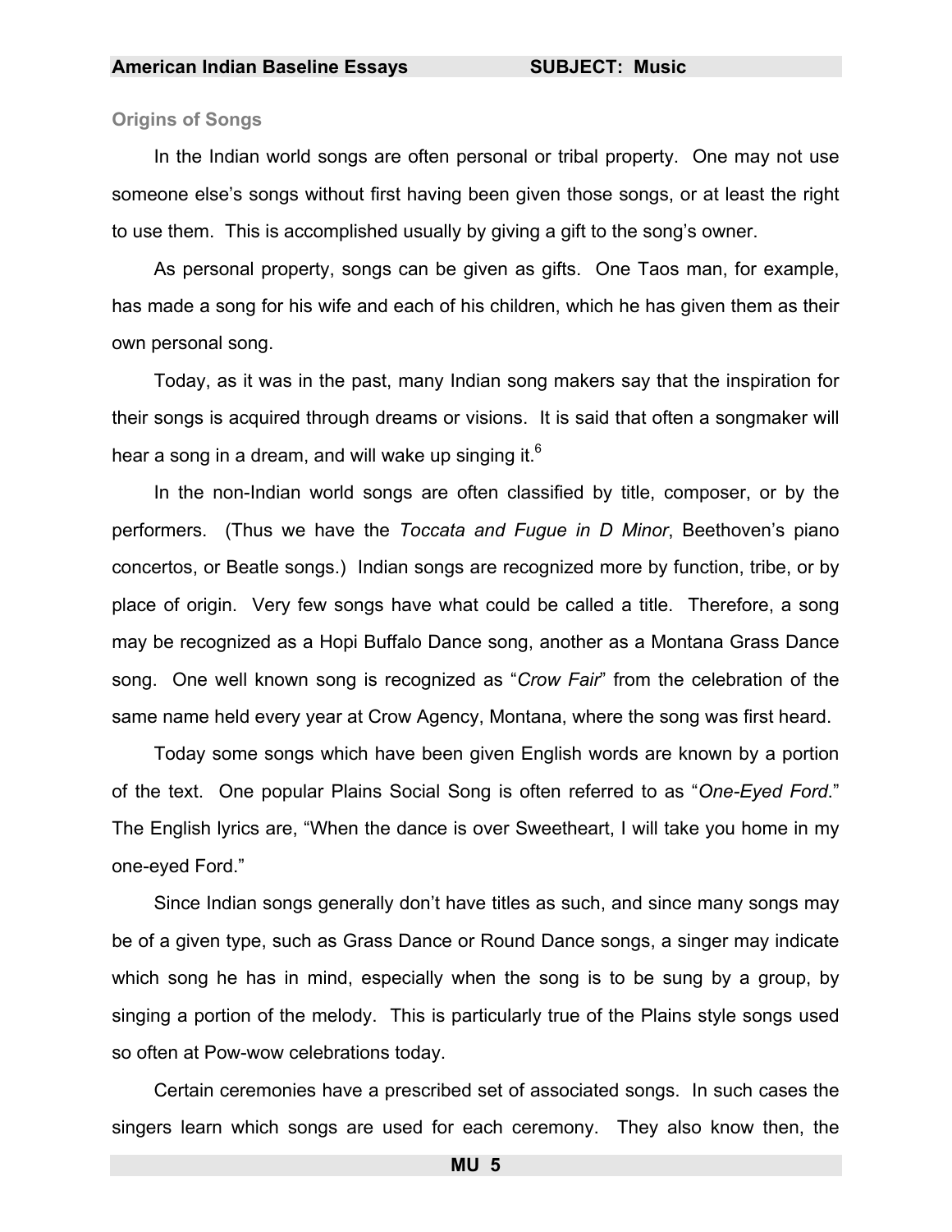## Origins of Songs

In the Indian world songs are often personal or tribal property. One may not use someone else's songs without first having been given those songs, or at least the right to use them. This is accomplished usually by giving a gift to the song's owner.

As personal property, songs can be given as gifts. One Taos man, for example, has made a song for his wife and each of his children, which he has given them as their own personal song.

Today, as it was in the past, many Indian song makers say that the inspiration for their songs is acquired through dreams or visions. It is said that often a songmaker will hear a song in a dream, and will wake up singing it.[6]

In the non-Indian world songs are often classified by title, composer, or by the performers. (Thus we have the *Toccata and Fugue in D Minor*, Beethoven's piano concertos, or Beatle songs.) Indian songs are recognized more by function, tribe, or by place of origin. Very few songs have what could be called a title. Therefore, a song may be recognized as a Hopi Buffalo Dance song, another as a Montana Grass Dance song. One well known song is recognized as "*Crow Fair*" from the celebration of the same name held every year at Crow Agency, Montana, where the song was first heard.

Today some songs which have been given English words are known by a portion of the text. One popular Plains Social Song is often referred to as "*One-Eyed Ford*." The English lyrics are, "When the dance is over Sweetheart, I will take you home in my one-eyed Ford."

Since Indian songs generally don't have titles as such, and since many songs may be of a given type, such as Grass Dance or Round Dance songs, a singer may indicate which song he has in mind, especially when the song is to be sung by a group, by singing a portion of the melody. This is particularly true of the Plains style songs used so often at Pow-wow celebrations today.

Certain ceremonies have a prescribed set of associated songs. In such cases the singers learn which songs are used for each ceremony. They also know then, the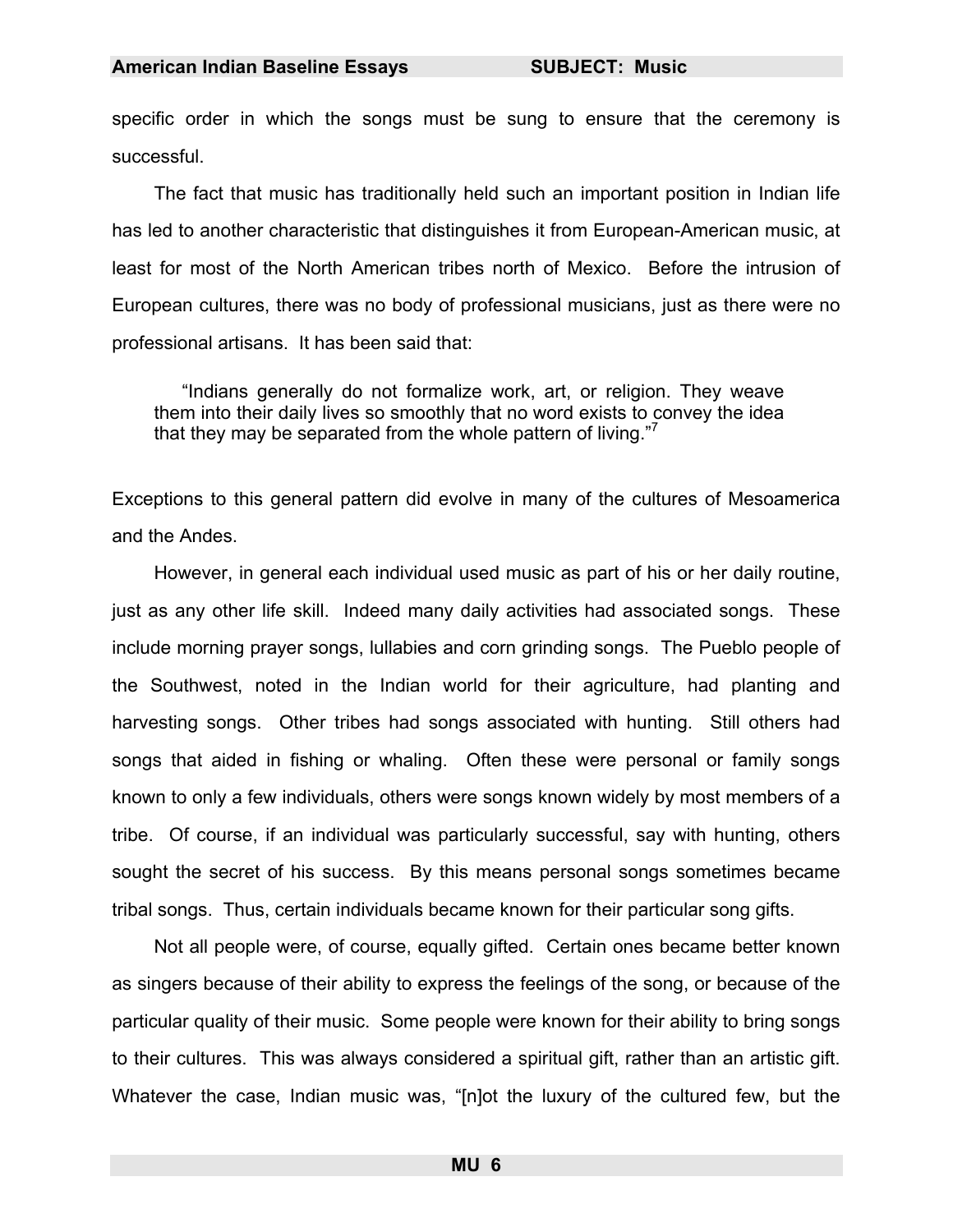specific order in which the songs must be sung to ensure that the ceremony is successful.

The fact that music has traditionally held such an important position in Indian life has led to another characteristic that distinguishes it from European-American music, at least for most of the North American tribes north of Mexico. Before the intrusion of European cultures, there was no body of professional musicians, just as there were no professional artisans. It has been said that:

> "Indians generally do not formalize work, art, or religion. They weave them into their daily lives so smoothly that no word exists to convey the idea that they may be separated from the whole pattern of living."[7]

Exceptions to this general pattern did evolve in many of the cultures of Mesoamerica and the Andes.

However, in general each individual used music as part of his or her daily routine, just as any other life skill. Indeed many daily activities had associated songs. These include morning prayer songs, lullabies and corn grinding songs. The Pueblo people of the Southwest, noted in the Indian world for their agriculture, had planting and harvesting songs. Other tribes had songs associated with hunting. Still others had songs that aided in fishing or whaling. Often these were personal or family songs known to only a few individuals, others were songs known widely by most members of a tribe. Of course, if an individual was particularly successful, say with hunting, others sought the secret of his success. By this means personal songs sometimes became tribal songs. Thus, certain individuals became known for their particular song gifts.

Not all people were, of course, equally gifted. Certain ones became better known as singers because of their ability to express the feelings of the song, or because of the particular quality of their music. Some people were known for their ability to bring songs to their cultures. This was always considered a spiritual gift, rather than an artistic gift. Whatever the case, Indian music was, "[n]ot the luxury of the cultured few, but the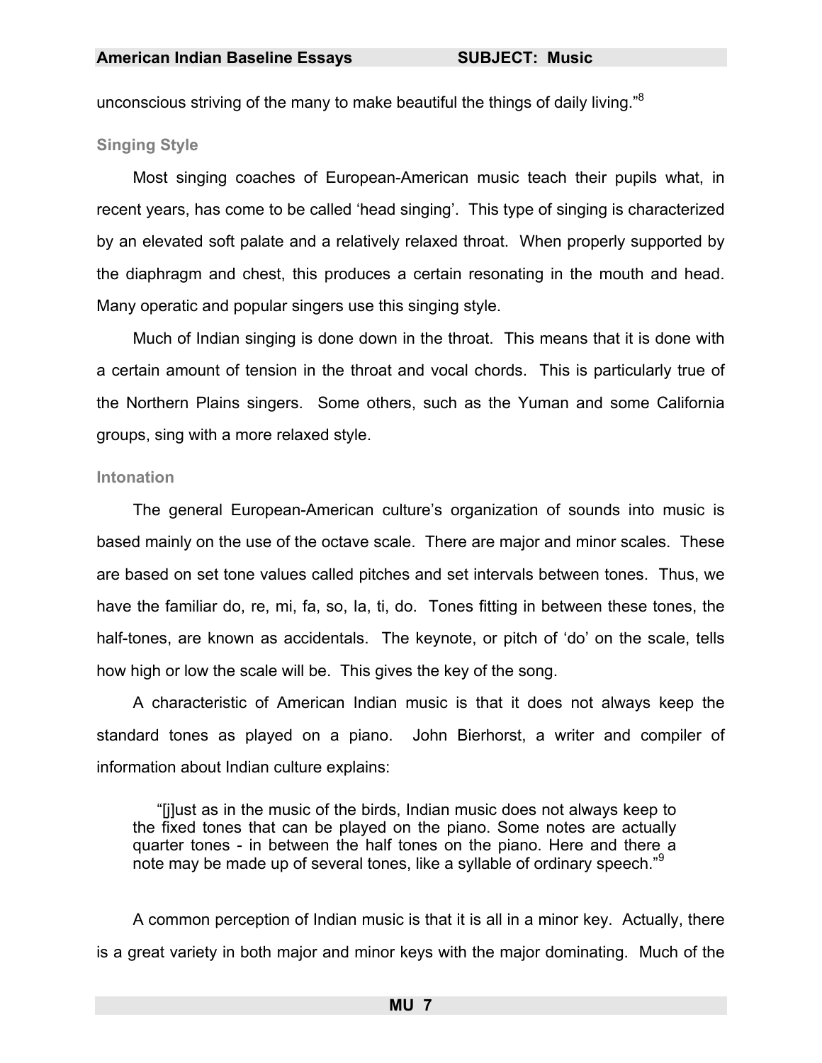unconscious striving of the many to make beautiful the things of daily living."[8]

### Singing Style

Most singing coaches of European-American music teach their pupils what, in recent years, has come to be called 'head singing'. This type of singing is characterized by an elevated soft palate and a relatively relaxed throat. When properly supported by the diaphragm and chest, this produces a certain resonating in the mouth and head. Many operatic and popular singers use this singing style.

Much of Indian singing is done down in the throat. This means that it is done with a certain amount of tension in the throat and vocal chords. This is particularly true of the Northern Plains singers. Some others, such as the Yuman and some California groups, sing with a more relaxed style.

### Intonation

The general European-American culture's organization of sounds into music is based mainly on the use of the octave scale. There are major and minor scales. These are based on set tone values called pitches and set intervals between tones. Thus, we have the familiar do, re, mi, fa, so, la, ti, do. Tones fitting in between these tones, the half-tones, are known as accidentals. The keynote, or pitch of 'do' on the scale, tells how high or low the scale will be. This gives the key of the song.

A characteristic of American Indian music is that it does not always keep the standard tones as played on a piano. John Bierhorst, a writer and compiler of information about Indian culture explains:

> "[j]ust as in the music of the birds, Indian music does not always keep to the fixed tones that can be played on the piano. Some notes are actually quarter tones - in between the half tones on the piano. Here and there a note may be made up of several tones, like a syllable of ordinary speech."[9]

A common perception of Indian music is that it is all in a minor key. Actually, there is a great variety in both major and minor keys with the major dominating. Much of the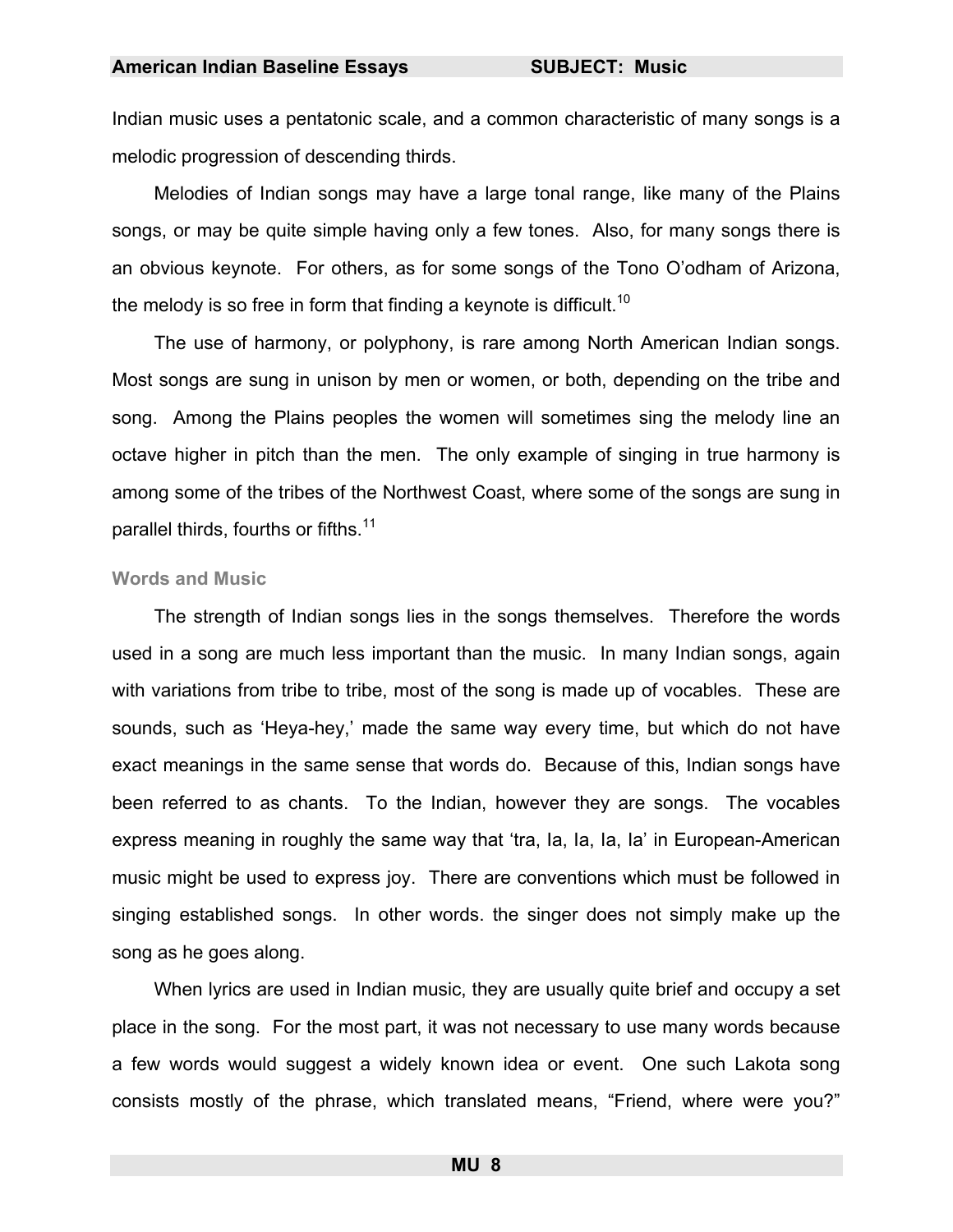Indian music uses a pentatonic scale, and a common characteristic of many songs is a melodic progression of descending thirds.

Melodies of Indian songs may have a large tonal range, like many of the Plains songs, or may be quite simple having only a few tones. Also, for many songs there is an obvious keynote. For others, as for some songs of the Tono O'odham of Arizona, the melody is so free in form that finding a keynote is difficult.[10]

The use of harmony, or polyphony, is rare among North American Indian songs. Most songs are sung in unison by men or women, or both, depending on the tribe and song. Among the Plains peoples the women will sometimes sing the melody line an octave higher in pitch than the men. The only example of singing in true harmony is among some of the tribes of the Northwest Coast, where some of the songs are sung in parallel thirds, fourths or fifths.[11]

### Words and Music

The strength of Indian songs lies in the songs themselves. Therefore the words used in a song are much less important than the music. In many Indian songs, again with variations from tribe to tribe, most of the song is made up of vocables. These are sounds, such as 'Heya-hey,' made the same way every time, but which do not have exact meanings in the same sense that words do. Because of this, Indian songs have been referred to as chants. To the Indian, however they are songs. The vocables express meaning in roughly the same way that 'tra, la, la, la, la' in European-American music might be used to express joy. There are conventions which must be followed in singing established songs. In other words. the singer does not simply make up the song as he goes along.

When lyrics are used in Indian music, they are usually quite brief and occupy a set place in the song. For the most part, it was not necessary to use many words because a few words would suggest a widely known idea or event. One such Lakota song consists mostly of the phrase, which translated means, "Friend, where were you?"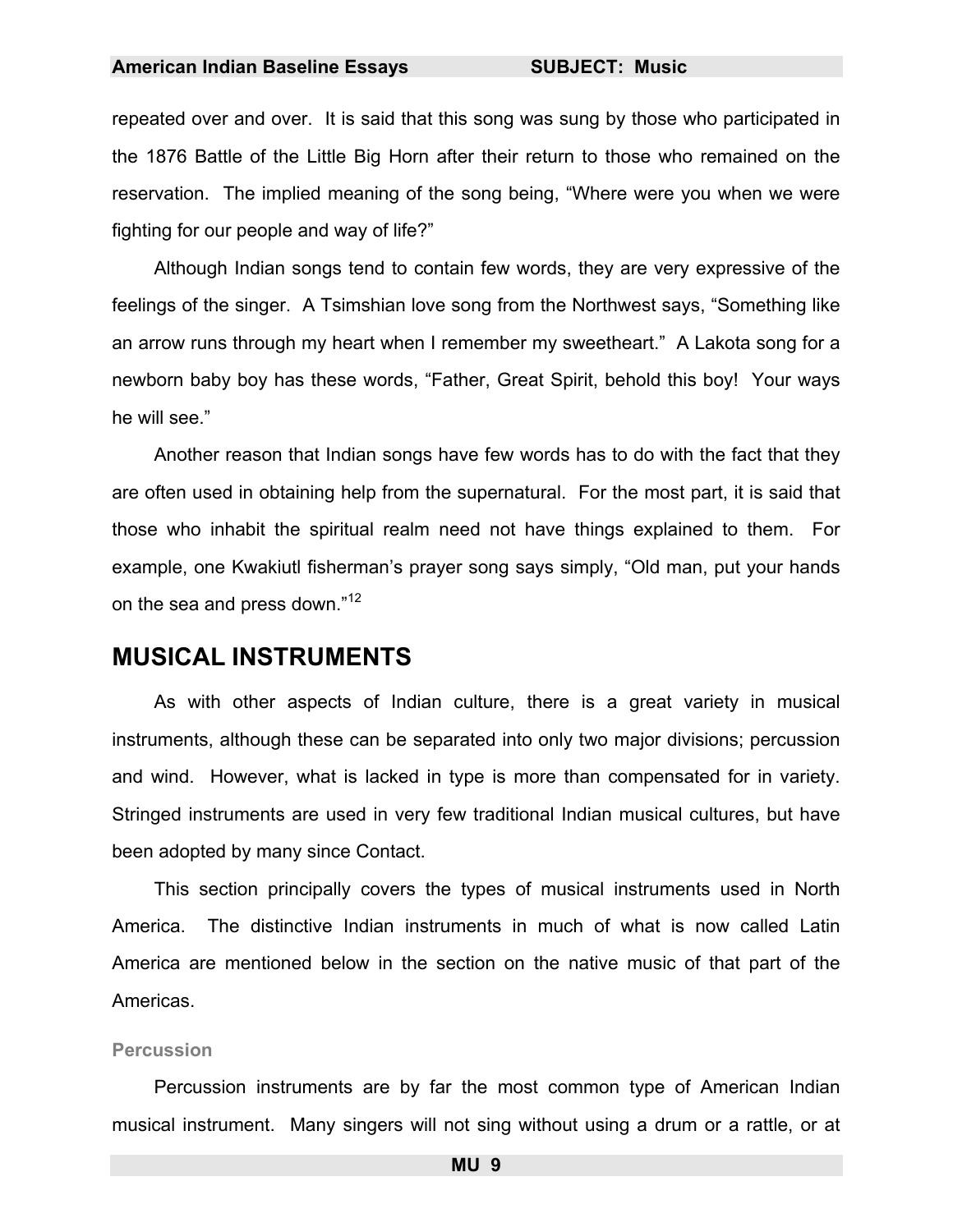repeated over and over. It is said that this song was sung by those who participated in the 1876 Battle of the Little Big Horn after their return to those who remained on the reservation. The implied meaning of the song being, "Where were you when we were fighting for our people and way of life?"

Although Indian songs tend to contain few words, they are very expressive of the feelings of the singer. A Tsimshian love song from the Northwest says, "Something like an arrow runs through my heart when I remember my sweetheart." A Lakota song for a newborn baby boy has these words, "Father, Great Spirit, behold this boy! Your ways he will see."

Another reason that Indian songs have few words has to do with the fact that they are often used in obtaining help from the supernatural. For the most part, it is said that those who inhabit the spiritual realm need not have things explained to them. For example, one Kwakiutl fisherman's prayer song says simply, "Old man, put your hands on the sea and press down."[12]

## MUSICAL INSTRUMENTS

As with other aspects of Indian culture, there is a great variety in musical instruments, although these can be separated into only two major divisions; percussion and wind. However, what is lacked in type is more than compensated for in variety. Stringed instruments are used in very few traditional Indian musical cultures, but have been adopted by many since Contact.

This section principally covers the types of musical instruments used in North America. The distinctive Indian instruments in much of what is now called Latin America are mentioned below in the section on the native music of that part of the Americas.

### Percussion

Percussion instruments are by far the most common type of American Indian musical instrument. Many singers will not sing without using a drum or a rattle, or at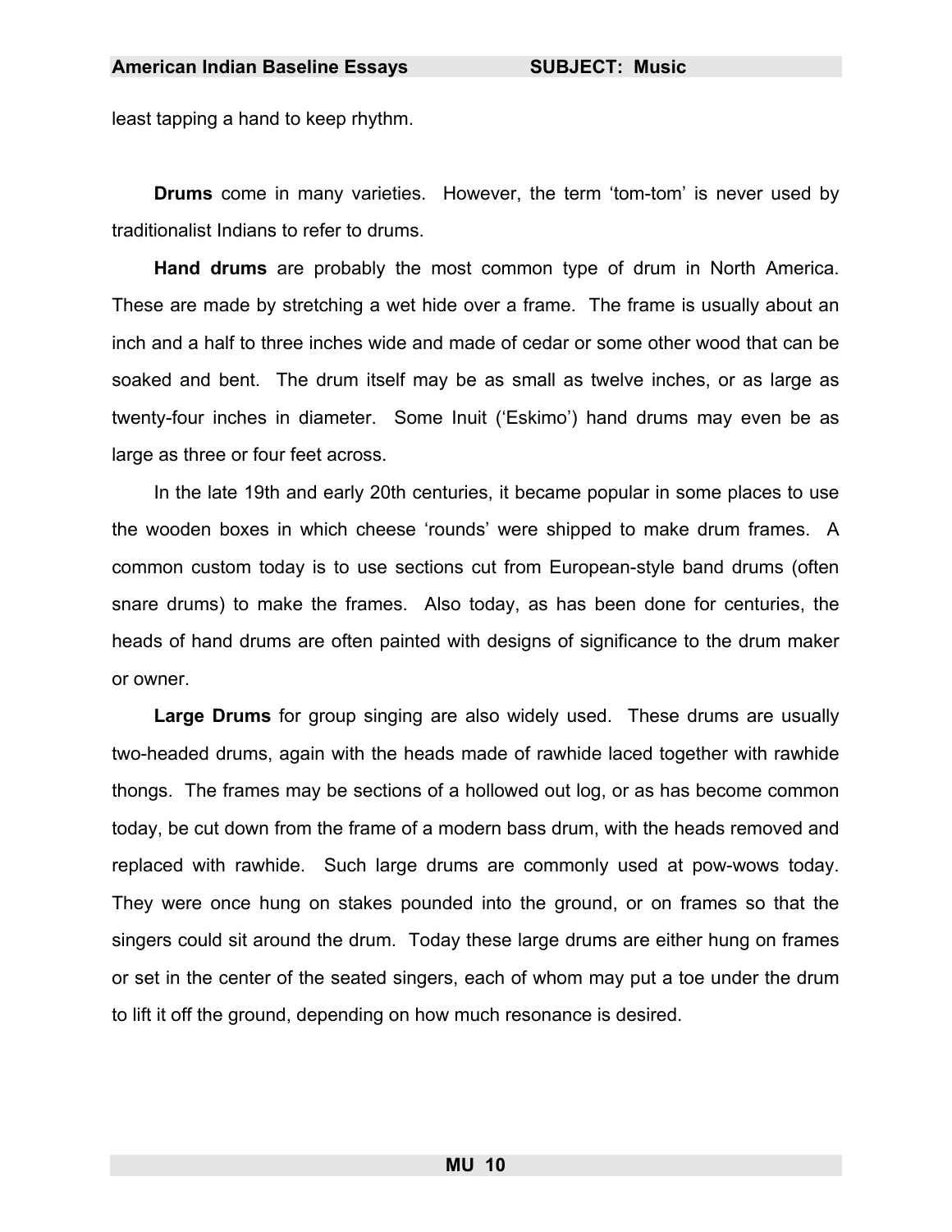least tapping a hand to keep rhythm.

**Drums** come in many varieties. However, the term 'tom-tom' is never used by traditionalist Indians to refer to drums.

**Hand drums** are probably the most common type of drum in North America. These are made by stretching a wet hide over a frame. The frame is usually about an inch and a half to three inches wide and made of cedar or some other wood that can be soaked and bent. The drum itself may be as small as twelve inches, or as large as twenty-four inches in diameter. Some Inuit ('Eskimo') hand drums may even be as large as three or four feet across.

In the late 19th and early 20th centuries, it became popular in some places to use the wooden boxes in which cheese 'rounds' were shipped to make drum frames. A common custom today is to use sections cut from European-style band drums (often snare drums) to make the frames. Also today, as has been done for centuries, the heads of hand drums are often painted with designs of significance to the drum maker or owner.

**Large Drums** for group singing are also widely used. These drums are usually two-headed drums, again with the heads made of rawhide laced together with rawhide thongs. The frames may be sections of a hollowed out log, or as has become common today, be cut down from the frame of a modern bass drum, with the heads removed and replaced with rawhide. Such large drums are commonly used at pow-wows today. They were once hung on stakes pounded into the ground, or on frames so that the singers could sit around the drum. Today these large drums are either hung on frames or set in the center of the seated singers, each of whom may put a toe under the drum to lift it off the ground, depending on how much resonance is desired.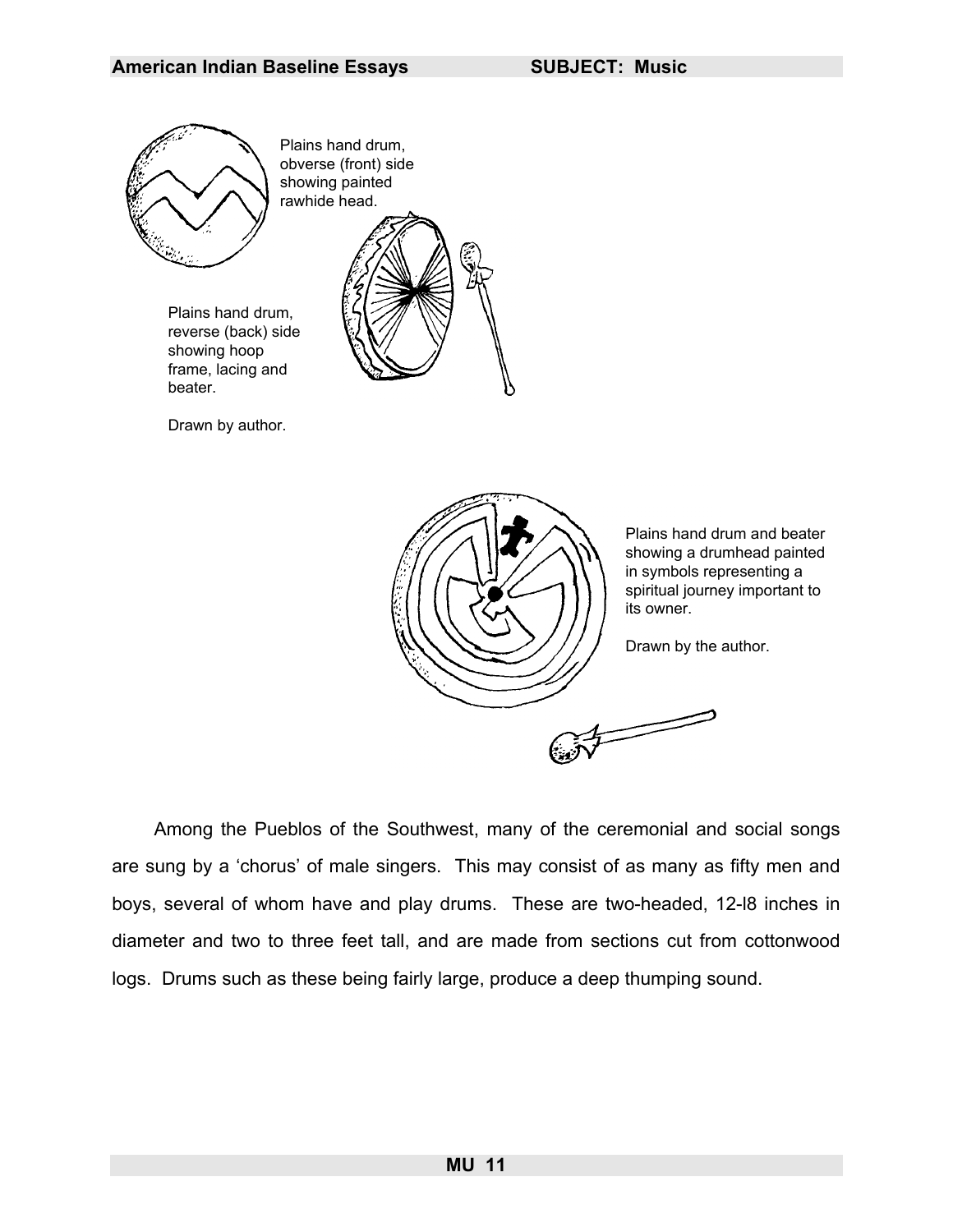Plains hand drum, obverse (front) side showing painted rawhide head.

Plains hand drum, reverse (back) side showing hoop frame, lacing and beater.

Drawn by author.

Plains hand drum and beater showing a drumhead painted in symbols representing a spiritual journey important to its owner.

Drawn by the author.

Among the Pueblos of the Southwest, many of the ceremonial and social songs are sung by a 'chorus' of male singers. This may consist of as many as fifty men and boys, several of whom have and play drums. These are two-headed, 12-l8 inches in diameter and two to three feet tall, and are made from sections cut from cottonwood logs. Drums such as these being fairly large, produce a deep thumping sound.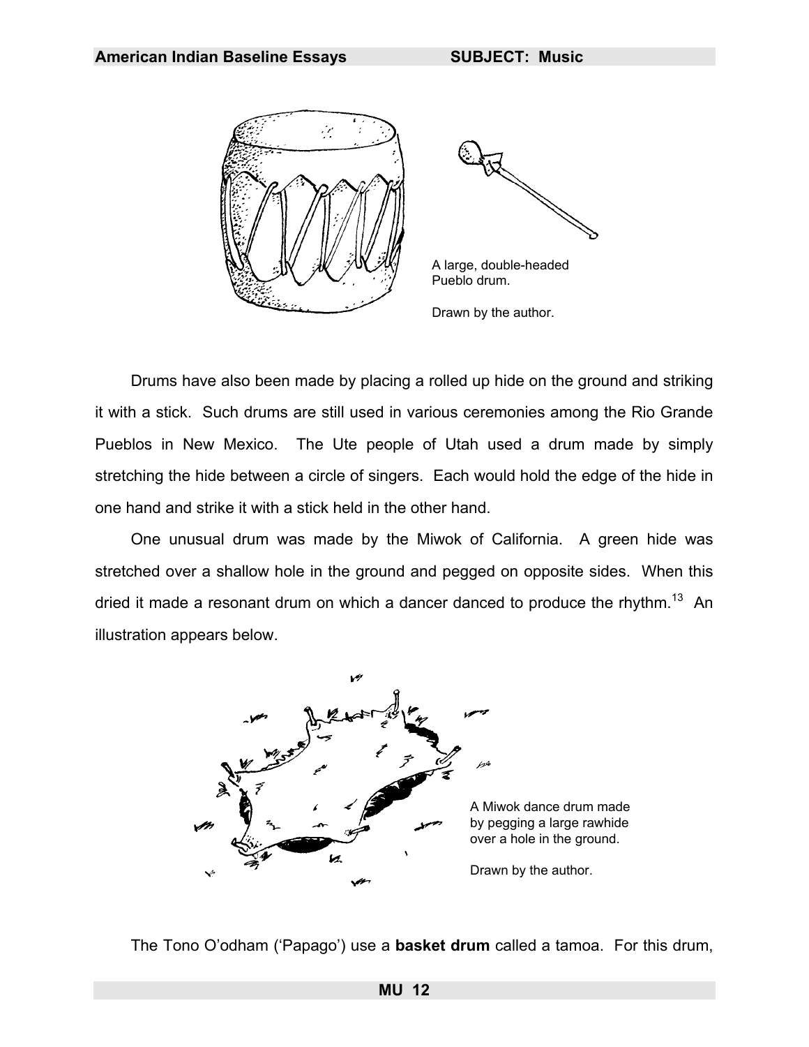A large, double-headed Pueblo drum.

Drawn by the author.

Drums have also been made by placing a rolled up hide on the ground and striking it with a stick. Such drums are still used in various ceremonies among the Rio Grande Pueblos in New Mexico. The Ute people of Utah used a drum made by simply stretching the hide between a circle of singers. Each would hold the edge of the hide in one hand and strike it with a stick held in the other hand.

One unusual drum was made by the Miwok of California. A green hide was stretched over a shallow hole in the ground and pegged on opposite sides. When this dried it made a resonant drum on which a dancer danced to produce the rhythm.[13] An illustration appears below.

A Miwok dance drum made by pegging a large rawhide over a hole in the ground.

Drawn by the author.

The Tono O'odham ('Papago') use a **basket drum** called a tamoa. For this drum,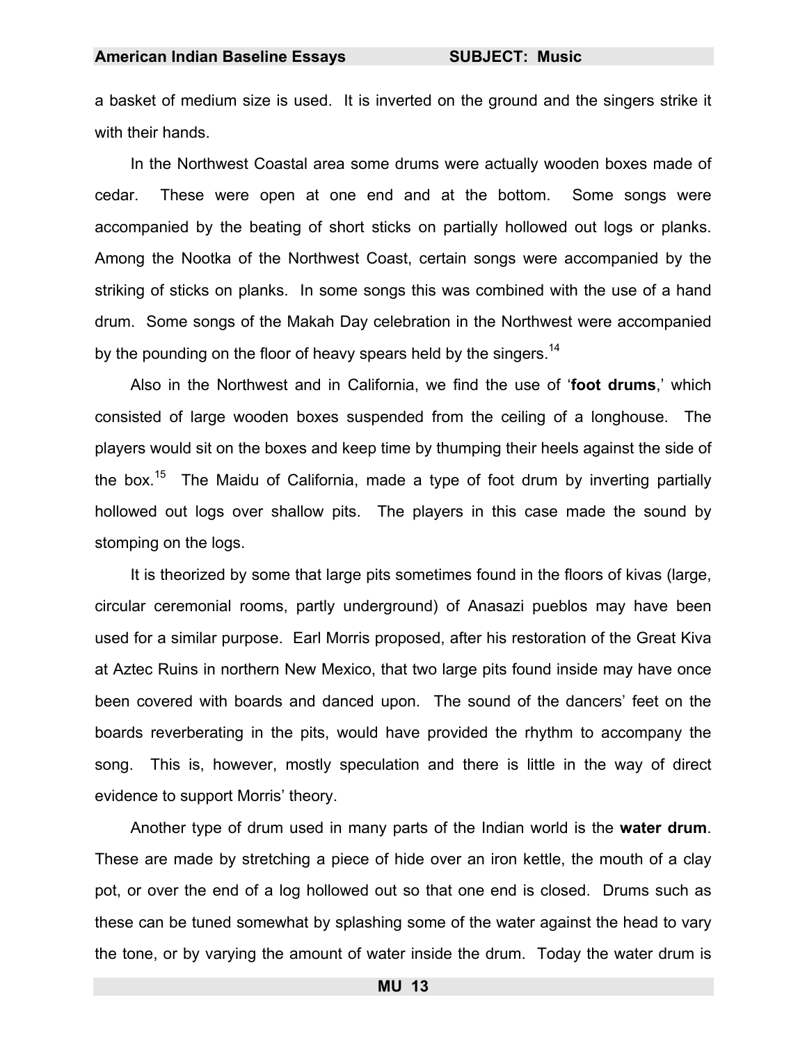a basket of medium size is used. It is inverted on the ground and the singers strike it with their hands.

In the Northwest Coastal area some drums were actually wooden boxes made of cedar. These were open at one end and at the bottom. Some songs were accompanied by the beating of short sticks on partially hollowed out logs or planks. Among the Nootka of the Northwest Coast, certain songs were accompanied by the striking of sticks on planks. In some songs this was combined with the use of a hand drum. Some songs of the Makah Day celebration in the Northwest were accompanied by the pounding on the floor of heavy spears held by the singers.[14]

Also in the Northwest and in California, we find the use of '**foot drums**,' which consisted of large wooden boxes suspended from the ceiling of a longhouse. The players would sit on the boxes and keep time by thumping their heels against the side of the box.[15] The Maidu of California, made a type of foot drum by inverting partially hollowed out logs over shallow pits. The players in this case made the sound by stomping on the logs.

It is theorized by some that large pits sometimes found in the floors of kivas (large, circular ceremonial rooms, partly underground) of Anasazi pueblos may have been used for a similar purpose. Earl Morris proposed, after his restoration of the Great Kiva at Aztec Ruins in northern New Mexico, that two large pits found inside may have once been covered with boards and danced upon. The sound of the dancers' feet on the boards reverberating in the pits, would have provided the rhythm to accompany the song. This is, however, mostly speculation and there is little in the way of direct evidence to support Morris' theory.

Another type of drum used in many parts of the Indian world is the **water drum**. These are made by stretching a piece of hide over an iron kettle, the mouth of a clay pot, or over the end of a log hollowed out so that one end is closed. Drums such as these can be tuned somewhat by splashing some of the water against the head to vary the tone, or by varying the amount of water inside the drum. Today the water drum is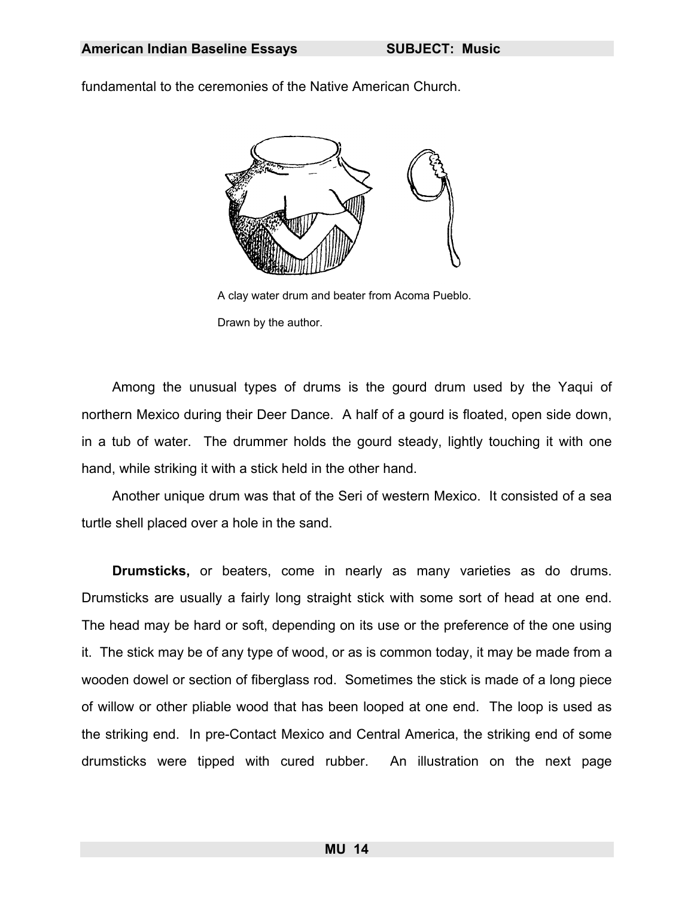fundamental to the ceremonies of the Native American Church.

A clay water drum and beater from Acoma Pueblo.

Drawn by the author.

Among the unusual types of drums is the gourd drum used by the Yaqui of northern Mexico during their Deer Dance. A half of a gourd is floated, open side down, in a tub of water. The drummer holds the gourd steady, lightly touching it with one hand, while striking it with a stick held in the other hand.

Another unique drum was that of the Seri of western Mexico. It consisted of a sea turtle shell placed over a hole in the sand.

**Drumsticks,** or beaters, come in nearly as many varieties as do drums. Drumsticks are usually a fairly long straight stick with some sort of head at one end. The head may be hard or soft, depending on its use or the preference of the one using it. The stick may be of any type of wood, or as is common today, it may be made from a wooden dowel or section of fiberglass rod. Sometimes the stick is made of a long piece of willow or other pliable wood that has been looped at one end. The loop is used as the striking end. In pre-Contact Mexico and Central America, the striking end of some drumsticks were tipped with cured rubber. An illustration on the next page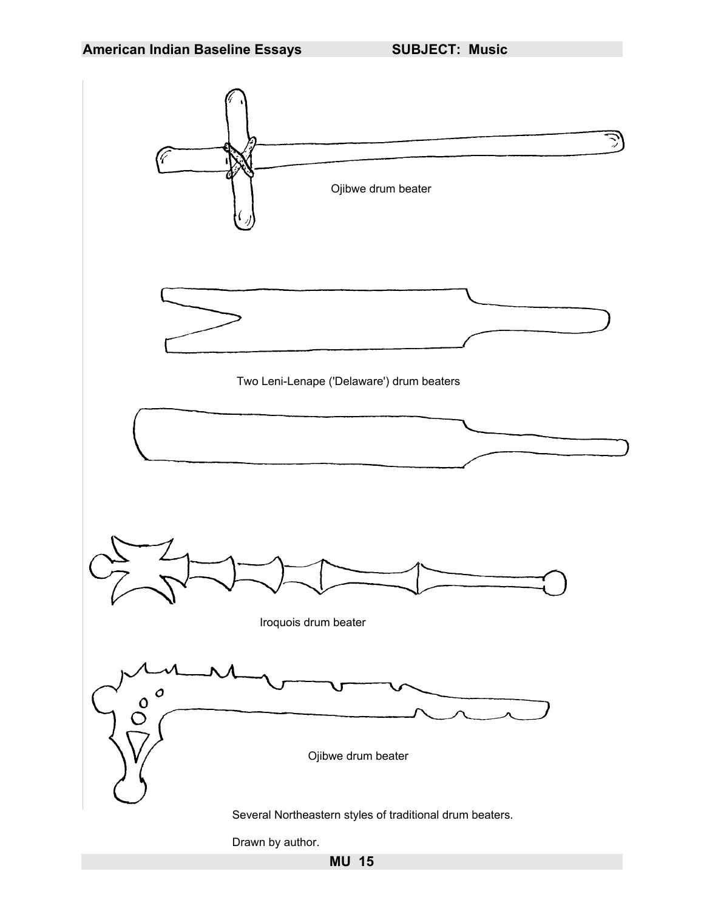Ojibwe drum beater

Two Leni-Lenape ('Delaware') drum beaters

Iroquois drum beater

Ojibwe drum beater

Several Northeastern styles of traditional drum beaters.

Drawn by author.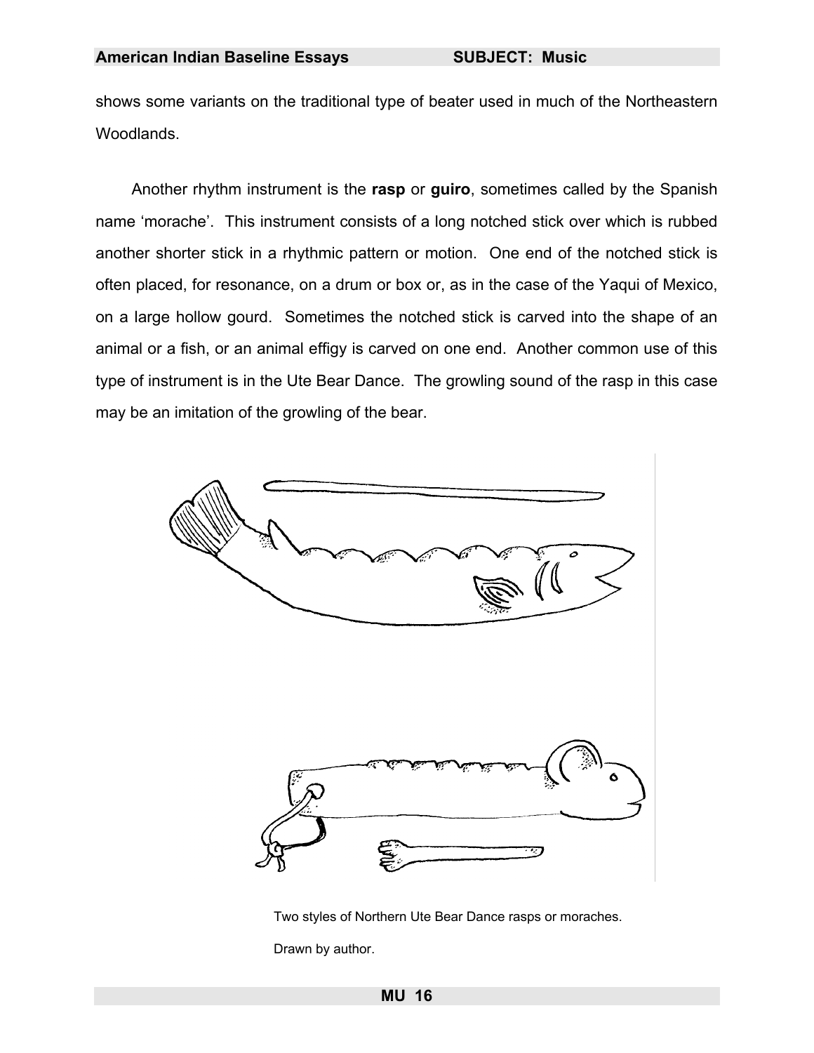shows some variants on the traditional type of beater used in much of the Northeastern Woodlands.

Another rhythm instrument is the **rasp** or **guiro**, sometimes called by the Spanish name 'morache'. This instrument consists of a long notched stick over which is rubbed another shorter stick in a rhythmic pattern or motion. One end of the notched stick is often placed, for resonance, on a drum or box or, as in the case of the Yaqui of Mexico, on a large hollow gourd. Sometimes the notched stick is carved into the shape of an animal or a fish, or an animal effigy is carved on one end. Another common use of this type of instrument is in the Ute Bear Dance. The growling sound of the rasp in this case may be an imitation of the growling of the bear.

Two styles of Northern Ute Bear Dance rasps or moraches.

Drawn by author.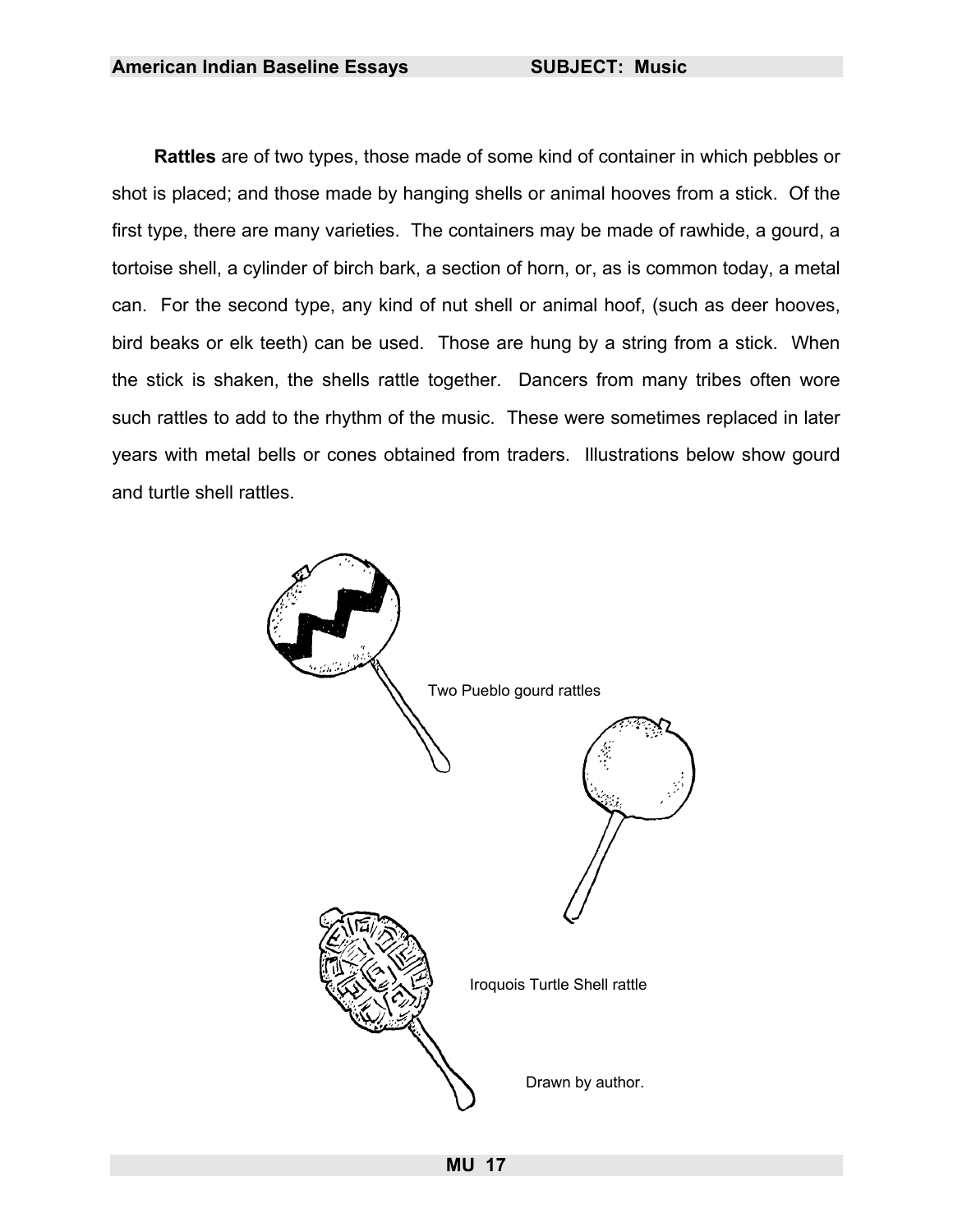**Rattles** are of two types, those made of some kind of container in which pebbles or shot is placed; and those made by hanging shells or animal hooves from a stick. Of the first type, there are many varieties. The containers may be made of rawhide, a gourd, a tortoise shell, a cylinder of birch bark, a section of horn, or, as is common today, a metal can. For the second type, any kind of nut shell or animal hoof, (such as deer hooves, bird beaks or elk teeth) can be used. Those are hung by a string from a stick. When the stick is shaken, the shells rattle together. Dancers from many tribes often wore such rattles to add to the rhythm of the music. These were sometimes replaced in later years with metal bells or cones obtained from traders. Illustrations below show gourd and turtle shell rattles.

Two Pueblo gourd rattles

Iroquois Turtle Shell rattle

Drawn by author.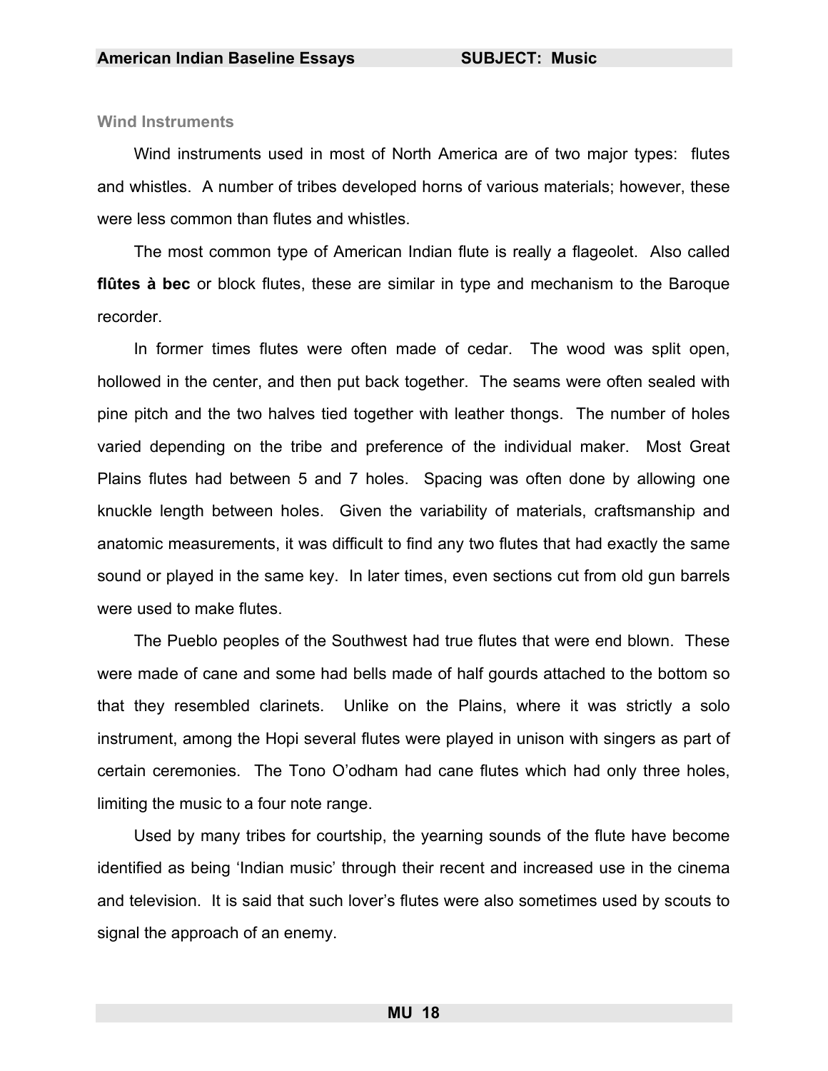### Wind Instruments

Wind instruments used in most of North America are of two major types: flutes and whistles. A number of tribes developed horns of various materials; however, these were less common than flutes and whistles.

The most common type of American Indian flute is really a flageolet. Also called **flûtes à bec** or block flutes, these are similar in type and mechanism to the Baroque recorder.

In former times flutes were often made of cedar. The wood was split open, hollowed in the center, and then put back together. The seams were often sealed with pine pitch and the two halves tied together with leather thongs. The number of holes varied depending on the tribe and preference of the individual maker. Most Great Plains flutes had between 5 and 7 holes. Spacing was often done by allowing one knuckle length between holes. Given the variability of materials, craftsmanship and anatomic measurements, it was difficult to find any two flutes that had exactly the same sound or played in the same key. In later times, even sections cut from old gun barrels were used to make flutes.

The Pueblo peoples of the Southwest had true flutes that were end blown. These were made of cane and some had bells made of half gourds attached to the bottom so that they resembled clarinets. Unlike on the Plains, where it was strictly a solo instrument, among the Hopi several flutes were played in unison with singers as part of certain ceremonies. The Tono O'odham had cane flutes which had only three holes, limiting the music to a four note range.

Used by many tribes for courtship, the yearning sounds of the flute have become identified as being 'Indian music' through their recent and increased use in the cinema and television. It is said that such lover's flutes were also sometimes used by scouts to signal the approach of an enemy.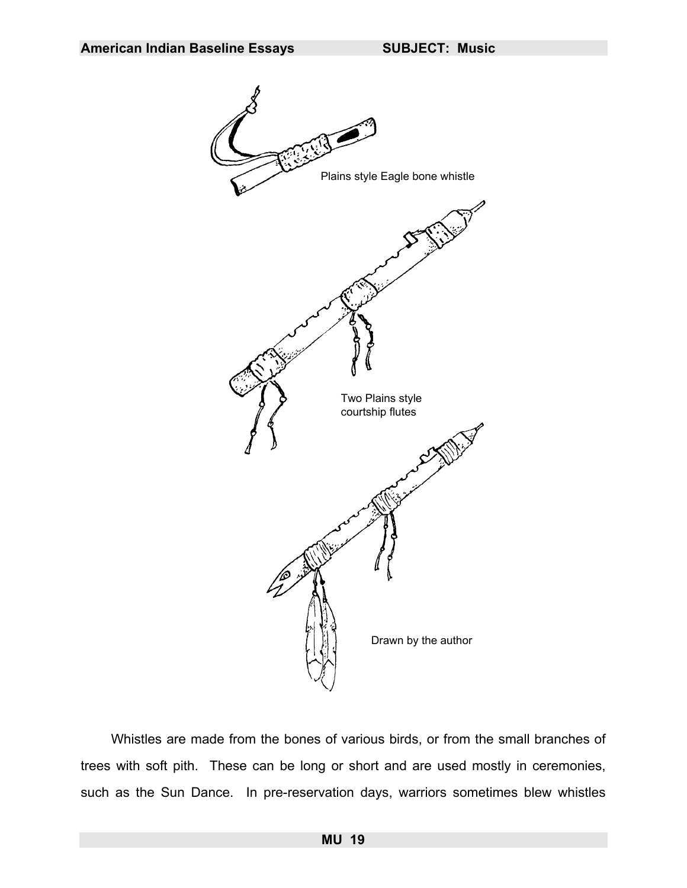Plains style Eagle bone whistle

Two Plains style courtship flutes

Drawn by the author

Whistles are made from the bones of various birds, or from the small branches of trees with soft pith. These can be long or short and are used mostly in ceremonies, such as the Sun Dance. In pre-reservation days, warriors sometimes blew whistles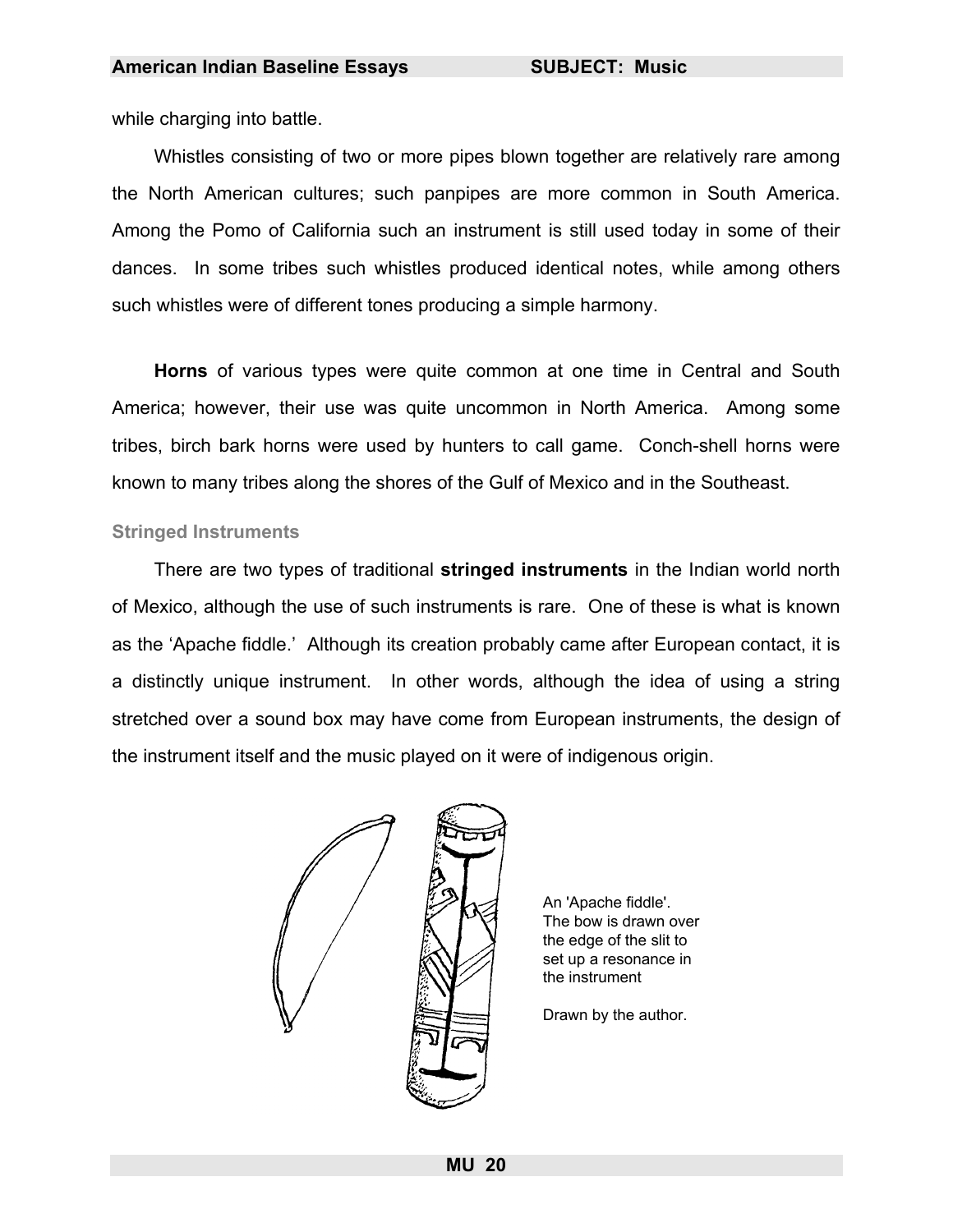while charging into battle.

Whistles consisting of two or more pipes blown together are relatively rare among the North American cultures; such panpipes are more common in South America. Among the Pomo of California such an instrument is still used today in some of their dances. In some tribes such whistles produced identical notes, while among others such whistles were of different tones producing a simple harmony.

**Horns** of various types were quite common at one time in Central and South America; however, their use was quite uncommon in North America. Among some tribes, birch bark horns were used by hunters to call game. Conch-shell horns were known to many tribes along the shores of the Gulf of Mexico and in the Southeast.

### Stringed Instruments

There are two types of traditional **stringed instruments** in the Indian world north of Mexico, although the use of such instruments is rare. One of these is what is known as the 'Apache fiddle.' Although its creation probably came after European contact, it is a distinctly unique instrument. In other words, although the idea of using a string stretched over a sound box may have come from European instruments, the design of the instrument itself and the music played on it were of indigenous origin.

An 'Apache fiddle'. The bow is drawn over the edge of the slit to set up a resonance in the instrument

Drawn by the author.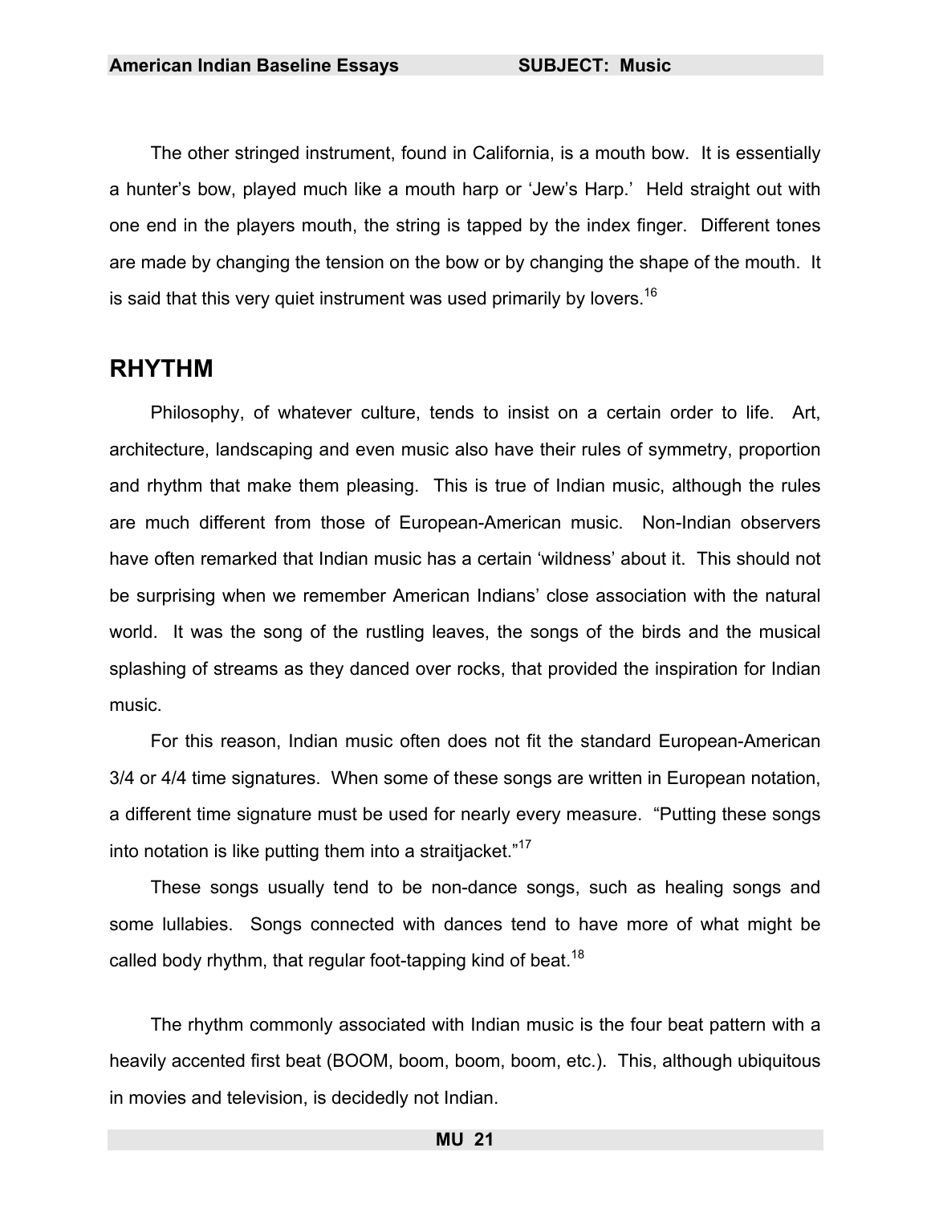The other stringed instrument, found in California, is a mouth bow. It is essentially a hunter's bow, played much like a mouth harp or 'Jew's Harp.' Held straight out with one end in the players mouth, the string is tapped by the index finger. Different tones are made by changing the tension on the bow or by changing the shape of the mouth. It is said that this very quiet instrument was used primarily by lovers.[16]

## RHYTHM

Philosophy, of whatever culture, tends to insist on a certain order to life. Art, architecture, landscaping and even music also have their rules of symmetry, proportion and rhythm that make them pleasing. This is true of Indian music, although the rules are much different from those of European-American music. Non-Indian observers have often remarked that Indian music has a certain 'wildness' about it. This should not be surprising when we remember American Indians' close association with the natural world. It was the song of the rustling leaves, the songs of the birds and the musical splashing of streams as they danced over rocks, that provided the inspiration for Indian music.

For this reason, Indian music often does not fit the standard European-American 3/4 or 4/4 time signatures. When some of these songs are written in European notation, a different time signature must be used for nearly every measure. "Putting these songs into notation is like putting them into a straitjacket."[17]

These songs usually tend to be non-dance songs, such as healing songs and some lullabies. Songs connected with dances tend to have more of what might be called body rhythm, that regular foot-tapping kind of beat.[18]

The rhythm commonly associated with Indian music is the four beat pattern with a heavily accented first beat (BOOM, boom, boom, boom, etc.). This, although ubiquitous in movies and television, is decidedly not Indian.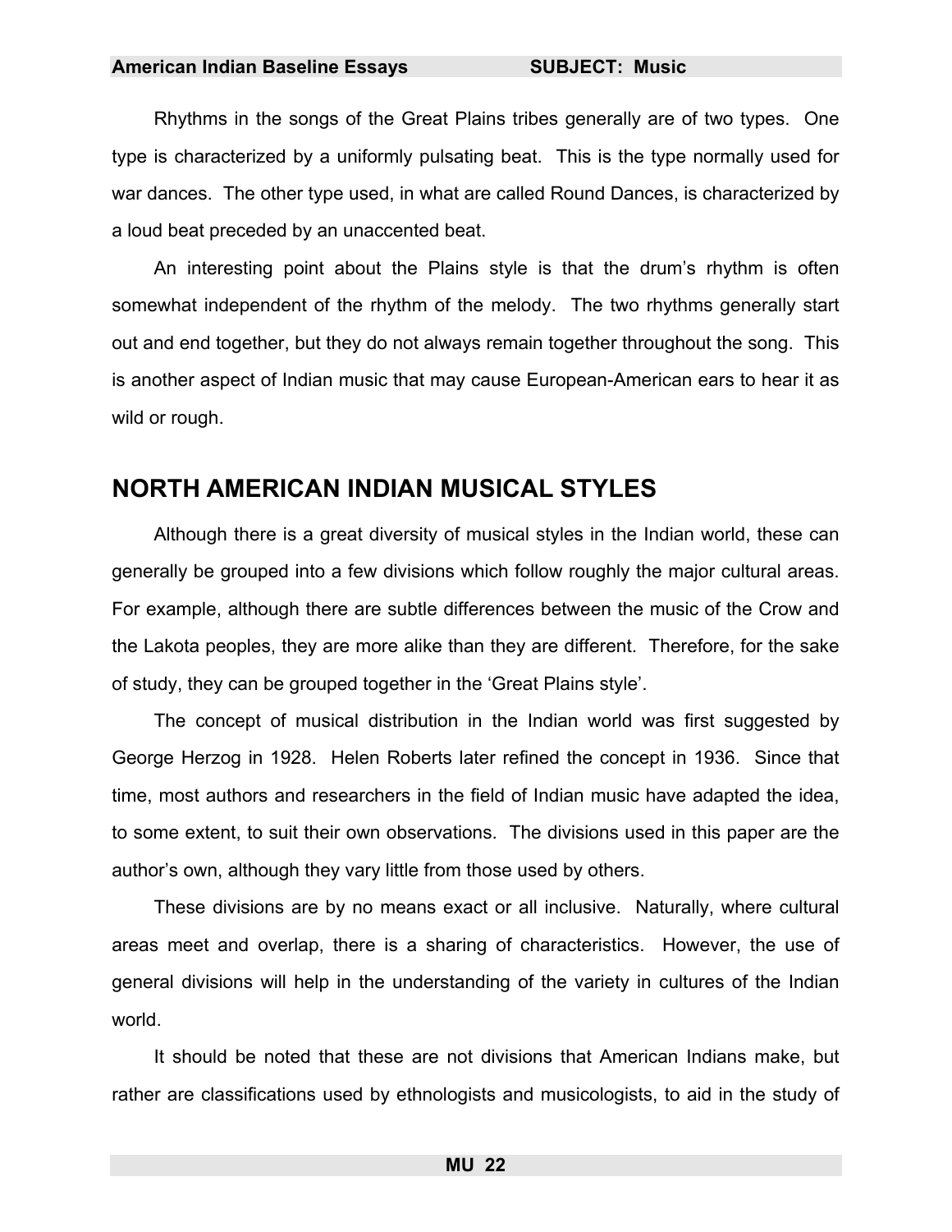Rhythms in the songs of the Great Plains tribes generally are of two types. One type is characterized by a uniformly pulsating beat. This is the type normally used for war dances. The other type used, in what are called Round Dances, is characterized by a loud beat preceded by an unaccented beat.

An interesting point about the Plains style is that the drum's rhythm is often somewhat independent of the rhythm of the melody. The two rhythms generally start out and end together, but they do not always remain together throughout the song. This is another aspect of Indian music that may cause European-American ears to hear it as wild or rough.

## NORTH AMERICAN INDIAN MUSICAL STYLES

Although there is a great diversity of musical styles in the Indian world, these can generally be grouped into a few divisions which follow roughly the major cultural areas. For example, although there are subtle differences between the music of the Crow and the Lakota peoples, they are more alike than they are different. Therefore, for the sake of study, they can be grouped together in the 'Great Plains style'.

The concept of musical distribution in the Indian world was first suggested by George Herzog in 1928. Helen Roberts later refined the concept in 1936. Since that time, most authors and researchers in the field of Indian music have adapted the idea, to some extent, to suit their own observations. The divisions used in this paper are the author's own, although they vary little from those used by others.

These divisions are by no means exact or all inclusive. Naturally, where cultural areas meet and overlap, there is a sharing of characteristics. However, the use of general divisions will help in the understanding of the variety in cultures of the Indian world.

It should be noted that these are not divisions that American Indians make, but rather are classifications used by ethnologists and musicologists, to aid in the study of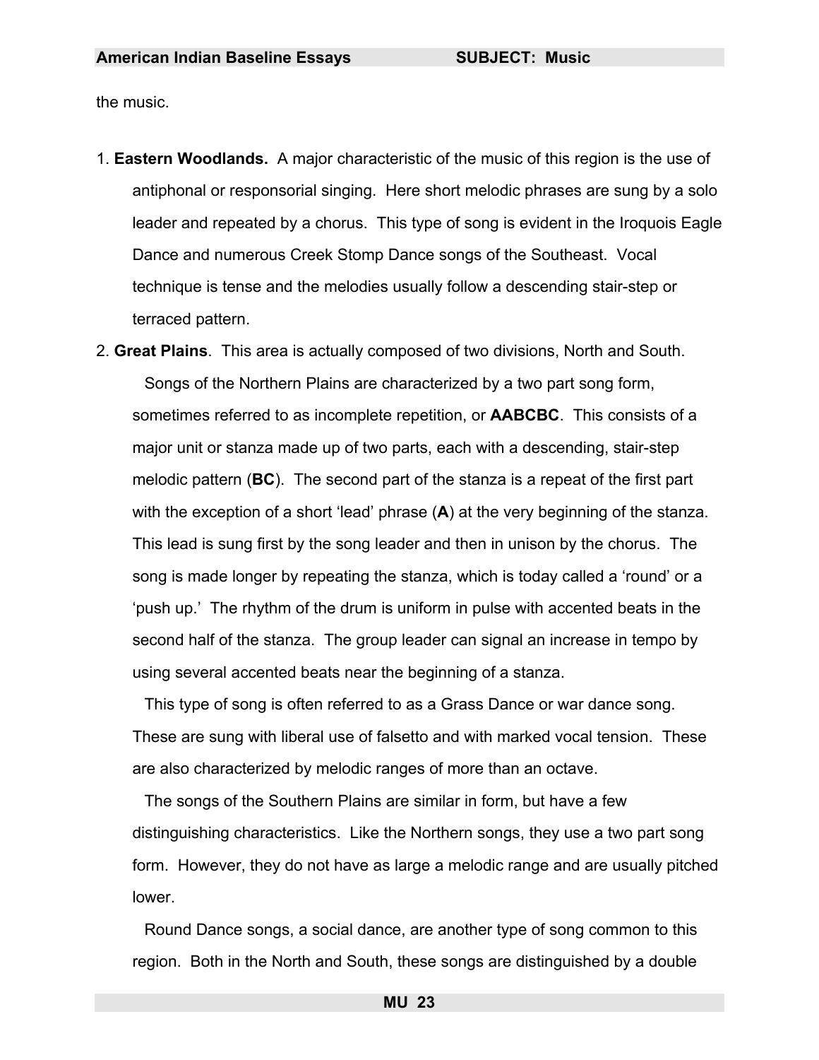the music.

1. **Eastern Woodlands.** A major characteristic of the music of this region is the use of antiphonal or responsorial singing. Here short melodic phrases are sung by a solo leader and repeated by a chorus. This type of song is evident in the Iroquois Eagle Dance and numerous Creek Stomp Dance songs of the Southeast. Vocal technique is tense and the melodies usually follow a descending stair-step or terraced pattern.
2. **Great Plains**. This area is actually composed of two divisions, North and South.

   Songs of the Northern Plains are characterized by a two part song form, sometimes referred to as incomplete repetition, or **AABCBC**. This consists of a major unit or stanza made up of two parts, each with a descending, stair-step melodic pattern (**BC**). The second part of the stanza is a repeat of the first part with the exception of a short 'lead' phrase (**A**) at the very beginning of the stanza. This lead is sung first by the song leader and then in unison by the chorus. The song is made longer by repeating the stanza, which is today called a 'round' or a 'push up.' The rhythm of the drum is uniform in pulse with accented beats in the second half of the stanza. The group leader can signal an increase in tempo by using several accented beats near the beginning of a stanza.

   This type of song is often referred to as a Grass Dance or war dance song. These are sung with liberal use of falsetto and with marked vocal tension. These are also characterized by melodic ranges of more than an octave.

   The songs of the Southern Plains are similar in form, but have a few distinguishing characteristics. Like the Northern songs, they use a two part song form. However, they do not have as large a melodic range and are usually pitched lower.

   Round Dance songs, a social dance, are another type of song common to this region. Both in the North and South, these songs are distinguished by a double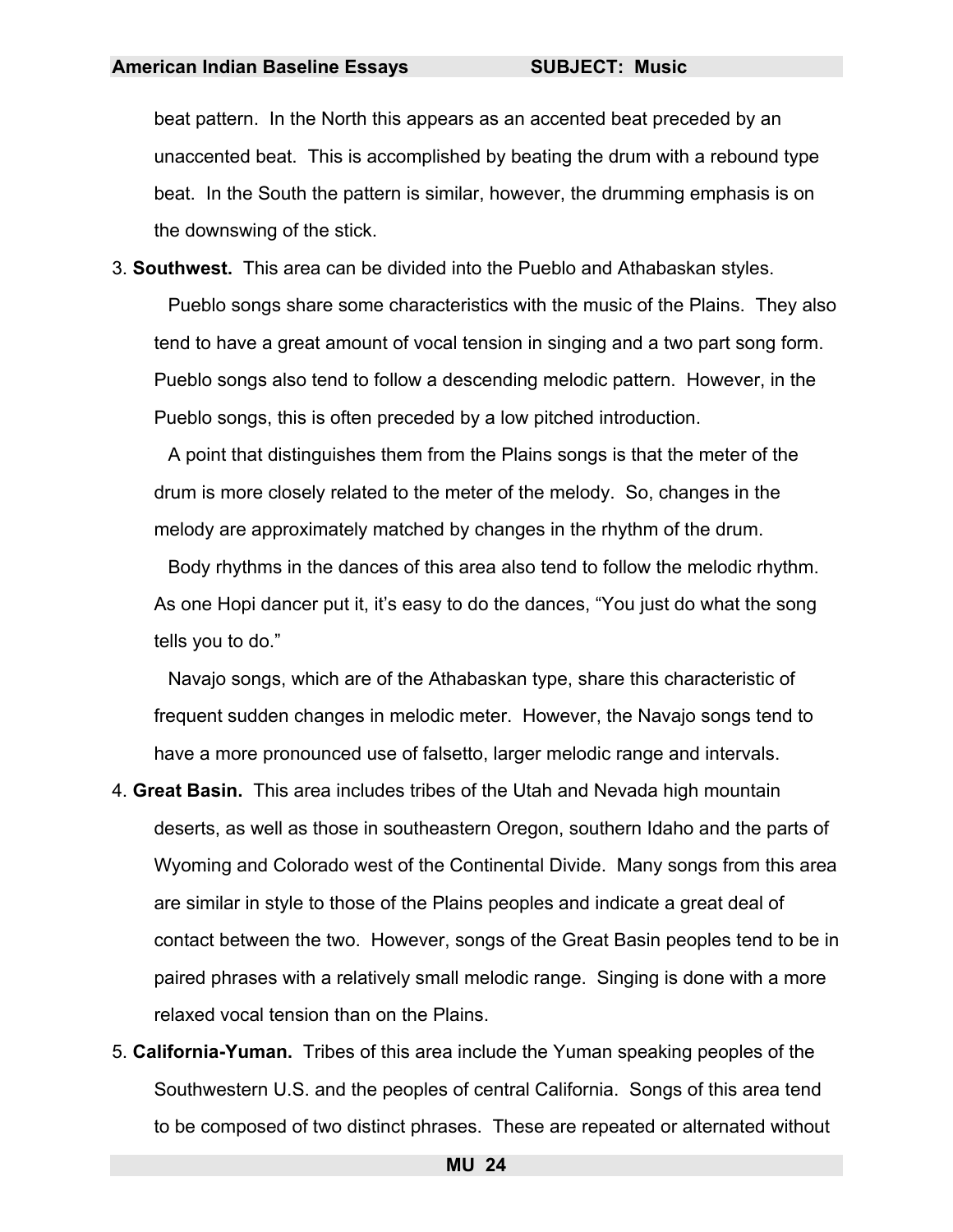beat pattern. In the North this appears as an accented beat preceded by an unaccented beat. This is accomplished by beating the drum with a rebound type beat. In the South the pattern is similar, however, the drumming emphasis is on the downswing of the stick.

3. **Southwest.** This area can be divided into the Pueblo and Athabaskan styles.

   Pueblo songs share some characteristics with the music of the Plains. They also tend to have a great amount of vocal tension in singing and a two part song form. Pueblo songs also tend to follow a descending melodic pattern. However, in the Pueblo songs, this is often preceded by a low pitched introduction.

   A point that distinguishes them from the Plains songs is that the meter of the drum is more closely related to the meter of the melody. So, changes in the melody are approximately matched by changes in the rhythm of the drum.

   Body rhythms in the dances of this area also tend to follow the melodic rhythm. As one Hopi dancer put it, it's easy to do the dances, "You just do what the song tells you to do."

   Navajo songs, which are of the Athabaskan type, share this characteristic of frequent sudden changes in melodic meter. However, the Navajo songs tend to have a more pronounced use of falsetto, larger melodic range and intervals.

4. **Great Basin.** This area includes tribes of the Utah and Nevada high mountain deserts, as well as those in southeastern Oregon, southern Idaho and the parts of Wyoming and Colorado west of the Continental Divide. Many songs from this area are similar in style to those of the Plains peoples and indicate a great deal of contact between the two. However, songs of the Great Basin peoples tend to be in paired phrases with a relatively small melodic range. Singing is done with a more relaxed vocal tension than on the Plains.

5. **California-Yuman.** Tribes of this area include the Yuman speaking peoples of the Southwestern U.S. and the peoples of central California. Songs of this area tend to be composed of two distinct phrases. These are repeated or alternated without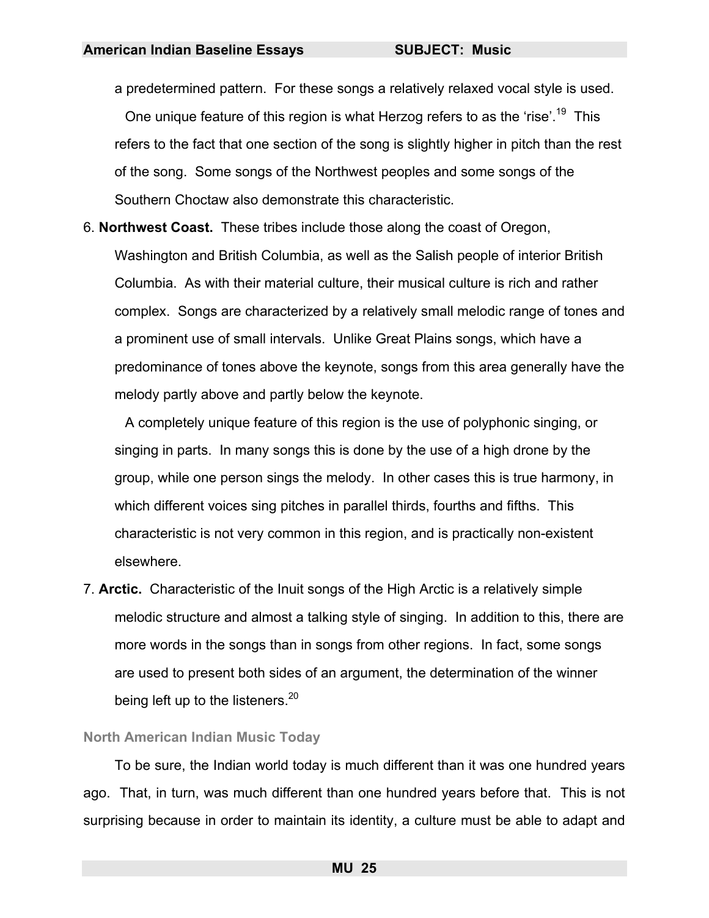a predetermined pattern. For these songs a relatively relaxed vocal style is used.

One unique feature of this region is what Herzog refers to as the 'rise'.[19] This refers to the fact that one section of the song is slightly higher in pitch than the rest of the song. Some songs of the Northwest peoples and some songs of the Southern Choctaw also demonstrate this characteristic.

6. **Northwest Coast.** These tribes include those along the coast of Oregon, Washington and British Columbia, as well as the Salish people of interior British Columbia. As with their material culture, their musical culture is rich and rather complex. Songs are characterized by a relatively small melodic range of tones and a prominent use of small intervals. Unlike Great Plains songs, which have a predominance of tones above the keynote, songs from this area generally have the melody partly above and partly below the keynote.

   A completely unique feature of this region is the use of polyphonic singing, or singing in parts. In many songs this is done by the use of a high drone by the group, while one person sings the melody. In other cases this is true harmony, in which different voices sing pitches in parallel thirds, fourths and fifths. This characteristic is not very common in this region, and is practically non-existent elsewhere.

7. **Arctic.** Characteristic of the Inuit songs of the High Arctic is a relatively simple melodic structure and almost a talking style of singing. In addition to this, there are more words in the songs than in songs from other regions. In fact, some songs are used to present both sides of an argument, the determination of the winner being left up to the listeners.[20]

## North American Indian Music Today

To be sure, the Indian world today is much different than it was one hundred years ago. That, in turn, was much different than one hundred years before that. This is not surprising because in order to maintain its identity, a culture must be able to adapt and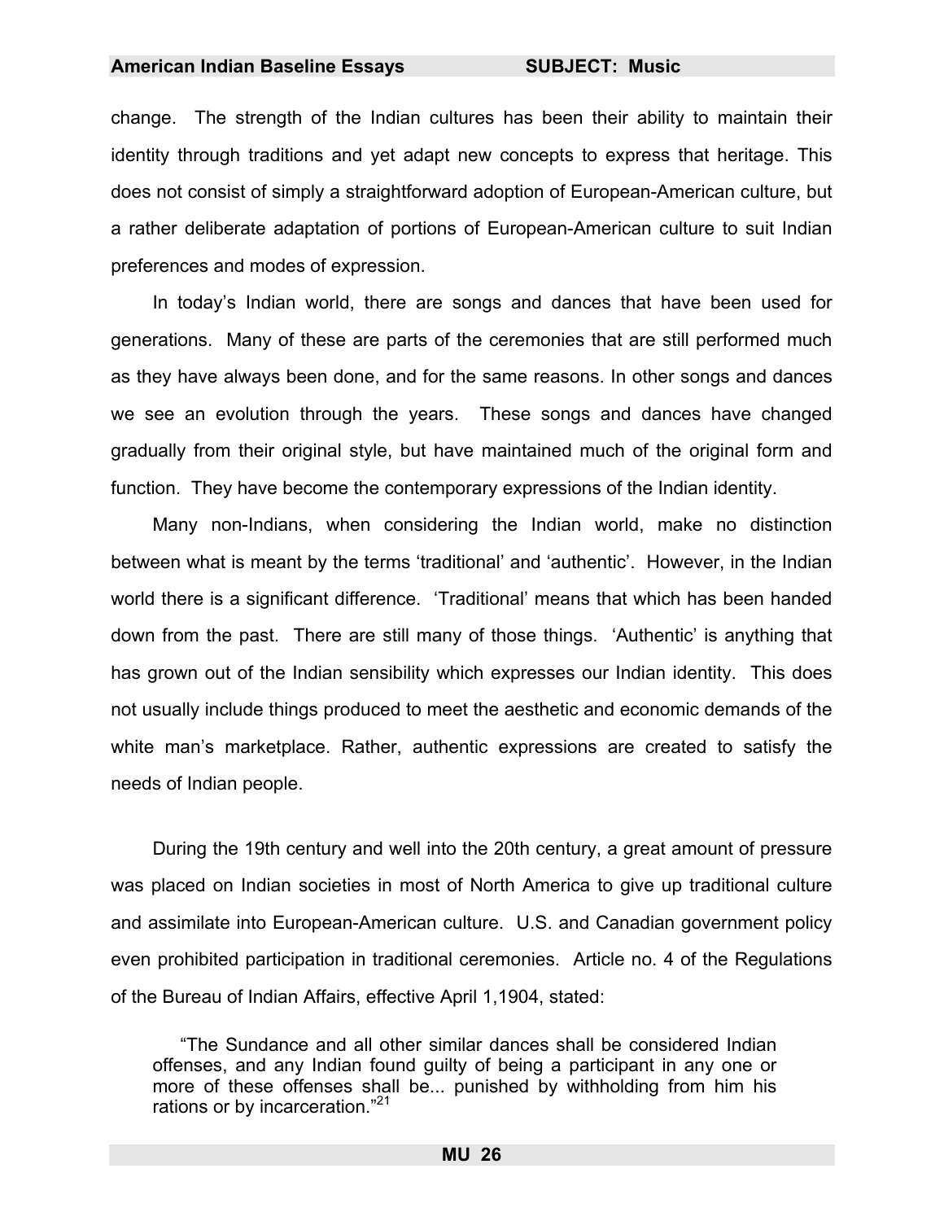change. The strength of the Indian cultures has been their ability to maintain their identity through traditions and yet adapt new concepts to express that heritage. This does not consist of simply a straightforward adoption of European-American culture, but a rather deliberate adaptation of portions of European-American culture to suit Indian preferences and modes of expression.

In today's Indian world, there are songs and dances that have been used for generations. Many of these are parts of the ceremonies that are still performed much as they have always been done, and for the same reasons. In other songs and dances we see an evolution through the years. These songs and dances have changed gradually from their original style, but have maintained much of the original form and function. They have become the contemporary expressions of the Indian identity.

Many non-Indians, when considering the Indian world, make no distinction between what is meant by the terms 'traditional' and 'authentic'. However, in the Indian world there is a significant difference. 'Traditional' means that which has been handed down from the past. There are still many of those things. 'Authentic' is anything that has grown out of the Indian sensibility which expresses our Indian identity. This does not usually include things produced to meet the aesthetic and economic demands of the white man's marketplace. Rather, authentic expressions are created to satisfy the needs of Indian people.

During the 19th century and well into the 20th century, a great amount of pressure was placed on Indian societies in most of North America to give up traditional culture and assimilate into European-American culture. U.S. and Canadian government policy even prohibited participation in traditional ceremonies. Article no. 4 of the Regulations of the Bureau of Indian Affairs, effective April 1,1904, stated:

> "The Sundance and all other similar dances shall be considered Indian offenses, and any Indian found guilty of being a participant in any one or more of these offenses shall be... punished by withholding from him his rations or by incarceration."[21]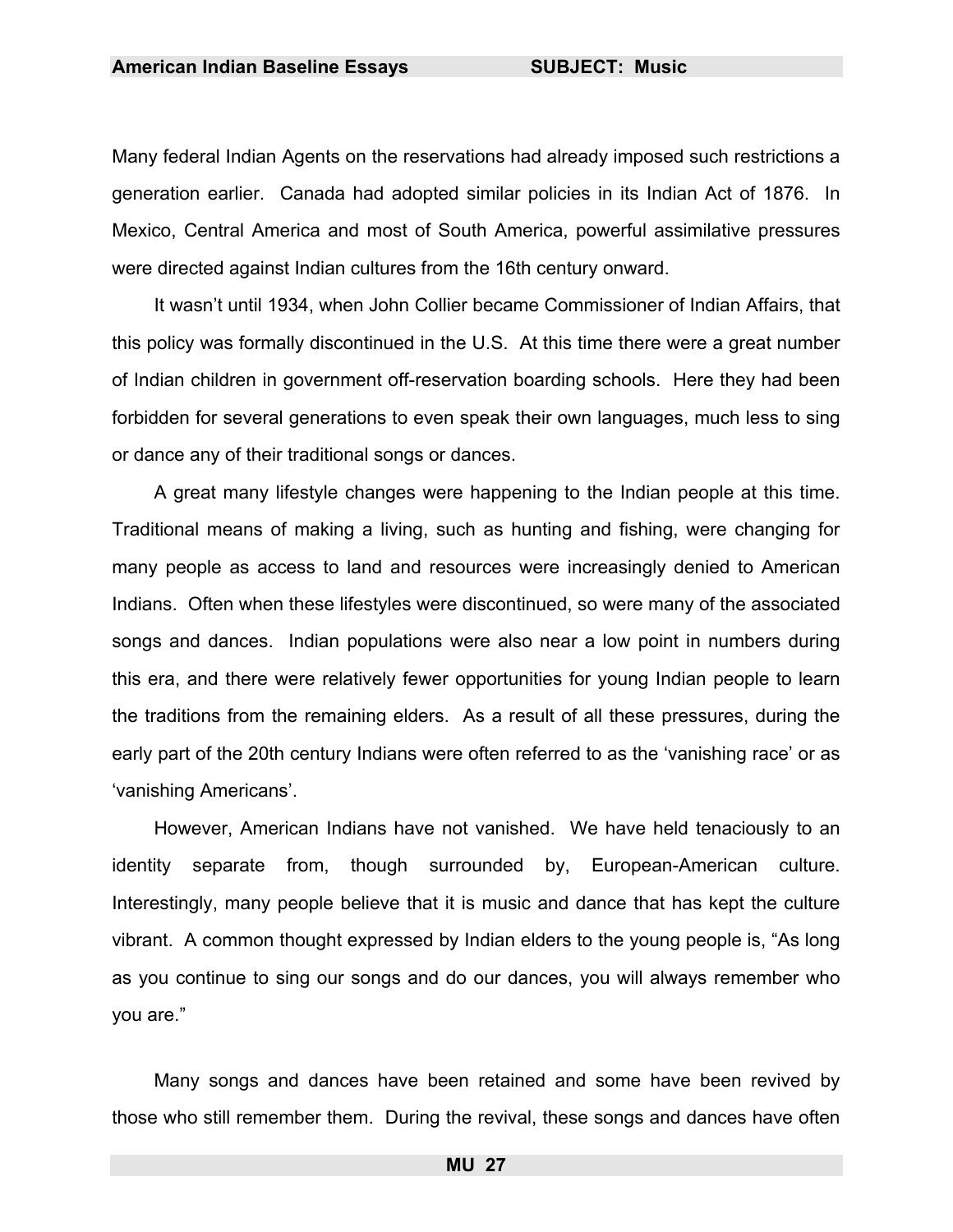Many federal Indian Agents on the reservations had already imposed such restrictions a generation earlier. Canada had adopted similar policies in its Indian Act of 1876. In Mexico, Central America and most of South America, powerful assimilative pressures were directed against Indian cultures from the 16th century onward.

It wasn't until 1934, when John Collier became Commissioner of Indian Affairs, that this policy was formally discontinued in the U.S. At this time there were a great number of Indian children in government off-reservation boarding schools. Here they had been forbidden for several generations to even speak their own languages, much less to sing or dance any of their traditional songs or dances.

A great many lifestyle changes were happening to the Indian people at this time. Traditional means of making a living, such as hunting and fishing, were changing for many people as access to land and resources were increasingly denied to American Indians. Often when these lifestyles were discontinued, so were many of the associated songs and dances. Indian populations were also near a low point in numbers during this era, and there were relatively fewer opportunities for young Indian people to learn the traditions from the remaining elders. As a result of all these pressures, during the early part of the 20th century Indians were often referred to as the 'vanishing race' or as 'vanishing Americans'.

However, American Indians have not vanished. We have held tenaciously to an identity separate from, though surrounded by, European-American culture. Interestingly, many people believe that it is music and dance that has kept the culture vibrant. A common thought expressed by Indian elders to the young people is, "As long as you continue to sing our songs and do our dances, you will always remember who you are."

Many songs and dances have been retained and some have been revived by those who still remember them. During the revival, these songs and dances have often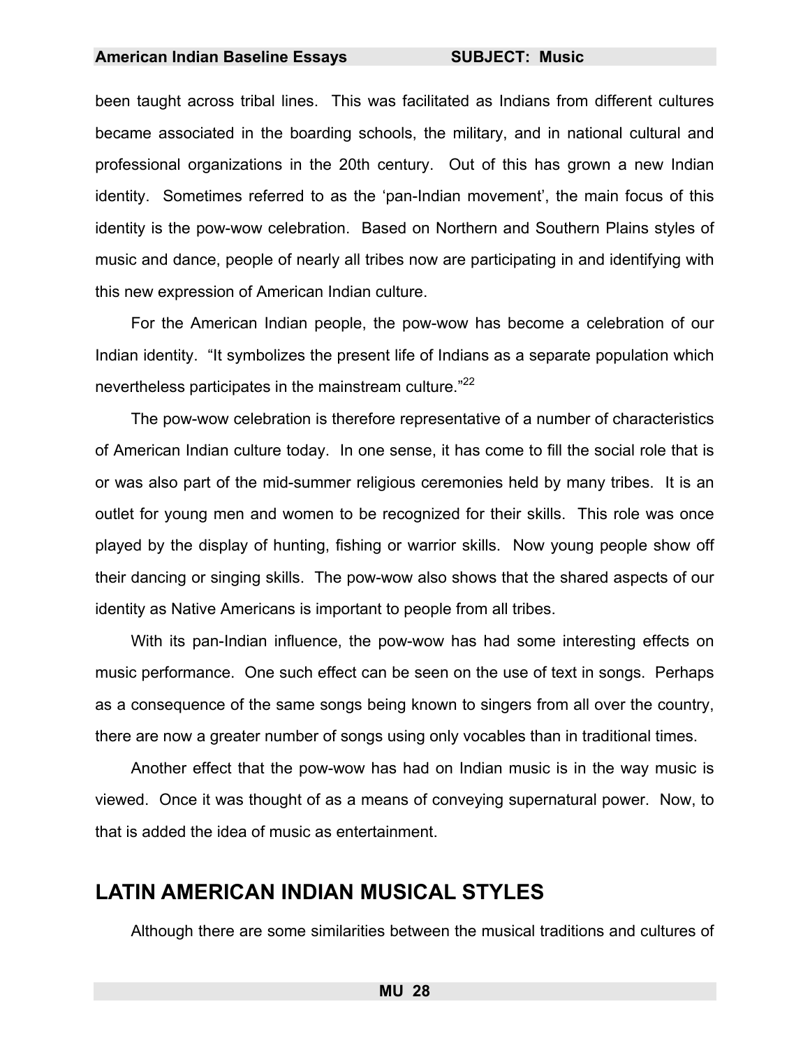been taught across tribal lines. This was facilitated as Indians from different cultures became associated in the boarding schools, the military, and in national cultural and professional organizations in the 20th century. Out of this has grown a new Indian identity. Sometimes referred to as the 'pan-Indian movement', the main focus of this identity is the pow-wow celebration. Based on Northern and Southern Plains styles of music and dance, people of nearly all tribes now are participating in and identifying with this new expression of American Indian culture.

For the American Indian people, the pow-wow has become a celebration of our Indian identity. "It symbolizes the present life of Indians as a separate population which nevertheless participates in the mainstream culture."[22]

The pow-wow celebration is therefore representative of a number of characteristics of American Indian culture today. In one sense, it has come to fill the social role that is or was also part of the mid-summer religious ceremonies held by many tribes. It is an outlet for young men and women to be recognized for their skills. This role was once played by the display of hunting, fishing or warrior skills. Now young people show off their dancing or singing skills. The pow-wow also shows that the shared aspects of our identity as Native Americans is important to people from all tribes.

With its pan-Indian influence, the pow-wow has had some interesting effects on music performance. One such effect can be seen on the use of text in songs. Perhaps as a consequence of the same songs being known to singers from all over the country, there are now a greater number of songs using only vocables than in traditional times.

Another effect that the pow-wow has had on Indian music is in the way music is viewed. Once it was thought of as a means of conveying supernatural power. Now, to that is added the idea of music as entertainment.

## LATIN AMERICAN INDIAN MUSICAL STYLES

Although there are some similarities between the musical traditions and cultures of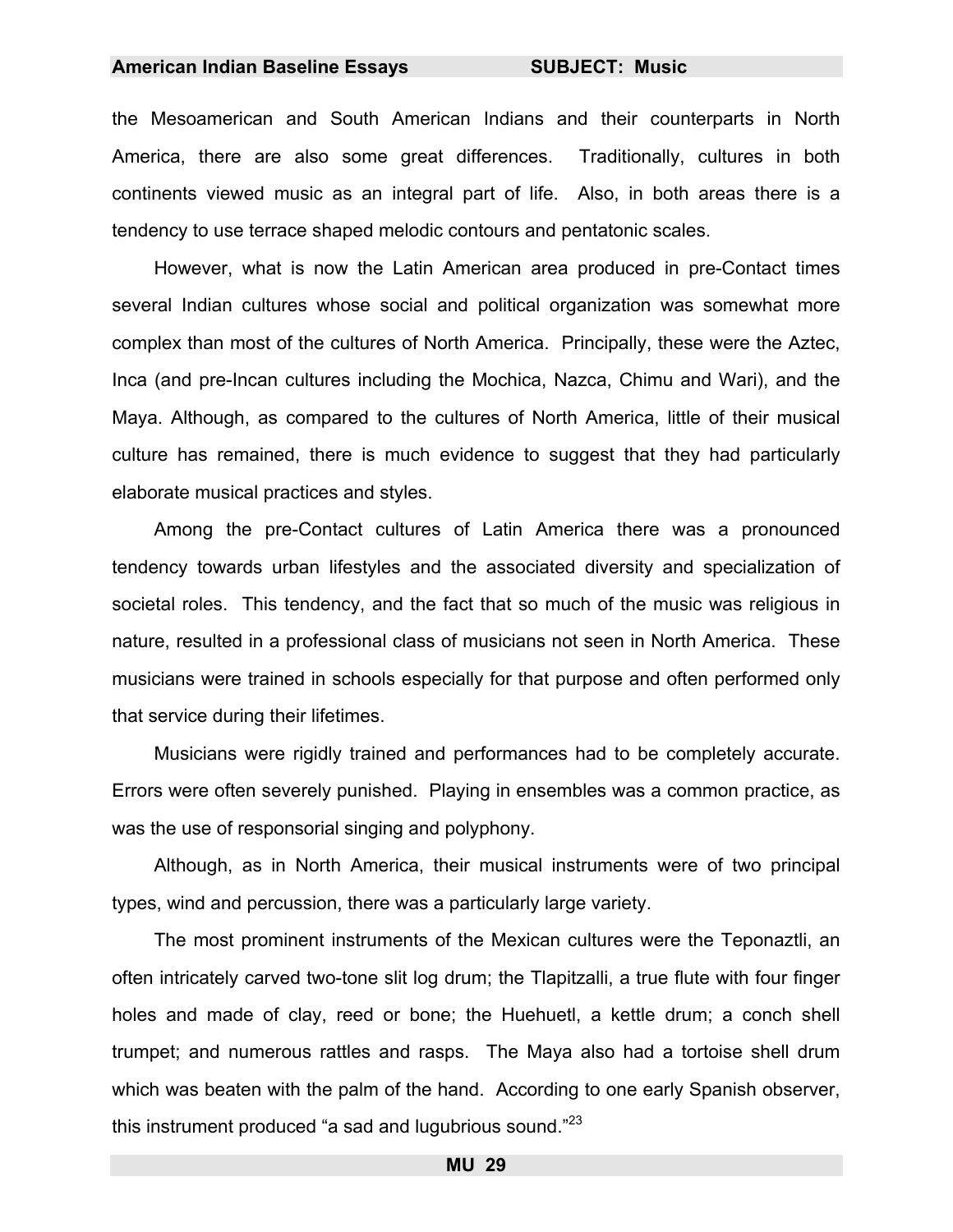the Mesoamerican and South American Indians and their counterparts in North America, there are also some great differences. Traditionally, cultures in both continents viewed music as an integral part of life. Also, in both areas there is a tendency to use terrace shaped melodic contours and pentatonic scales.

However, what is now the Latin American area produced in pre-Contact times several Indian cultures whose social and political organization was somewhat more complex than most of the cultures of North America. Principally, these were the Aztec, Inca (and pre-Incan cultures including the Mochica, Nazca, Chimu and Wari), and the Maya. Although, as compared to the cultures of North America, little of their musical culture has remained, there is much evidence to suggest that they had particularly elaborate musical practices and styles.

Among the pre-Contact cultures of Latin America there was a pronounced tendency towards urban lifestyles and the associated diversity and specialization of societal roles. This tendency, and the fact that so much of the music was religious in nature, resulted in a professional class of musicians not seen in North America. These musicians were trained in schools especially for that purpose and often performed only that service during their lifetimes.

Musicians were rigidly trained and performances had to be completely accurate. Errors were often severely punished. Playing in ensembles was a common practice, as was the use of responsorial singing and polyphony.

Although, as in North America, their musical instruments were of two principal types, wind and percussion, there was a particularly large variety.

The most prominent instruments of the Mexican cultures were the Teponaztli, an often intricately carved two-tone slit log drum; the Tlapitzalli, a true flute with four finger holes and made of clay, reed or bone; the Huehuetl, a kettle drum; a conch shell trumpet; and numerous rattles and rasps. The Maya also had a tortoise shell drum which was beaten with the palm of the hand. According to one early Spanish observer, this instrument produced "a sad and lugubrious sound."[23]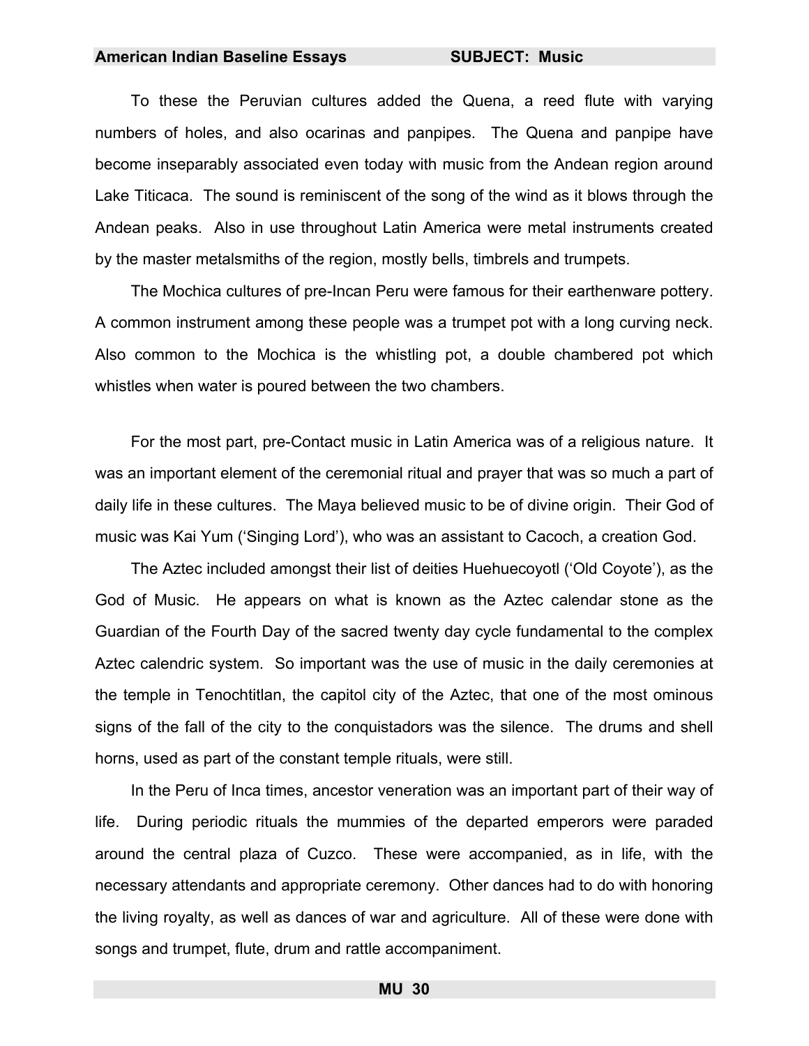To these the Peruvian cultures added the Quena, a reed flute with varying numbers of holes, and also ocarinas and panpipes. The Quena and panpipe have become inseparably associated even today with music from the Andean region around Lake Titicaca. The sound is reminiscent of the song of the wind as it blows through the Andean peaks. Also in use throughout Latin America were metal instruments created by the master metalsmiths of the region, mostly bells, timbrels and trumpets.

The Mochica cultures of pre-Incan Peru were famous for their earthenware pottery. A common instrument among these people was a trumpet pot with a long curving neck. Also common to the Mochica is the whistling pot, a double chambered pot which whistles when water is poured between the two chambers.

For the most part, pre-Contact music in Latin America was of a religious nature. It was an important element of the ceremonial ritual and prayer that was so much a part of daily life in these cultures. The Maya believed music to be of divine origin. Their God of music was Kai Yum ('Singing Lord'), who was an assistant to Cacoch, a creation God.

The Aztec included amongst their list of deities Huehuecoyotl ('Old Coyote'), as the God of Music. He appears on what is known as the Aztec calendar stone as the Guardian of the Fourth Day of the sacred twenty day cycle fundamental to the complex Aztec calendric system. So important was the use of music in the daily ceremonies at the temple in Tenochtitlan, the capitol city of the Aztec, that one of the most ominous signs of the fall of the city to the conquistadors was the silence. The drums and shell horns, used as part of the constant temple rituals, were still.

In the Peru of Inca times, ancestor veneration was an important part of their way of life. During periodic rituals the mummies of the departed emperors were paraded around the central plaza of Cuzco. These were accompanied, as in life, with the necessary attendants and appropriate ceremony. Other dances had to do with honoring the living royalty, as well as dances of war and agriculture. All of these were done with songs and trumpet, flute, drum and rattle accompaniment.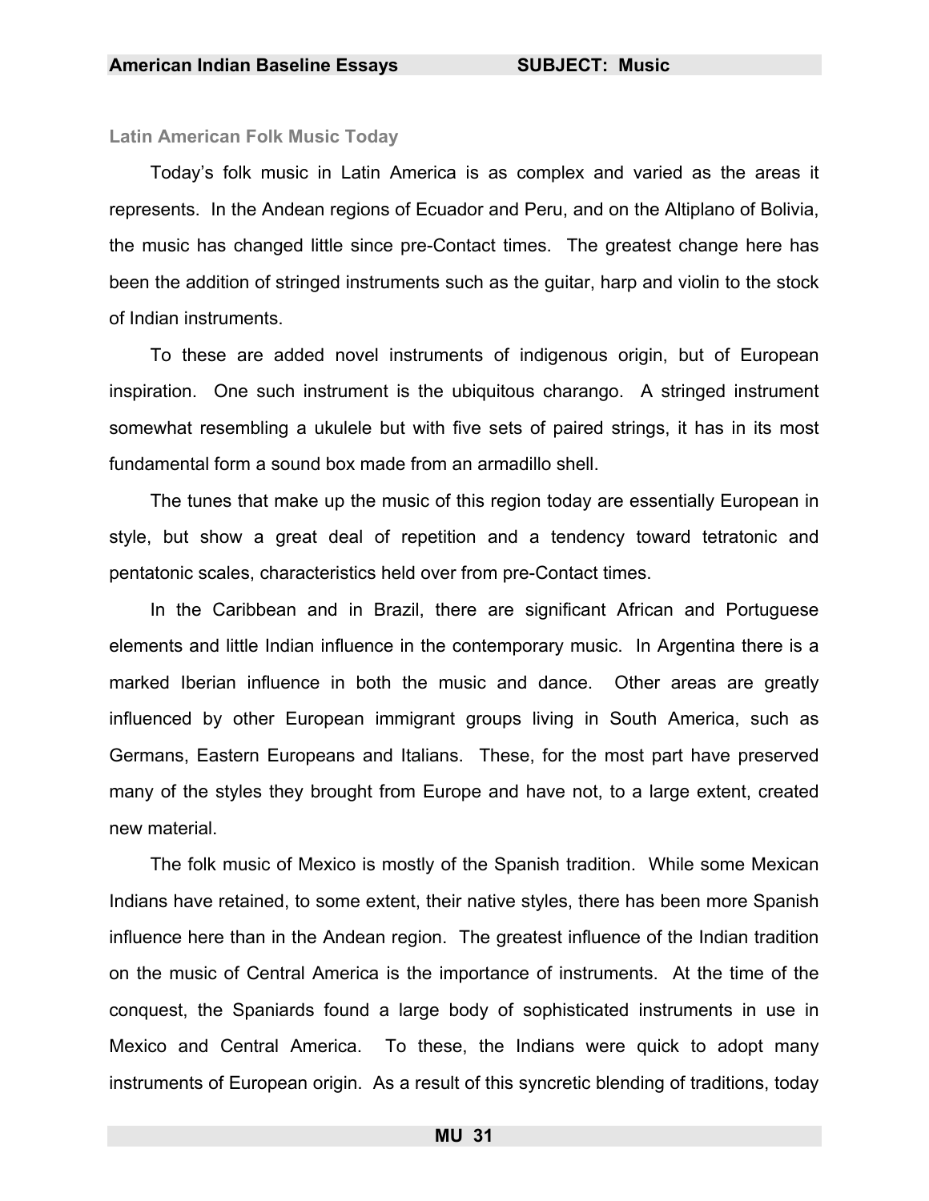### Latin American Folk Music Today

Today's folk music in Latin America is as complex and varied as the areas it represents. In the Andean regions of Ecuador and Peru, and on the Altiplano of Bolivia, the music has changed little since pre-Contact times. The greatest change here has been the addition of stringed instruments such as the guitar, harp and violin to the stock of Indian instruments.

To these are added novel instruments of indigenous origin, but of European inspiration. One such instrument is the ubiquitous charango. A stringed instrument somewhat resembling a ukulele but with five sets of paired strings, it has in its most fundamental form a sound box made from an armadillo shell.

The tunes that make up the music of this region today are essentially European in style, but show a great deal of repetition and a tendency toward tetratonic and pentatonic scales, characteristics held over from pre-Contact times.

In the Caribbean and in Brazil, there are significant African and Portuguese elements and little Indian influence in the contemporary music. In Argentina there is a marked Iberian influence in both the music and dance. Other areas are greatly influenced by other European immigrant groups living in South America, such as Germans, Eastern Europeans and Italians. These, for the most part have preserved many of the styles they brought from Europe and have not, to a large extent, created new material.

The folk music of Mexico is mostly of the Spanish tradition. While some Mexican Indians have retained, to some extent, their native styles, there has been more Spanish influence here than in the Andean region. The greatest influence of the Indian tradition on the music of Central America is the importance of instruments. At the time of the conquest, the Spaniards found a large body of sophisticated instruments in use in Mexico and Central America. To these, the Indians were quick to adopt many instruments of European origin. As a result of this syncretic blending of traditions, today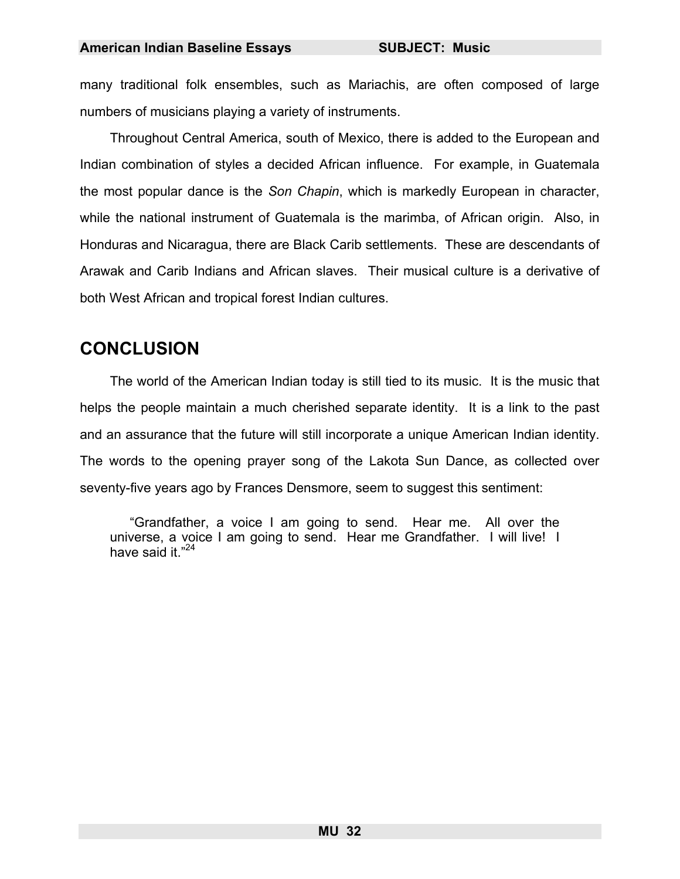many traditional folk ensembles, such as Mariachis, are often composed of large numbers of musicians playing a variety of instruments.

Throughout Central America, south of Mexico, there is added to the European and Indian combination of styles a decided African influence. For example, in Guatemala the most popular dance is the *Son Chapin*, which is markedly European in character, while the national instrument of Guatemala is the marimba, of African origin. Also, in Honduras and Nicaragua, there are Black Carib settlements. These are descendants of Arawak and Carib Indians and African slaves. Their musical culture is a derivative of both West African and tropical forest Indian cultures.

## CONCLUSION

The world of the American Indian today is still tied to its music. It is the music that helps the people maintain a much cherished separate identity. It is a link to the past and an assurance that the future will still incorporate a unique American Indian identity. The words to the opening prayer song of the Lakota Sun Dance, as collected over seventy-five years ago by Frances Densmore, seem to suggest this sentiment:

> "Grandfather, a voice I am going to send. Hear me. All over the universe, a voice I am going to send. Hear me Grandfather. I will live! I have said it."[24]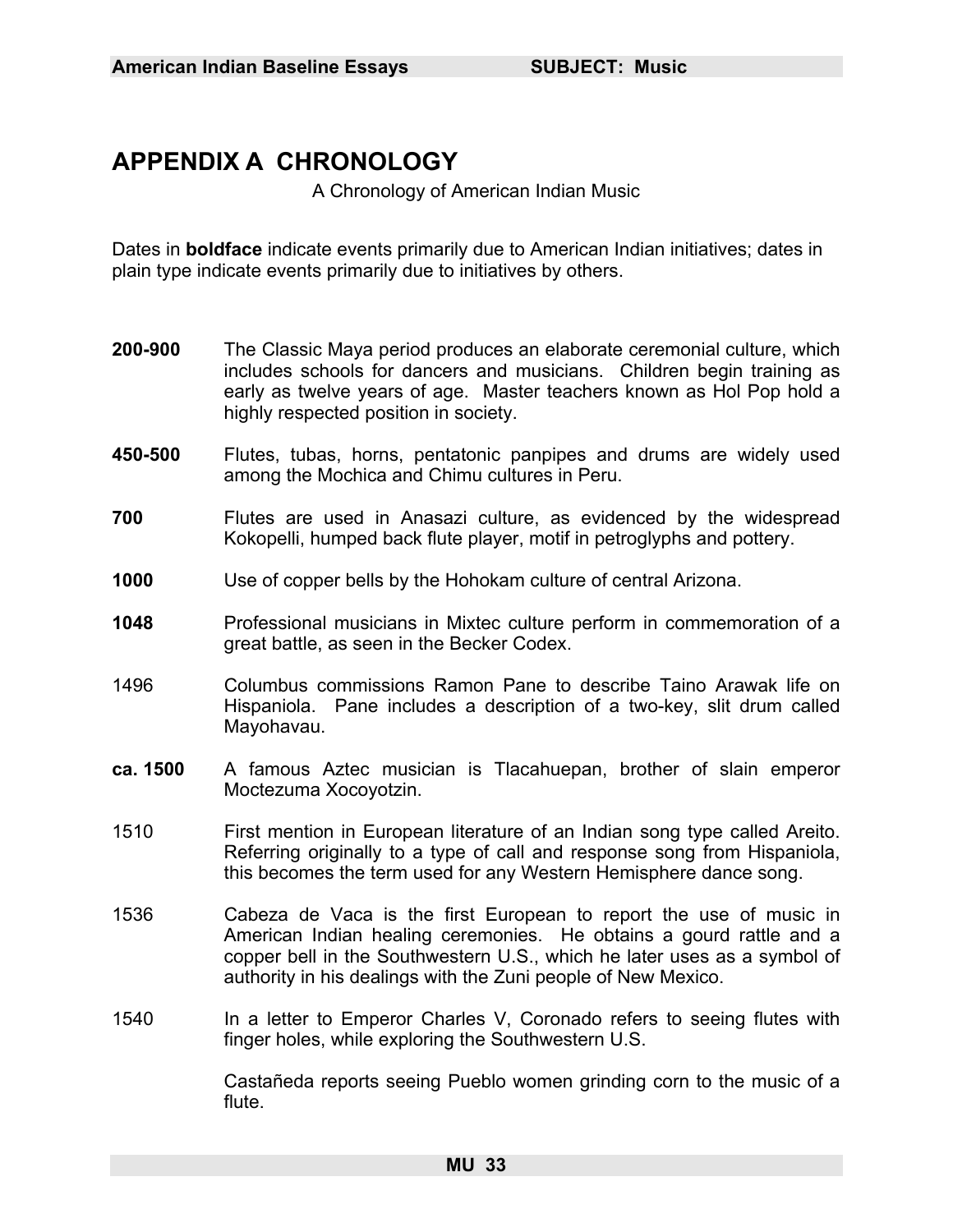## APPENDIX A CHRONOLOGY

A Chronology of American Indian Music

Dates in **boldface** indicate events primarily due to American Indian initiatives; dates in plain type indicate events primarily due to initiatives by others.

**200-900** The Classic Maya period produces an elaborate ceremonial culture, which includes schools for dancers and musicians. Children begin training as early as twelve years of age. Master teachers known as Hol Pop hold a highly respected position in society.

**450-500** Flutes, tubas, horns, pentatonic panpipes and drums are widely used among the Mochica and Chimu cultures in Peru.

**700** Flutes are used in Anasazi culture, as evidenced by the widespread Kokopelli, humped back flute player, motif in petroglyphs and pottery.

**1000** Use of copper bells by the Hohokam culture of central Arizona.

**1048** Professional musicians in Mixtec culture perform in commemoration of a great battle, as seen in the Becker Codex.

1496 Columbus commissions Ramon Pane to describe Taino Arawak life on Hispaniola. Pane includes a description of a two-key, slit drum called Mayohavau.

**ca. 1500** A famous Aztec musician is Tlacahuepan, brother of slain emperor Moctezuma Xocoyotzin.

1510 First mention in European literature of an Indian song type called Areito. Referring originally to a type of call and response song from Hispaniola, this becomes the term used for any Western Hemisphere dance song.

1536 Cabeza de Vaca is the first European to report the use of music in American Indian healing ceremonies. He obtains a gourd rattle and a copper bell in the Southwestern U.S., which he later uses as a symbol of authority in his dealings with the Zuni people of New Mexico.

1540 In a letter to Emperor Charles V, Coronado refers to seeing flutes with finger holes, while exploring the Southwestern U.S.

Castañeda reports seeing Pueblo women grinding corn to the music of a flute.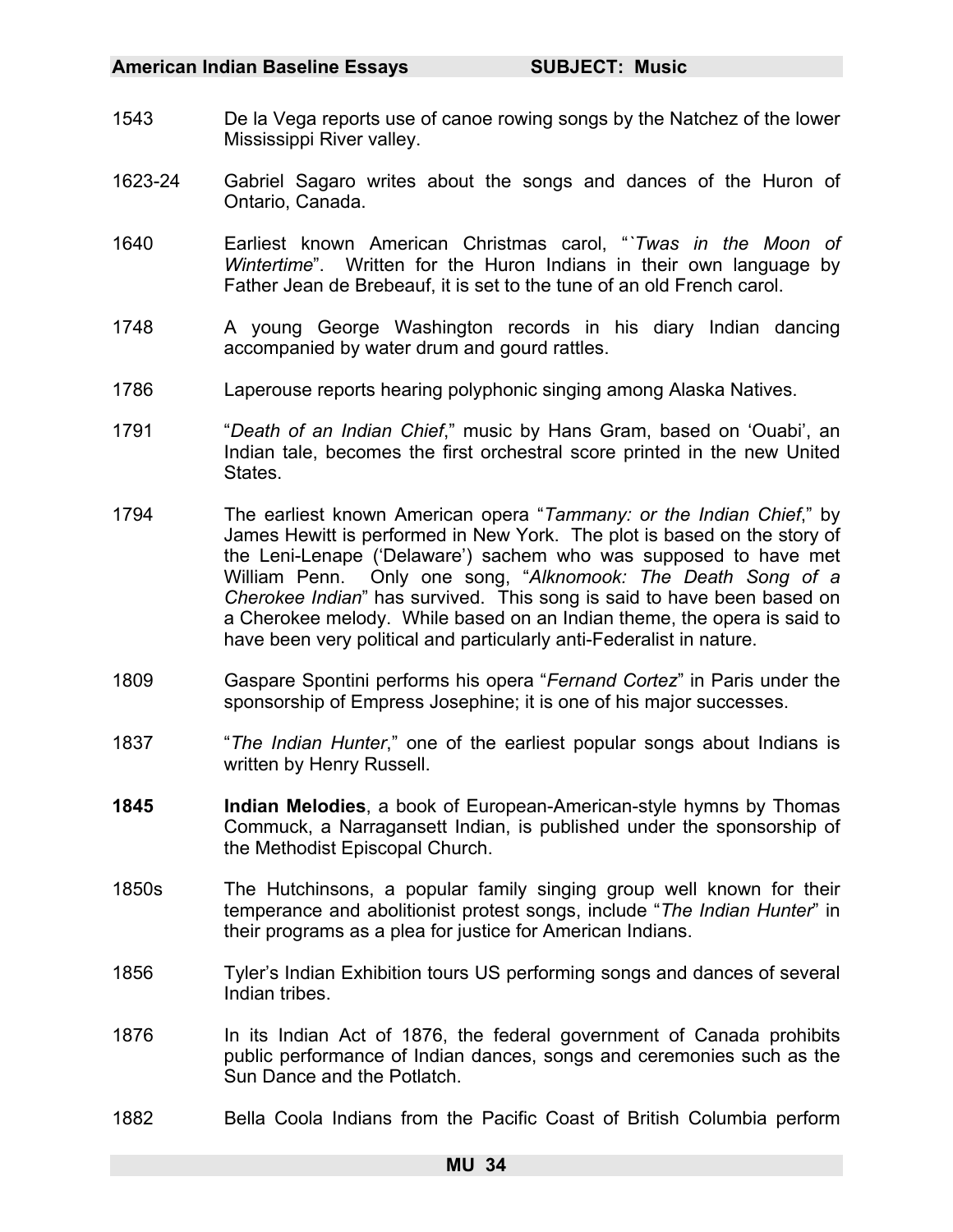1543 De la Vega reports use of canoe rowing songs by the Natchez of the lower Mississippi River valley.

1623-24 Gabriel Sagaro writes about the songs and dances of the Huron of Ontario, Canada.

1640 Earliest known American Christmas carol, "*`Twas in the Moon of Wintertime*". Written for the Huron Indians in their own language by Father Jean de Brebeauf, it is set to the tune of an old French carol.

1748 A young George Washington records in his diary Indian dancing accompanied by water drum and gourd rattles.

1786 Laperouse reports hearing polyphonic singing among Alaska Natives.

1791 "*Death of an Indian Chief*," music by Hans Gram, based on 'Ouabi', an Indian tale, becomes the first orchestral score printed in the new United States.

1794 The earliest known American opera "*Tammany: or the Indian Chief*," by James Hewitt is performed in New York. The plot is based on the story of the Leni-Lenape ('Delaware') sachem who was supposed to have met William Penn. Only one song, "*Alknomook: The Death Song of a Cherokee Indian*" has survived. This song is said to have been based on a Cherokee melody. While based on an Indian theme, the opera is said to have been very political and particularly anti-Federalist in nature.

1809 Gaspare Spontini performs his opera "*Fernand Cortez*" in Paris under the sponsorship of Empress Josephine; it is one of his major successes.

1837 "*The Indian Hunter*," one of the earliest popular songs about Indians is written by Henry Russell.

**1845** **Indian Melodies**, a book of European-American-style hymns by Thomas Commuck, a Narragansett Indian, is published under the sponsorship of the Methodist Episcopal Church.

1850s The Hutchinsons, a popular family singing group well known for their temperance and abolitionist protest songs, include "*The Indian Hunter*" in their programs as a plea for justice for American Indians.

1856 Tyler's Indian Exhibition tours US performing songs and dances of several Indian tribes.

1876 In its Indian Act of 1876, the federal government of Canada prohibits public performance of Indian dances, songs and ceremonies such as the Sun Dance and the Potlatch.

1882 Bella Coola Indians from the Pacific Coast of British Columbia perform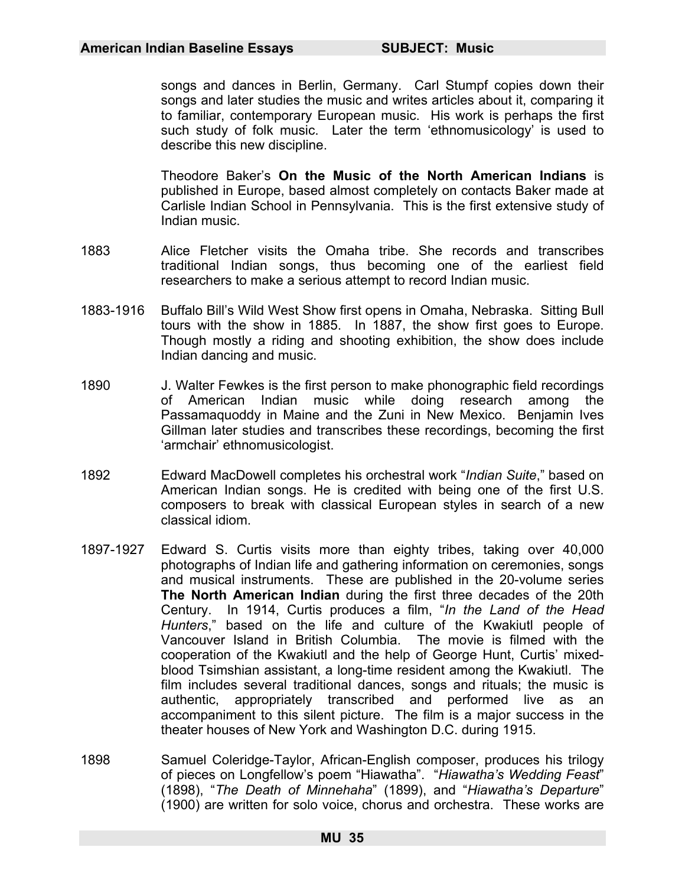songs and dances in Berlin, Germany. Carl Stumpf copies down their songs and later studies the music and writes articles about it, comparing it to familiar, contemporary European music. His work is perhaps the first such study of folk music. Later the term 'ethnomusicology' is used to describe this new discipline.

Theodore Baker's **On the Music of the North American Indians** is published in Europe, based almost completely on contacts Baker made at Carlisle Indian School in Pennsylvania. This is the first extensive study of Indian music.

1883 Alice Fletcher visits the Omaha tribe. She records and transcribes traditional Indian songs, thus becoming one of the earliest field researchers to make a serious attempt to record Indian music.

1883-1916 Buffalo Bill's Wild West Show first opens in Omaha, Nebraska. Sitting Bull tours with the show in 1885. In 1887, the show first goes to Europe. Though mostly a riding and shooting exhibition, the show does include Indian dancing and music.

1890 J. Walter Fewkes is the first person to make phonographic field recordings of American Indian music while doing research among the Passamaquoddy in Maine and the Zuni in New Mexico. Benjamin Ives Gillman later studies and transcribes these recordings, becoming the first 'armchair' ethnomusicologist.

1892 Edward MacDowell completes his orchestral work "*Indian Suite*," based on American Indian songs. He is credited with being one of the first U.S. composers to break with classical European styles in search of a new classical idiom.

1897-1927 Edward S. Curtis visits more than eighty tribes, taking over 40,000 photographs of Indian life and gathering information on ceremonies, songs and musical instruments. These are published in the 20-volume series **The North American Indian** during the first three decades of the 20th Century. In 1914, Curtis produces a film, "*In the Land of the Head Hunters*," based on the life and culture of the Kwakiutl people of Vancouver Island in British Columbia. The movie is filmed with the cooperation of the Kwakiutl and the help of George Hunt, Curtis' mixed-blood Tsimshian assistant, a long-time resident among the Kwakiutl. The film includes several traditional dances, songs and rituals; the music is authentic, appropriately transcribed and performed live as an accompaniment to this silent picture. The film is a major success in the theater houses of New York and Washington D.C. during 1915.

1898 Samuel Coleridge-Taylor, African-English composer, produces his trilogy of pieces on Longfellow's poem "Hiawatha". "*Hiawatha's Wedding Feast*" (1898), "*The Death of Minnehaha*" (1899), and "*Hiawatha's Departure*" (1900) are written for solo voice, chorus and orchestra. These works are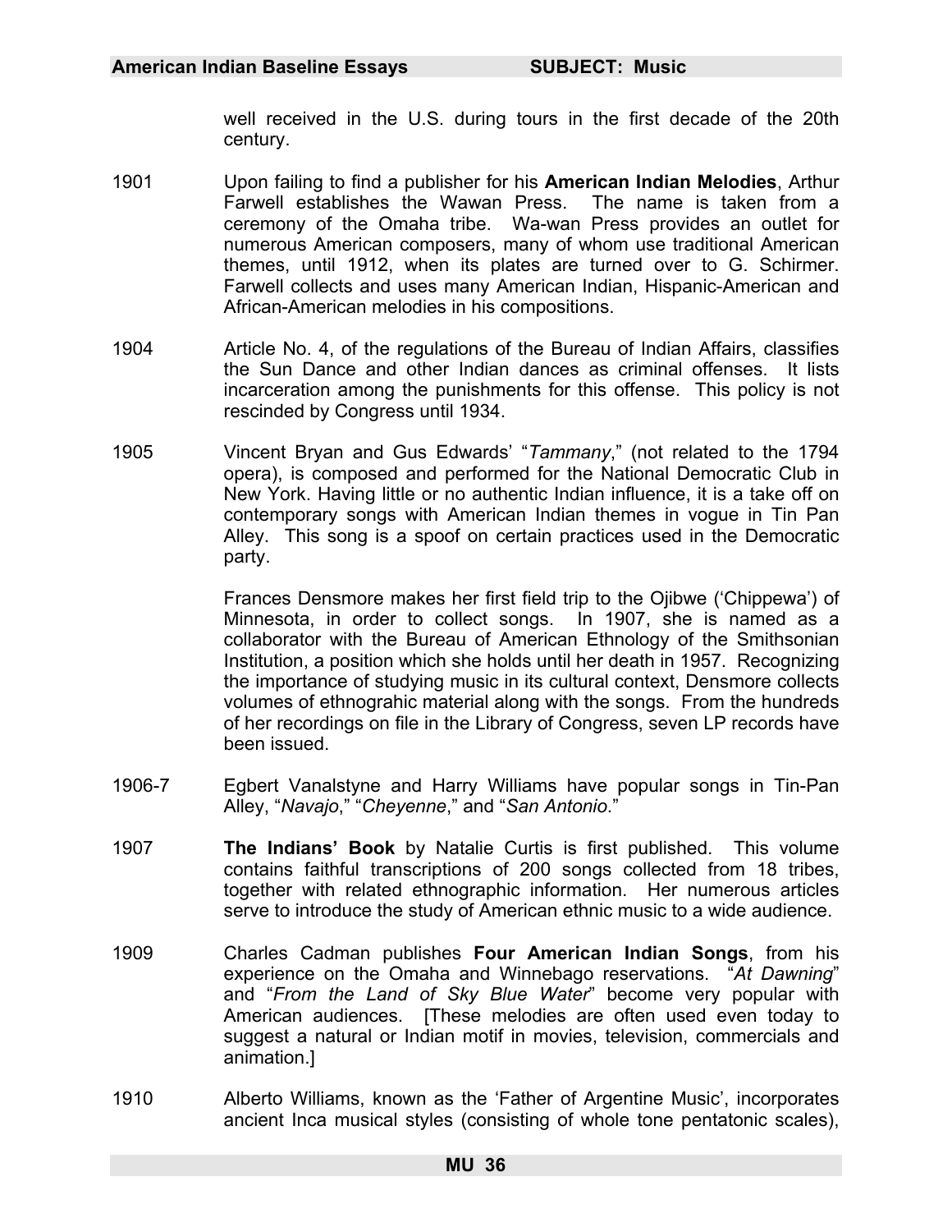well received in the U.S. during tours in the first decade of the 20th century.

1901 Upon failing to find a publisher for his **American Indian Melodies**, Arthur Farwell establishes the Wawan Press. The name is taken from a ceremony of the Omaha tribe. Wa-wan Press provides an outlet for numerous American composers, many of whom use traditional American themes, until 1912, when its plates are turned over to G. Schirmer. Farwell collects and uses many American Indian, Hispanic-American and African-American melodies in his compositions.

1904 Article No. 4, of the regulations of the Bureau of Indian Affairs, classifies the Sun Dance and other Indian dances as criminal offenses. It lists incarceration among the punishments for this offense. This policy is not rescinded by Congress until 1934.

1905 Vincent Bryan and Gus Edwards' "*Tammany*," (not related to the 1794 opera), is composed and performed for the National Democratic Club in New York. Having little or no authentic Indian influence, it is a take off on contemporary songs with American Indian themes in vogue in Tin Pan Alley. This song is a spoof on certain practices used in the Democratic party.

Frances Densmore makes her first field trip to the Ojibwe ('Chippewa') of Minnesota, in order to collect songs. In 1907, she is named as a collaborator with the Bureau of American Ethnology of the Smithsonian Institution, a position which she holds until her death in 1957. Recognizing the importance of studying music in its cultural context, Densmore collects volumes of ethnograhic material along with the songs. From the hundreds of her recordings on file in the Library of Congress, seven LP records have been issued.

1906-7 Egbert Vanalstyne and Harry Williams have popular songs in Tin-Pan Alley, "*Navajo*," "*Cheyenne*," and "*San Antonio*."

1907 **The Indians' Book** by Natalie Curtis is first published. This volume contains faithful transcriptions of 200 songs collected from 18 tribes, together with related ethnographic information. Her numerous articles serve to introduce the study of American ethnic music to a wide audience.

1909 Charles Cadman publishes **Four American Indian Songs**, from his experience on the Omaha and Winnebago reservations. "*At Dawning*" and "*From the Land of Sky Blue Water*" become very popular with American audiences. [These melodies are often used even today to suggest a natural or Indian motif in movies, television, commercials and animation.]

1910 Alberto Williams, known as the 'Father of Argentine Music', incorporates ancient Inca musical styles (consisting of whole tone pentatonic scales),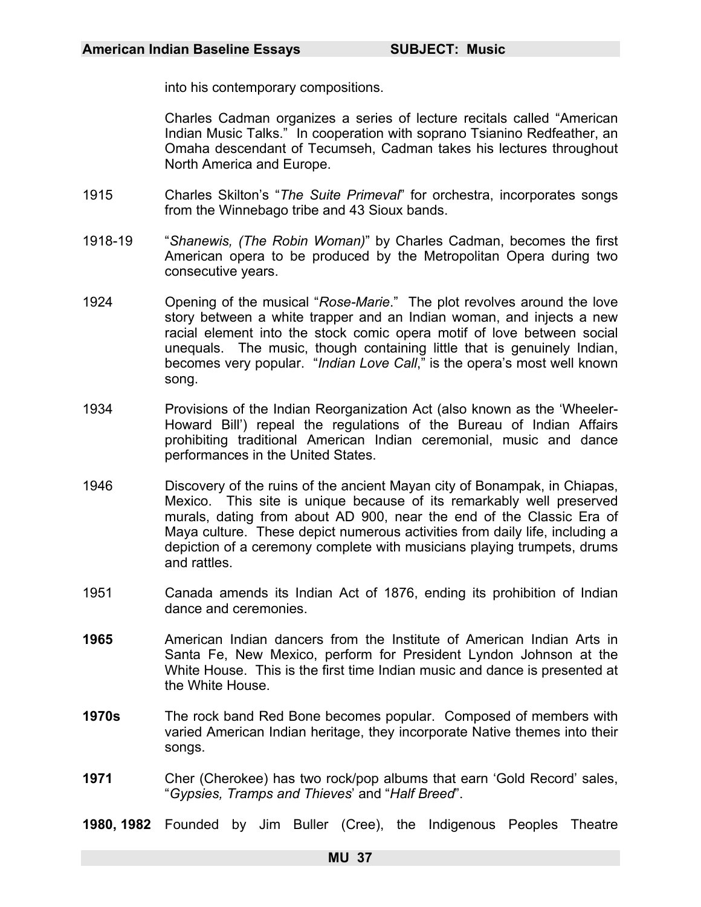into his contemporary compositions.

Charles Cadman organizes a series of lecture recitals called "American Indian Music Talks." In cooperation with soprano Tsianino Redfeather, an Omaha descendant of Tecumseh, Cadman takes his lectures throughout North America and Europe.

1915 Charles Skilton's "*The Suite Primeval*" for orchestra, incorporates songs from the Winnebago tribe and 43 Sioux bands.

1918-19 "*Shanewis, (The Robin Woman)*" by Charles Cadman, becomes the first American opera to be produced by the Metropolitan Opera during two consecutive years.

1924 Opening of the musical "*Rose-Marie*." The plot revolves around the love story between a white trapper and an Indian woman, and injects a new racial element into the stock comic opera motif of love between social unequals. The music, though containing little that is genuinely Indian, becomes very popular. "*Indian Love Call*," is the opera's most well known song.

1934 Provisions of the Indian Reorganization Act (also known as the 'Wheeler-Howard Bill') repeal the regulations of the Bureau of Indian Affairs prohibiting traditional American Indian ceremonial, music and dance performances in the United States.

1946 Discovery of the ruins of the ancient Mayan city of Bonampak, in Chiapas, Mexico. This site is unique because of its remarkably well preserved murals, dating from about AD 900, near the end of the Classic Era of Maya culture. These depict numerous activities from daily life, including a depiction of a ceremony complete with musicians playing trumpets, drums and rattles.

1951 Canada amends its Indian Act of 1876, ending its prohibition of Indian dance and ceremonies.

**1965** American Indian dancers from the Institute of American Indian Arts in Santa Fe, New Mexico, perform for President Lyndon Johnson at the White House. This is the first time Indian music and dance is presented at the White House.

**1970s** The rock band Red Bone becomes popular. Composed of members with varied American Indian heritage, they incorporate Native themes into their songs.

**1971** Cher (Cherokee) has two rock/pop albums that earn 'Gold Record' sales, "*Gypsies, Tramps and Thieves*' and "*Half Breed*".

**1980, 1982** Founded by Jim Buller (Cree), the Indigenous Peoples Theatre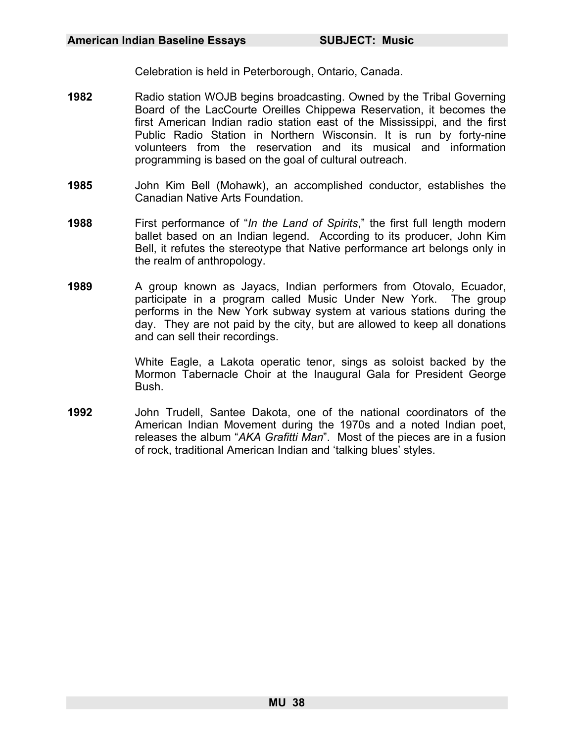Celebration is held in Peterborough, Ontario, Canada.

**1982** Radio station WOJB begins broadcasting. Owned by the Tribal Governing Board of the LacCourte Oreilles Chippewa Reservation, it becomes the first American Indian radio station east of the Mississippi, and the first Public Radio Station in Northern Wisconsin. It is run by forty-nine volunteers from the reservation and its musical and information programming is based on the goal of cultural outreach.

**1985** John Kim Bell (Mohawk), an accomplished conductor, establishes the Canadian Native Arts Foundation.

**1988** First performance of "*In the Land of Spirits*," the first full length modern ballet based on an Indian legend. According to its producer, John Kim Bell, it refutes the stereotype that Native performance art belongs only in the realm of anthropology.

**1989** A group known as Jayacs, Indian performers from Otovalo, Ecuador, participate in a program called Music Under New York. The group performs in the New York subway system at various stations during the day. They are not paid by the city, but are allowed to keep all donations and can sell their recordings.

White Eagle, a Lakota operatic tenor, sings as soloist backed by the Mormon Tabernacle Choir at the Inaugural Gala for President George Bush.

**1992** John Trudell, Santee Dakota, one of the national coordinators of the American Indian Movement during the 1970s and a noted Indian poet, releases the album "*AKA Grafitti Man*". Most of the pieces are in a fusion of rock, traditional American Indian and 'talking blues' styles.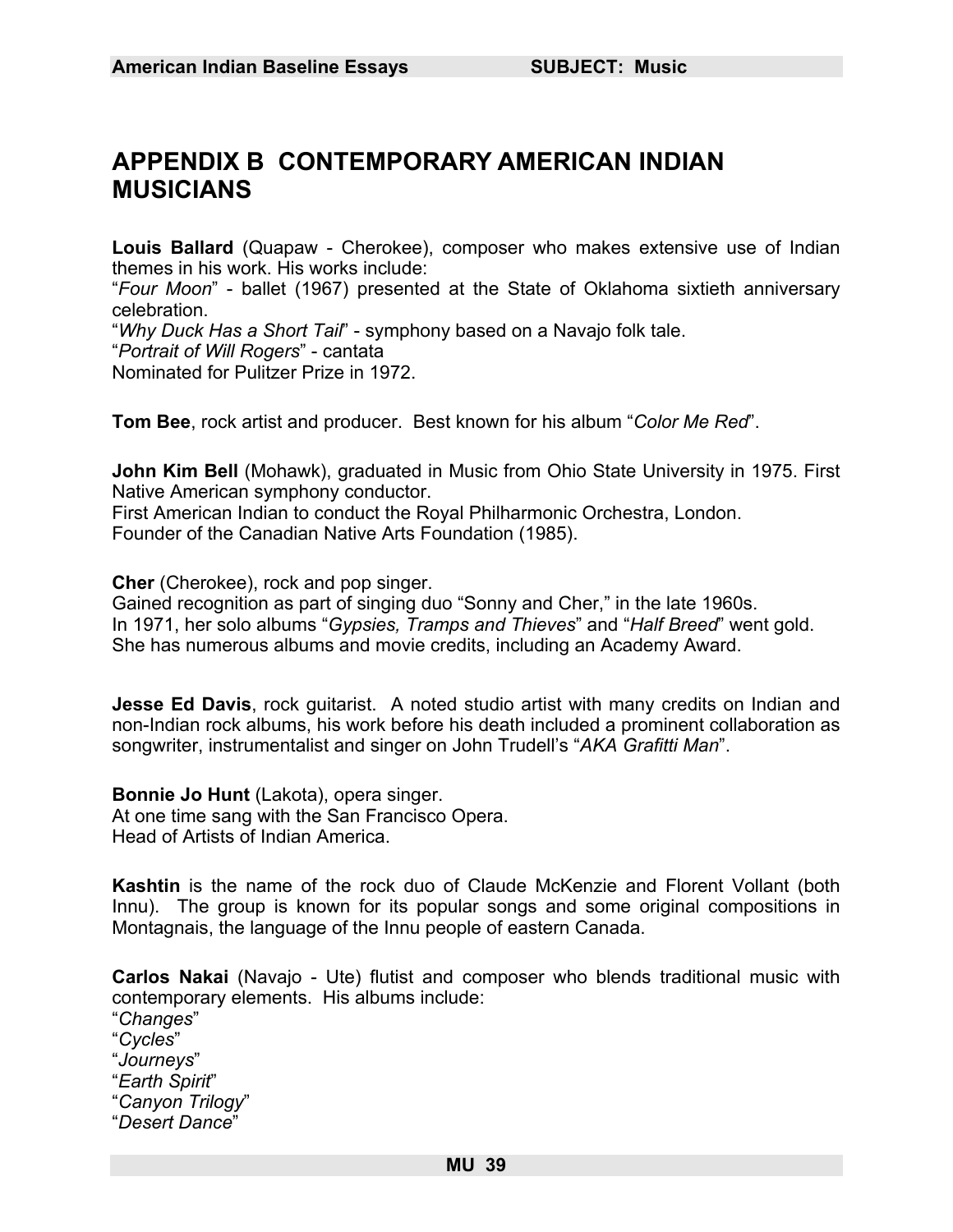# APPENDIX B CONTEMPORARY AMERICAN INDIAN MUSICIANS

**Louis Ballard** (Quapaw - Cherokee), composer who makes extensive use of Indian themes in his work. His works include:
"*Four Moon*" - ballet (1967) presented at the State of Oklahoma sixtieth anniversary celebration.
"*Why Duck Has a Short Tail*" - symphony based on a Navajo folk tale.
"*Portrait of Will Rogers*" - cantata
Nominated for Pulitzer Prize in 1972.

**Tom Bee**, rock artist and producer. Best known for his album "*Color Me Red*".

**John Kim Bell** (Mohawk), graduated in Music from Ohio State University in 1975. First Native American symphony conductor.
First American Indian to conduct the Royal Philharmonic Orchestra, London.
Founder of the Canadian Native Arts Foundation (1985).

**Cher** (Cherokee), rock and pop singer.
Gained recognition as part of singing duo "Sonny and Cher," in the late 1960s.
In 1971, her solo albums "*Gypsies, Tramps and Thieves*" and "*Half Breed*" went gold.
She has numerous albums and movie credits, including an Academy Award.

**Jesse Ed Davis**, rock guitarist. A noted studio artist with many credits on Indian and non-Indian rock albums, his work before his death included a prominent collaboration as songwriter, instrumentalist and singer on John Trudell's "*AKA Grafitti Man*".

**Bonnie Jo Hunt** (Lakota), opera singer.
At one time sang with the San Francisco Opera.
Head of Artists of Indian America.

**Kashtin** is the name of the rock duo of Claude McKenzie and Florent Vollant (both Innu). The group is known for its popular songs and some original compositions in Montagnais, the language of the Innu people of eastern Canada.

**Carlos Nakai** (Navajo - Ute) flutist and composer who blends traditional music with contemporary elements. His albums include:
"*Changes*"
"*Cycles*"
"*Journeys*"
"*Earth Spirit*"
"*Canyon Trilogy*"
"*Desert Dance*"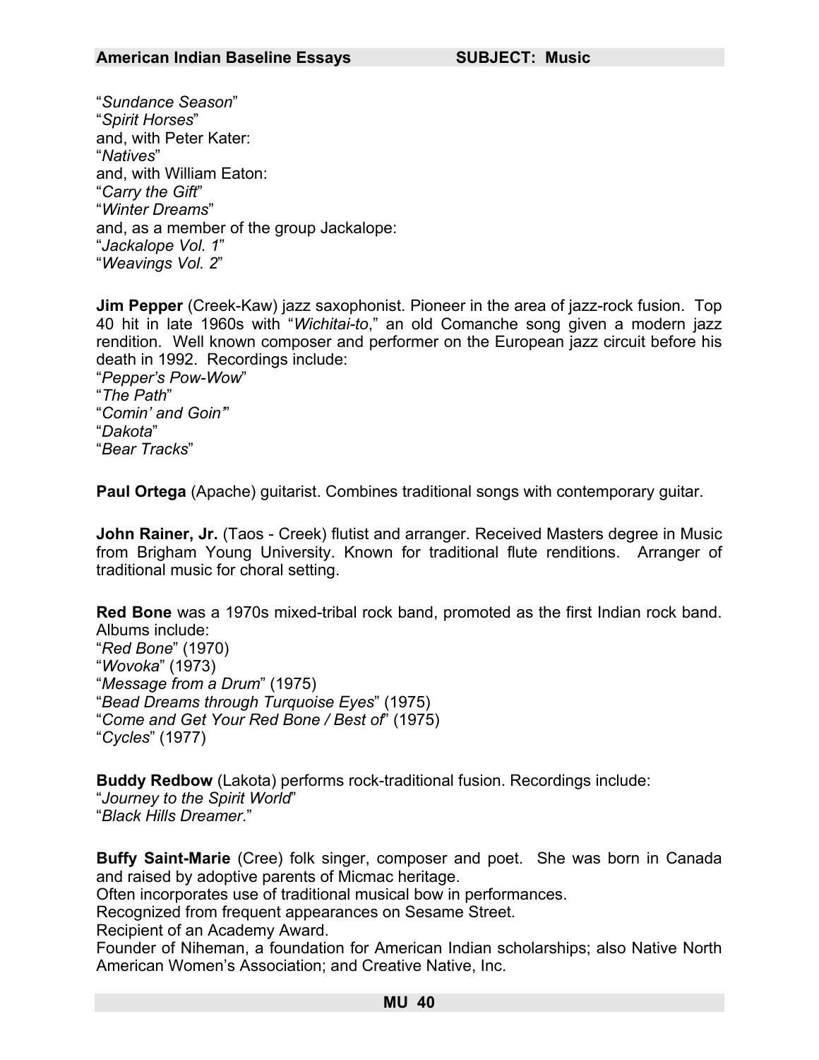"*Sundance Season*"
"*Spirit Horses*"
and, with Peter Kater:
"*Natives*"
and, with William Eaton:
"*Carry the Gift*"
"*Winter Dreams*"
and, as a member of the group Jackalope:
"*Jackalope Vol. 1*"
"*Weavings Vol. 2*"

**Jim Pepper** (Creek-Kaw) jazz saxophonist. Pioneer in the area of jazz-rock fusion. Top 40 hit in late 1960s with "*Wichitai-to*," an old Comanche song given a modern jazz rendition. Well known composer and performer on the European jazz circuit before his death in 1992. Recordings include:
"*Pepper's Pow-Wow*"
"*The Path*"
"*Comin' and Goin'*"
"*Dakota*"
"*Bear Tracks*"

**Paul Ortega** (Apache) guitarist. Combines traditional songs with contemporary guitar.

**John Rainer, Jr.** (Taos - Creek) flutist and arranger. Received Masters degree in Music from Brigham Young University. Known for traditional flute renditions. Arranger of traditional music for choral setting.

**Red Bone** was a 1970s mixed-tribal rock band, promoted as the first Indian rock band. Albums include:
"*Red Bone*" (1970)
"*Wovoka*" (1973)
"*Message from a Drum*" (1975)
"*Bead Dreams through Turquoise Eyes*" (1975)
"*Come and Get Your Red Bone / Best of*" (1975)
"*Cycles*" (1977)

**Buddy Redbow** (Lakota) performs rock-traditional fusion. Recordings include:
"*Journey to the Spirit World*"
"*Black Hills Dreamer*."

**Buffy Saint-Marie** (Cree) folk singer, composer and poet. She was born in Canada and raised by adoptive parents of Micmac heritage.
Often incorporates use of traditional musical bow in performances.
Recognized from frequent appearances on Sesame Street.
Recipient of an Academy Award.
Founder of Niheman, a foundation for American Indian scholarships; also Native North American Women's Association; and Creative Native, Inc.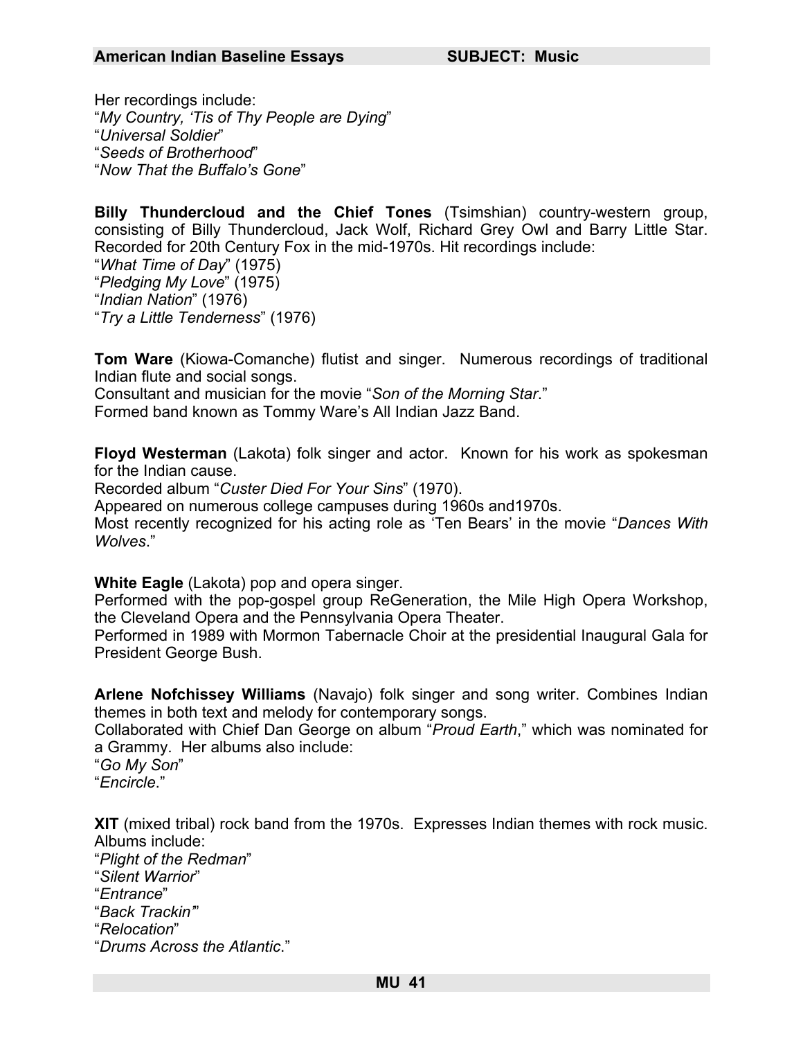Her recordings include:
"*My Country, 'Tis of Thy People are Dying*"
"*Universal Soldier*"
"*Seeds of Brotherhood*"
"*Now That the Buffalo's Gone*"

**Billy Thundercloud and the Chief Tones** (Tsimshian) country-western group, consisting of Billy Thundercloud, Jack Wolf, Richard Grey Owl and Barry Little Star. Recorded for 20th Century Fox in the mid-1970s. Hit recordings include:
"*What Time of Day*" (1975)
"*Pledging My Love*" (1975)
"*Indian Nation*" (1976)
"*Try a Little Tenderness*" (1976)

**Tom Ware** (Kiowa-Comanche) flutist and singer. Numerous recordings of traditional Indian flute and social songs.
Consultant and musician for the movie "*Son of the Morning Star*."
Formed band known as Tommy Ware's All Indian Jazz Band.

**Floyd Westerman** (Lakota) folk singer and actor. Known for his work as spokesman for the Indian cause.
Recorded album "*Custer Died For Your Sins*" (1970).
Appeared on numerous college campuses during 1960s and1970s.
Most recently recognized for his acting role as 'Ten Bears' in the movie "*Dances With Wolves*."

**White Eagle** (Lakota) pop and opera singer.
Performed with the pop-gospel group ReGeneration, the Mile High Opera Workshop, the Cleveland Opera and the Pennsylvania Opera Theater.
Performed in 1989 with Mormon Tabernacle Choir at the presidential Inaugural Gala for President George Bush.

**Arlene Nofchissey Williams** (Navajo) folk singer and song writer. Combines Indian themes in both text and melody for contemporary songs.
Collaborated with Chief Dan George on album "*Proud Earth*," which was nominated for a Grammy. Her albums also include:
"*Go My Son*"
"*Encircle*."

**XIT** (mixed tribal) rock band from the 1970s. Expresses Indian themes with rock music. Albums include:
"*Plight of the Redman*"
"*Silent Warrior*"
"*Entrance*"
"*Back Trackin'*"
"*Relocation*"
"*Drums Across the Atlantic*."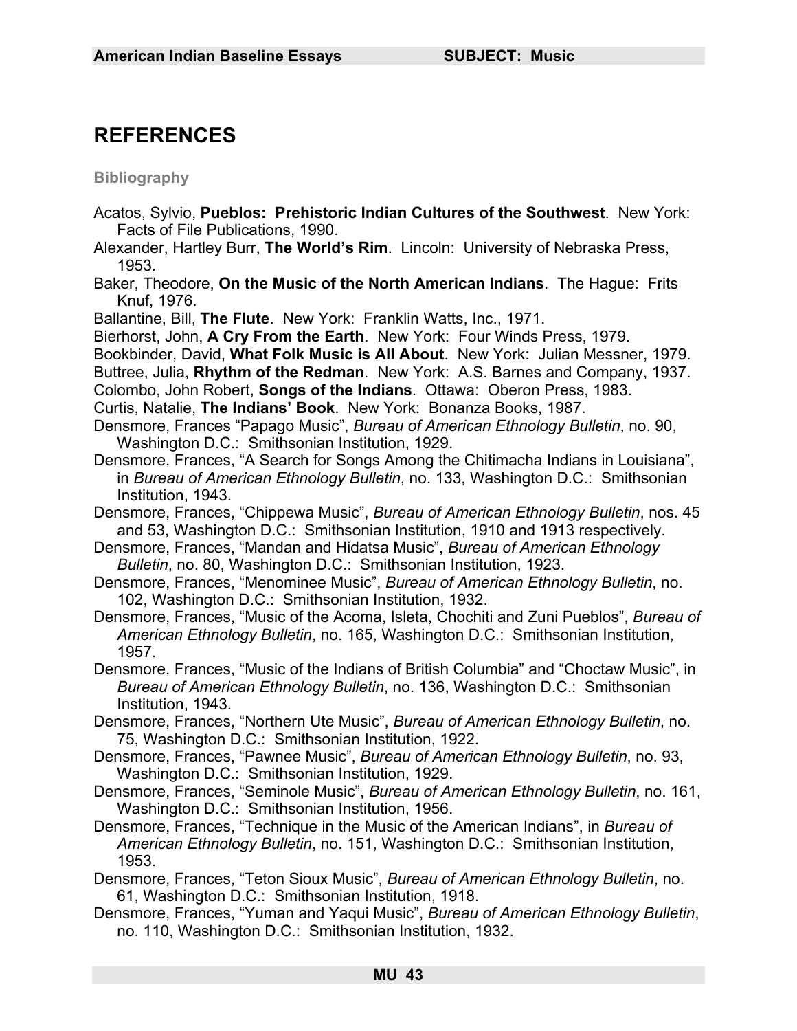## REFERENCES

### Bibliography

Acatos, Sylvio, **Pueblos: Prehistoric Indian Cultures of the Southwest**. New York: Facts of File Publications, 1990.

Alexander, Hartley Burr, **The World's Rim**. Lincoln: University of Nebraska Press, 1953.

Baker, Theodore, **On the Music of the North American Indians**. The Hague: Frits Knuf, 1976.

Ballantine, Bill, **The Flute**. New York: Franklin Watts, Inc., 1971.

Bierhorst, John, **A Cry From the Earth**. New York: Four Winds Press, 1979.

Bookbinder, David, **What Folk Music is All About**. New York: Julian Messner, 1979.

Buttree, Julia, **Rhythm of the Redman**. New York: A.S. Barnes and Company, 1937.

Colombo, John Robert, **Songs of the Indians**. Ottawa: Oberon Press, 1983.

Curtis, Natalie, **The Indians' Book**. New York: Bonanza Books, 1987.

Densmore, Frances "Papago Music", *Bureau of American Ethnology Bulletin*, no. 90, Washington D.C.: Smithsonian Institution, 1929.

Densmore, Frances, "A Search for Songs Among the Chitimacha Indians in Louisiana", in *Bureau of American Ethnology Bulletin*, no. 133, Washington D.C.: Smithsonian Institution, 1943.

Densmore, Frances, "Chippewa Music", *Bureau of American Ethnology Bulletin*, nos. 45 and 53, Washington D.C.: Smithsonian Institution, 1910 and 1913 respectively.

Densmore, Frances, "Mandan and Hidatsa Music", *Bureau of American Ethnology Bulletin*, no. 80, Washington D.C.: Smithsonian Institution, 1923.

Densmore, Frances, "Menominee Music", *Bureau of American Ethnology Bulletin*, no. 102, Washington D.C.: Smithsonian Institution, 1932.

Densmore, Frances, "Music of the Acoma, Isleta, Chochiti and Zuni Pueblos", *Bureau of American Ethnology Bulletin*, no. 165, Washington D.C.: Smithsonian Institution, 1957.

Densmore, Frances, "Music of the Indians of British Columbia" and "Choctaw Music", in *Bureau of American Ethnology Bulletin*, no. 136, Washington D.C.: Smithsonian Institution, 1943.

Densmore, Frances, "Northern Ute Music", *Bureau of American Ethnology Bulletin*, no. 75, Washington D.C.: Smithsonian Institution, 1922.

Densmore, Frances, "Pawnee Music", *Bureau of American Ethnology Bulletin*, no. 93, Washington D.C.: Smithsonian Institution, 1929.

Densmore, Frances, "Seminole Music", *Bureau of American Ethnology Bulletin*, no. 161, Washington D.C.: Smithsonian Institution, 1956.

Densmore, Frances, "Technique in the Music of the American Indians", in *Bureau of American Ethnology Bulletin*, no. 151, Washington D.C.: Smithsonian Institution, 1953.

Densmore, Frances, "Teton Sioux Music", *Bureau of American Ethnology Bulletin*, no. 61, Washington D.C.: Smithsonian Institution, 1918.

Densmore, Frances, "Yuman and Yaqui Music", *Bureau of American Ethnology Bulletin*, no. 110, Washington D.C.: Smithsonian Institution, 1932.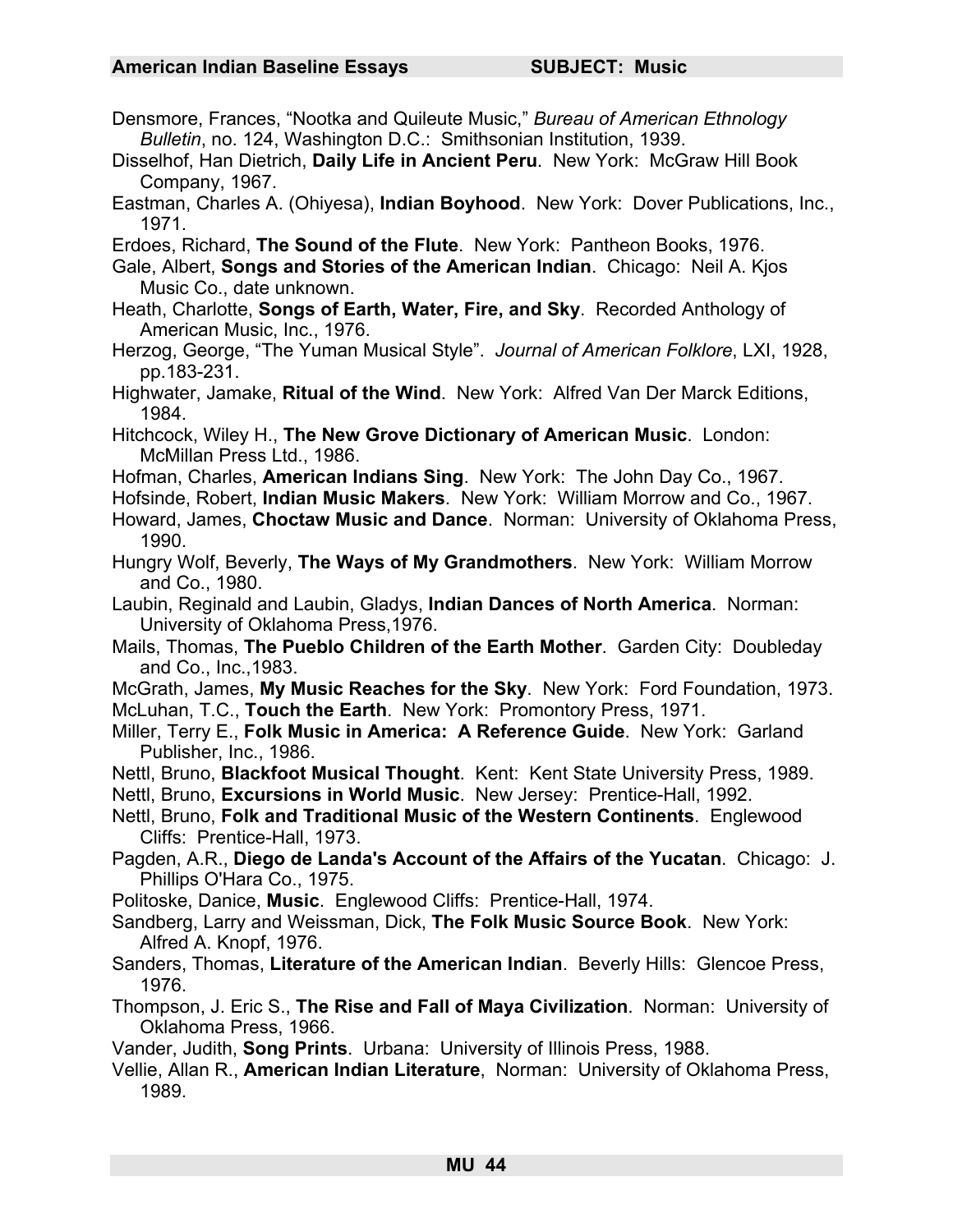Densmore, Frances, "Nootka and Quileute Music," *Bureau of American Ethnology Bulletin*, no. 124, Washington D.C.: Smithsonian Institution, 1939.

Disselhof, Han Dietrich, **Daily Life in Ancient Peru**. New York: McGraw Hill Book Company, 1967.

Eastman, Charles A. (Ohiyesa), **Indian Boyhood**. New York: Dover Publications, Inc., 1971.

Erdoes, Richard, **The Sound of the Flute**. New York: Pantheon Books, 1976.

Gale, Albert, **Songs and Stories of the American Indian**. Chicago: Neil A. Kjos Music Co., date unknown.

Heath, Charlotte, **Songs of Earth, Water, Fire, and Sky**. Recorded Anthology of American Music, Inc., 1976.

Herzog, George, "The Yuman Musical Style". *Journal of American Folklore*, LXI, 1928, pp.183-231.

Highwater, Jamake, **Ritual of the Wind**. New York: Alfred Van Der Marck Editions, 1984.

Hitchcock, Wiley H., **The New Grove Dictionary of American Music**. London: McMillan Press Ltd., 1986.

Hofman, Charles, **American Indians Sing**. New York: The John Day Co., 1967.

Hofsinde, Robert, **Indian Music Makers**. New York: William Morrow and Co., 1967.

Howard, James, **Choctaw Music and Dance**. Norman: University of Oklahoma Press, 1990.

Hungry Wolf, Beverly, **The Ways of My Grandmothers**. New York: William Morrow and Co., 1980.

Laubin, Reginald and Laubin, Gladys, **Indian Dances of North America**. Norman: University of Oklahoma Press,1976.

Mails, Thomas, **The Pueblo Children of the Earth Mother**. Garden City: Doubleday and Co., Inc.,1983.

McGrath, James, **My Music Reaches for the Sky**. New York: Ford Foundation, 1973.

McLuhan, T.C., **Touch the Earth**. New York: Promontory Press, 1971.

Miller, Terry E., **Folk Music in America: A Reference Guide**. New York: Garland Publisher, Inc., 1986.

Nettl, Bruno, **Blackfoot Musical Thought**. Kent: Kent State University Press, 1989.

Nettl, Bruno, **Excursions in World Music**. New Jersey: Prentice-Hall, 1992.

Nettl, Bruno, **Folk and Traditional Music of the Western Continents**. Englewood Cliffs: Prentice-Hall, 1973.

Pagden, A.R., **Diego de Landa's Account of the Affairs of the Yucatan**. Chicago: J. Phillips O'Hara Co., 1975.

Politoske, Danice, **Music**. Englewood Cliffs: Prentice-Hall, 1974.

Sandberg, Larry and Weissman, Dick, **The Folk Music Source Book**. New York: Alfred A. Knopf, 1976.

Sanders, Thomas, **Literature of the American Indian**. Beverly Hills: Glencoe Press, 1976.

Thompson, J. Eric S., **The Rise and Fall of Maya Civilization**. Norman: University of Oklahoma Press, 1966.

Vander, Judith, **Song Prints**. Urbana: University of Illinois Press, 1988.

Vellie, Allan R., **American Indian Literature**, Norman: University of Oklahoma Press, 1989.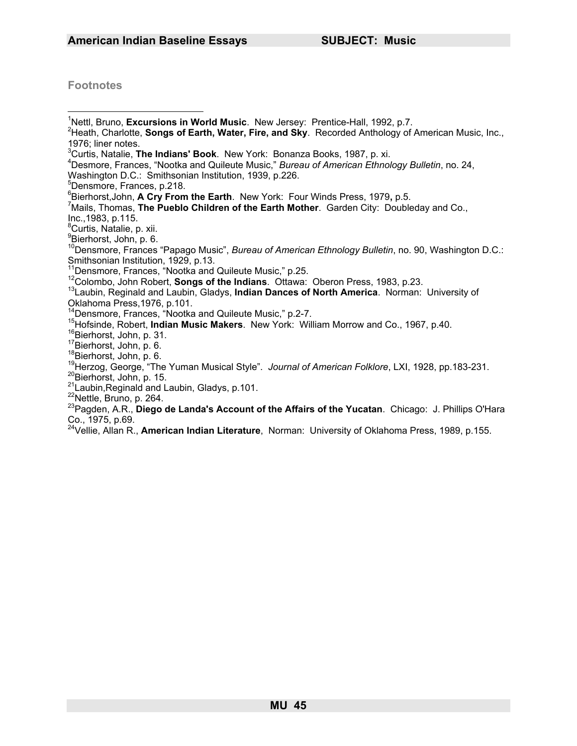## Footnotes

[1]Nettl, Bruno, **Excursions in World Music**. New Jersey: Prentice-Hall, 1992, p.7.
[2]Heath, Charlotte, **Songs of Earth, Water, Fire, and Sky**. Recorded Anthology of American Music, Inc., 1976; liner notes.
[3]Curtis, Natalie, **The Indians' Book**. New York: Bonanza Books, 1987, p. xi.
[4]Desmore, Frances, "Nootka and Quileute Music," *Bureau of American Ethnology Bulletin*, no. 24, Washington D.C.: Smithsonian Institution, 1939, p.226.
[5]Densmore, Frances, p.218.
[6]Bierhorst,John, **A Cry From the Earth**. New York: Four Winds Press, 1979**,** p.5.
[7]Mails, Thomas, **The Pueblo Children of the Earth Mother**. Garden City: Doubleday and Co., Inc.,1983, p.115.
[8]Curtis, Natalie, p. xii.
[9]Bierhorst, John, p. 6.
[10]Densmore, Frances "Papago Music", *Bureau of American Ethnology Bulletin*, no. 90, Washington D.C.: Smithsonian Institution, 1929, p.13.
[11]Densmore, Frances, "Nootka and Quileute Music," p.25.
[12]Colombo, John Robert, **Songs of the Indians**. Ottawa: Oberon Press, 1983, p.23.
[13]Laubin, Reginald and Laubin, Gladys, **Indian Dances of North America**. Norman: University of Oklahoma Press,1976, p.101.
[14]Densmore, Frances, "Nootka and Quileute Music," p.2-7.
[15]Hofsinde, Robert, **Indian Music Makers**. New York: William Morrow and Co., 1967, p.40.
[16]Bierhorst, John, p. 31.
[17]Bierhorst, John, p. 6.
[18]Bierhorst, John, p. 6.
[19]Herzog, George, "The Yuman Musical Style". *Journal of American Folklore*, LXI, 1928, pp.183-231.
[20]Bierhorst, John, p. 15.
[21]Laubin,Reginald and Laubin, Gladys, p.101.
[22]Nettle, Bruno, p. 264.
[23]Pagden, A.R., **Diego de Landa's Account of the Affairs of the Yucatan**. Chicago: J. Phillips O'Hara Co., 1975, p.69.
[24]Vellie, Allan R., **American Indian Literature**, Norman: University of Oklahoma Press, 1989, p.155.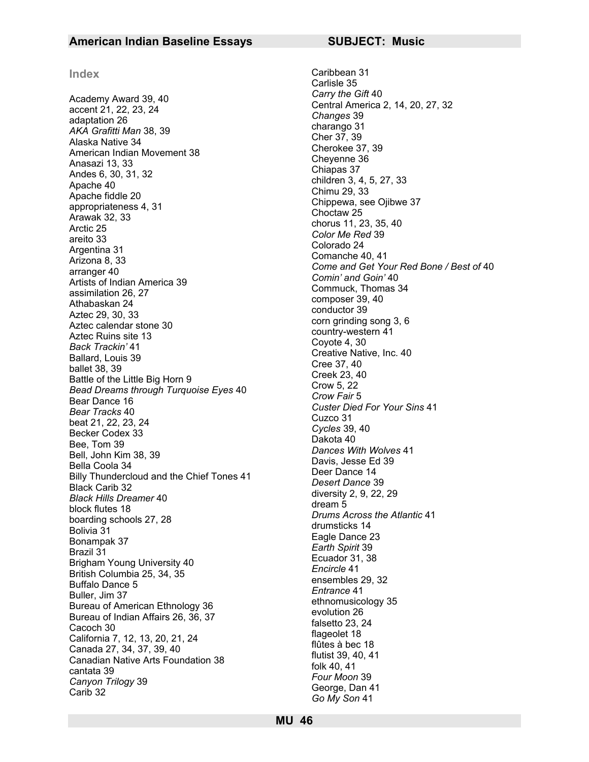## Index

Academy Award 39, 40
accent 21, 22, 23, 24
adaptation 26
*AKA Grafitti Man* 38, 39
Alaska Native 34
American Indian Movement 38
Anasazi 13, 33
Andes 6, 30, 31, 32
Apache 40
Apache fiddle 20
appropriateness 4, 31
Arawak 32, 33
Arctic 25
areito 33
Argentina 31
Arizona 8, 33
arranger 40
Artists of Indian America 39
assimilation 26, 27
Athabaskan 24
Aztec 29, 30, 33
Aztec calendar stone 30
Aztec Ruins site 13
*Back Trackin'* 41
Ballard, Louis 39
ballet 38, 39
Battle of the Little Big Horn 9
*Bead Dreams through Turquoise Eyes* 40
Bear Dance 16
*Bear Tracks* 40
beat 21, 22, 23, 24
Becker Codex 33
Bee, Tom 39
Bell, John Kim 38, 39
Bella Coola 34
Billy Thundercloud and the Chief Tones 41
Black Carib 32
*Black Hills Dreamer* 40
block flutes 18
boarding schools 27, 28
Bolivia 31
Bonampak 37
Brazil 31
Brigham Young University 40
British Columbia 25, 34, 35
Buffalo Dance 5
Buller, Jim 37
Bureau of American Ethnology 36
Bureau of Indian Affairs 26, 36, 37
Cacoch 30
California 7, 12, 13, 20, 21, 24
Canada 27, 34, 37, 39, 40
Canadian Native Arts Foundation 38
cantata 39
*Canyon Trilogy* 39
Carib 32
Caribbean 31
Carlisle 35
*Carry the Gift* 40
Central America 2, 14, 20, 27, 32
*Changes* 39
charango 31
Cher 37, 39
Cherokee 37, 39
Cheyenne 36
Chiapas 37
children 3, 4, 5, 27, 33
Chimu 29, 33
Chippewa, see Ojibwe 37
Choctaw 25
chorus 11, 23, 35, 40
*Color Me Red* 39
Colorado 24
Comanche 40, 41
*Come and Get Your Red Bone / Best of* 40
*Comin' and Goin'* 40
Commuck, Thomas 34
composer 39, 40
conductor 39
corn grinding song 3, 6
country-western 41
Coyote 4, 30
Creative Native, Inc. 40
Cree 37, 40
Creek 23, 40
Crow 5, 22
*Crow Fair* 5
*Custer Died For Your Sins* 41
Cuzco 31
*Cycles* 39, 40
Dakota 40
*Dances With Wolves* 41
Davis, Jesse Ed 39
Deer Dance 14
*Desert Dance* 39
diversity 2, 9, 22, 29
dream 5
*Drums Across the Atlantic* 41
drumsticks 14
Eagle Dance 23
*Earth Spirit* 39
Ecuador 31, 38
*Encircle* 41
ensembles 29, 32
*Entrance* 41
ethnomusicology 35
evolution 26
falsetto 23, 24
flageolet 18
flûtes à bec 18
flutist 39, 40, 41
folk 40, 41
*Four Moon* 39
George, Dan 41
*Go My Son* 41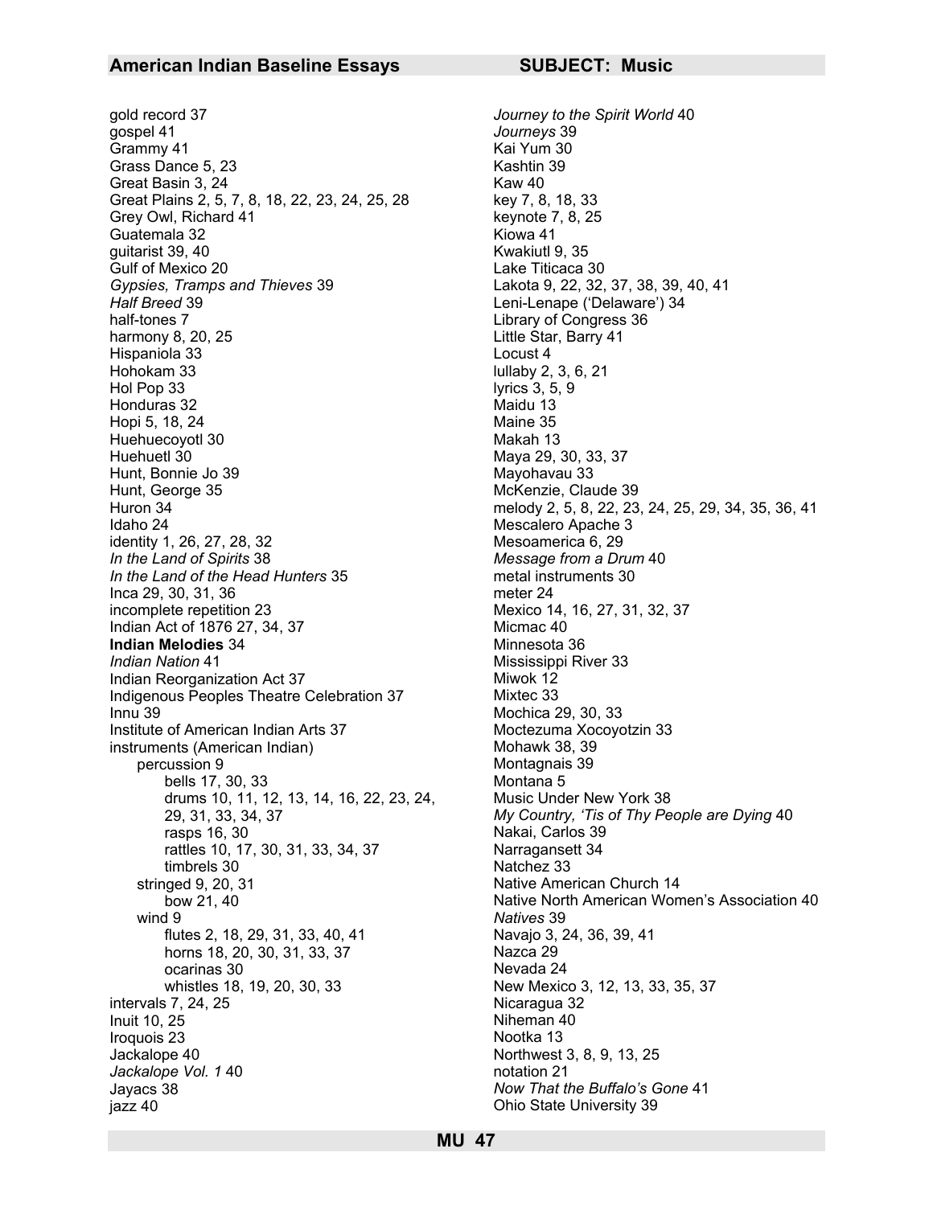gold record 37
gospel 41
Grammy 41
Grass Dance 5, 23
Great Basin 3, 24
Great Plains 2, 5, 7, 8, 18, 22, 23, 24, 25, 28
Grey Owl, Richard 41
Guatemala 32
guitarist 39, 40
Gulf of Mexico 20
*Gypsies, Tramps and Thieves* 39
*Half Breed* 39
half-tones 7
harmony 8, 20, 25
Hispaniola 33
Hohokam 33
Hol Pop 33
Honduras 32
Hopi 5, 18, 24
Huehuecoyotl 30
Huehuetl 30
Hunt, Bonnie Jo 39
Hunt, George 35
Huron 34
Idaho 24
identity 1, 26, 27, 28, 32
*In the Land of Spirits* 38
*In the Land of the Head Hunters* 35
Inca 29, 30, 31, 36
incomplete repetition 23
Indian Act of 1876 27, 34, 37
**Indian Melodies** 34
*Indian Nation* 41
Indian Reorganization Act 37
Indigenous Peoples Theatre Celebration 37
Innu 39
Institute of American Indian Arts 37
instruments (American Indian)
- percussion 9
  - bells 17, 30, 33
  - drums 10, 11, 12, 13, 14, 16, 22, 23, 24, 29, 31, 33, 34, 37
  - rasps 16, 30
  - rattles 10, 17, 30, 31, 33, 34, 37
  - timbrels 30
- stringed 9, 20, 31
  - bow 21, 40
- wind 9
  - flutes 2, 18, 29, 31, 33, 40, 41
  - horns 18, 20, 30, 31, 33, 37
  - ocarinas 30
  - whistles 18, 19, 20, 30, 33

intervals 7, 24, 25
Inuit 10, 25
Iroquois 23
Jackalope 40
*Jackalope Vol. 1* 40
Jayacs 38
jazz 40
*Journey to the Spirit World* 40
*Journeys* 39
Kai Yum 30
Kashtin 39
Kaw 40
key 7, 8, 18, 33
keynote 7, 8, 25
Kiowa 41
Kwakiutl 9, 35
Lake Titicaca 30
Lakota 9, 22, 32, 37, 38, 39, 40, 41
Leni-Lenape ('Delaware') 34
Library of Congress 36
Little Star, Barry 41
Locust 4
lullaby 2, 3, 6, 21
lyrics 3, 5, 9
Maidu 13
Maine 35
Makah 13
Maya 29, 30, 33, 37
Mayohavau 33
McKenzie, Claude 39
melody 2, 5, 8, 22, 23, 24, 25, 29, 34, 35, 36, 41
Mescalero Apache 3
Mesoamerica 6, 29
*Message from a Drum* 40
metal instruments 30
meter 24
Mexico 14, 16, 27, 31, 32, 37
Micmac 40
Minnesota 36
Mississippi River 33
Miwok 12
Mixtec 33
Mochica 29, 30, 33
Moctezuma Xocoyotzin 33
Mohawk 38, 39
Montagnais 39
Montana 5
Music Under New York 38
*My Country, 'Tis of Thy People are Dying* 40
Nakai, Carlos 39
Narragansett 34
Natchez 33
Native American Church 14
Native North American Women's Association 40
*Natives* 39
Navajo 3, 24, 36, 39, 41
Nazca 29
Nevada 24
New Mexico 3, 12, 13, 33, 35, 37
Nicaragua 32
Niheman 40
Nootka 13
Northwest 3, 8, 9, 13, 25
notation 21
*Now That the Buffalo's Gone* 41
Ohio State University 39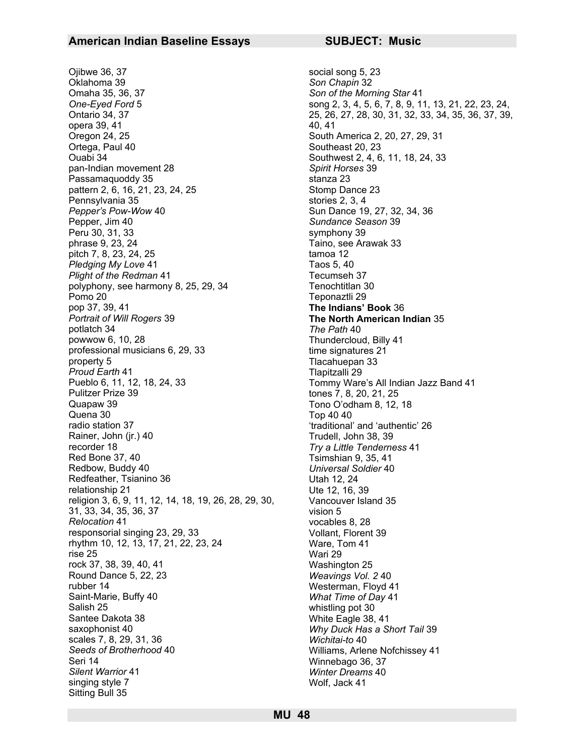Ojibwe 36, 37
Oklahoma 39
Omaha 35, 36, 37
*One-Eyed Ford* 5
Ontario 34, 37
opera 39, 41
Oregon 24, 25
Ortega, Paul 40
Ouabi 34
pan-Indian movement 28
Passamaquoddy 35
pattern 2, 6, 16, 21, 23, 24, 25
Pennsylvania 35
*Pepper's Pow-Wow* 40
Pepper, Jim 40
Peru 30, 31, 33
phrase 9, 23, 24
pitch 7, 8, 23, 24, 25
*Pledging My Love* 41
*Plight of the Redman* 41
polyphony, see harmony 8, 25, 29, 34
Pomo 20
pop 37, 39, 41
*Portrait of Will Rogers* 39
potlatch 34
powwow 6, 10, 28
professional musicians 6, 29, 33
property 5
*Proud Earth* 41
Pueblo 6, 11, 12, 18, 24, 33
Pulitzer Prize 39
Quapaw 39
Quena 30
radio station 37
Rainer, John (jr.) 40
recorder 18
Red Bone 37, 40
Redbow, Buddy 40
Redfeather, Tsianino 36
relationship 21
religion 3, 6, 9, 11, 12, 14, 18, 19, 26, 28, 29, 30, 31, 33, 34, 35, 36, 37
*Relocation* 41
responsorial singing 23, 29, 33
rhythm 10, 12, 13, 17, 21, 22, 23, 24
rise 25
rock 37, 38, 39, 40, 41
Round Dance 5, 22, 23
rubber 14
Saint-Marie, Buffy 40
Salish 25
Santee Dakota 38
saxophonist 40
scales 7, 8, 29, 31, 36
*Seeds of Brotherhood* 40
Seri 14
*Silent Warrior* 41
singing style 7
Sitting Bull 35
social song 5, 23
*Son Chapin* 32
*Son of the Morning Star* 41
song 2, 3, 4, 5, 6, 7, 8, 9, 11, 13, 21, 22, 23, 24, 25, 26, 27, 28, 30, 31, 32, 33, 34, 35, 36, 37, 39, 40, 41
South America 2, 20, 27, 29, 31
Southeast 20, 23
Southwest 2, 4, 6, 11, 18, 24, 33
*Spirit Horses* 39
stanza 23
Stomp Dance 23
stories 2, 3, 4
Sun Dance 19, 27, 32, 34, 36
*Sundance Season* 39
symphony 39
Taino, see Arawak 33
tamoa 12
Taos 5, 40
Tecumseh 37
Tenochtitlan 30
Teponaztli 29
**The Indians' Book** 36
**The North American Indian** 35
*The Path* 40
Thundercloud, Billy 41
time signatures 21
Tlacahuepan 33
Tlapitzalli 29
Tommy Ware's All Indian Jazz Band 41
tones 7, 8, 20, 21, 25
Tono O'odham 8, 12, 18
Top 40 40
'traditional' and 'authentic' 26
Trudell, John 38, 39
*Try a Little Tenderness* 41
Tsimshian 9, 35, 41
*Universal Soldier* 40
Utah 12, 24
Ute 12, 16, 39
Vancouver Island 35
vision 5
vocables 8, 28
Vollant, Florent 39
Ware, Tom 41
Wari 29
Washington 25
*Weavings Vol. 2* 40
Westerman, Floyd 41
*What Time of Day* 41
whistling pot 30
White Eagle 38, 41
*Why Duck Has a Short Tail* 39
*Wichitai-to* 40
Williams, Arlene Nofchissey 41
Winnebago 36, 37
*Winter Dreams* 40
Wolf, Jack 41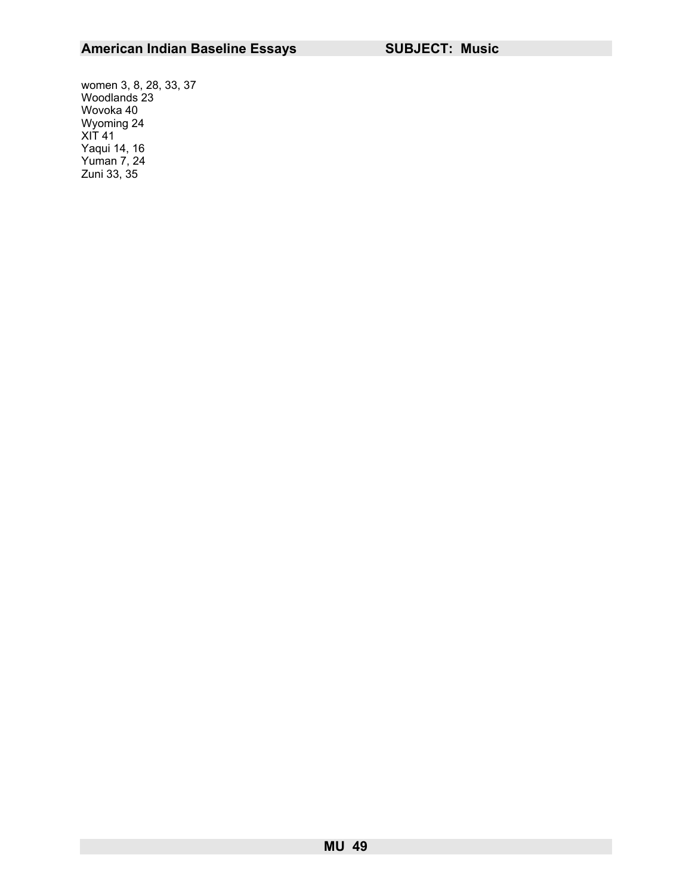women 3, 8, 28, 33, 37
Woodlands 23
Wovoka 40
Wyoming 24
XIT 41
Yaqui 14, 16
Yuman 7, 24
Zuni 33, 35